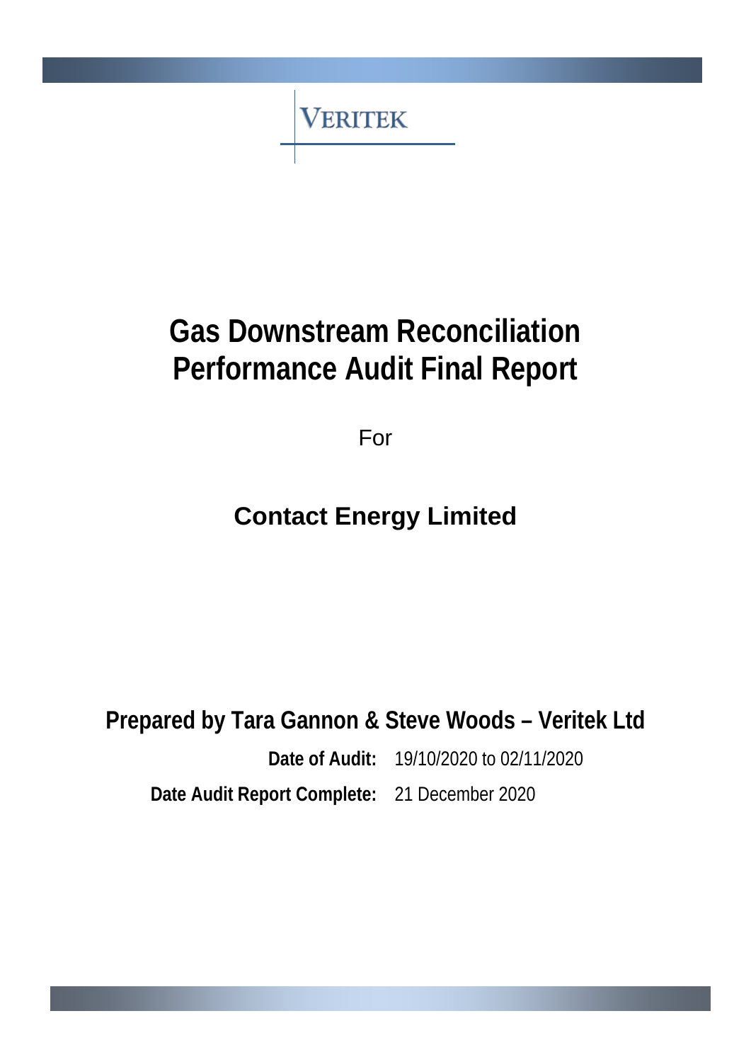VERITEK

# Gas Downstream Reconciliation Performance Audit Final Report

For

## Contact Energy Limited

**Prepared by Tara Gannon & Steve Woods – Veritek Ltd**

**Date of Audit:** 19/10/2020 to 02/11/2020

**Date Audit Report Complete:** 21 December 2020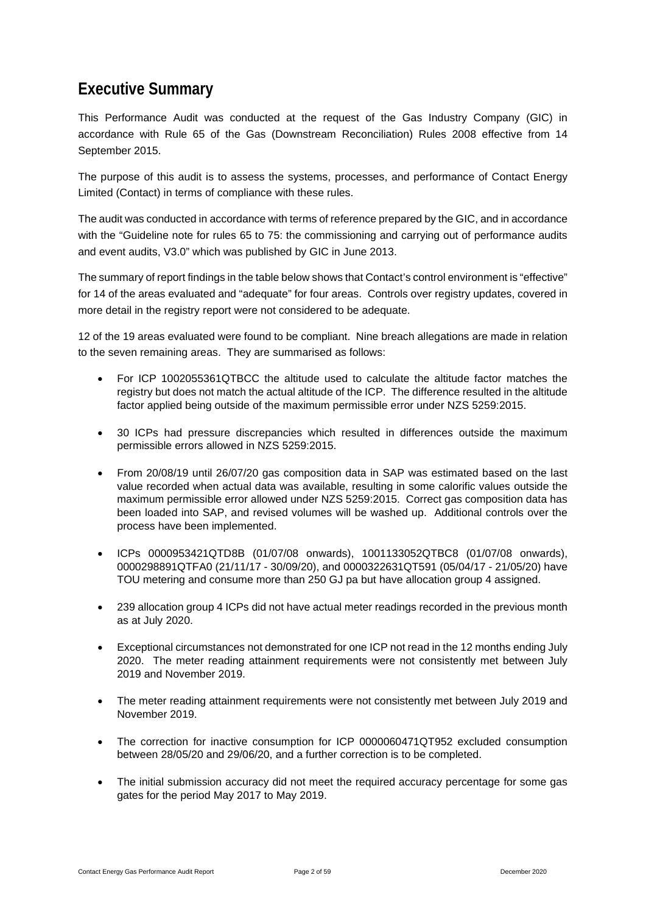# Executive Summary

This Performance Audit was conducted at the request of the Gas Industry Company (GIC) in accordance with Rule 65 of the Gas (Downstream Reconciliation) Rules 2008 effective from 14 September 2015.

The purpose of this audit is to assess the systems, processes, and performance of Contact Energy Limited (Contact) in terms of compliance with these rules.

The audit was conducted in accordance with terms of reference prepared by the GIC, and in accordance with the "Guideline note for rules 65 to 75: the commissioning and carrying out of performance audits and event audits, V3.0" which was published by GIC in June 2013.

The summary of report findings in the table below shows that Contact's control environment is "effective" for 14 of the areas evaluated and "adequate" for four areas. Controls over registry updates, covered in more detail in the registry report were not considered to be adequate.

12 of the 19 areas evaluated were found to be compliant. Nine breach allegations are made in relation to the seven remaining areas. They are summarised as follows:

- For ICP 1002055361QTBCC the altitude used to calculate the altitude factor matches the registry but does not match the actual altitude of the ICP. The difference resulted in the altitude factor applied being outside of the maximum permissible error under NZS 5259:2015.
- 30 ICPs had pressure discrepancies which resulted in differences outside the maximum permissible errors allowed in NZS 5259:2015.
- From 20/08/19 until 26/07/20 gas composition data in SAP was estimated based on the last value recorded when actual data was available, resulting in some calorific values outside the maximum permissible error allowed under NZS 5259:2015. Correct gas composition data has been loaded into SAP, and revised volumes will be washed up. Additional controls over the process have been implemented.
- ICPs 0000953421QTD8B (01/07/08 onwards), 1001133052QTBC8 (01/07/08 onwards), 0000298891QTFA0 (21/11/17 - 30/09/20), and 0000322631QT591 (05/04/17 - 21/05/20) have TOU metering and consume more than 250 GJ pa but have allocation group 4 assigned.
- 239 allocation group 4 ICPs did not have actual meter readings recorded in the previous month as at July 2020.
- Exceptional circumstances not demonstrated for one ICP not read in the 12 months ending July 2020. The meter reading attainment requirements were not consistently met between July 2019 and November 2019.
- The meter reading attainment requirements were not consistently met between July 2019 and November 2019.
- The correction for inactive consumption for ICP 0000060471QT952 excluded consumption between 28/05/20 and 29/06/20, and a further correction is to be completed.
- The initial submission accuracy did not meet the required accuracy percentage for some gas gates for the period May 2017 to May 2019.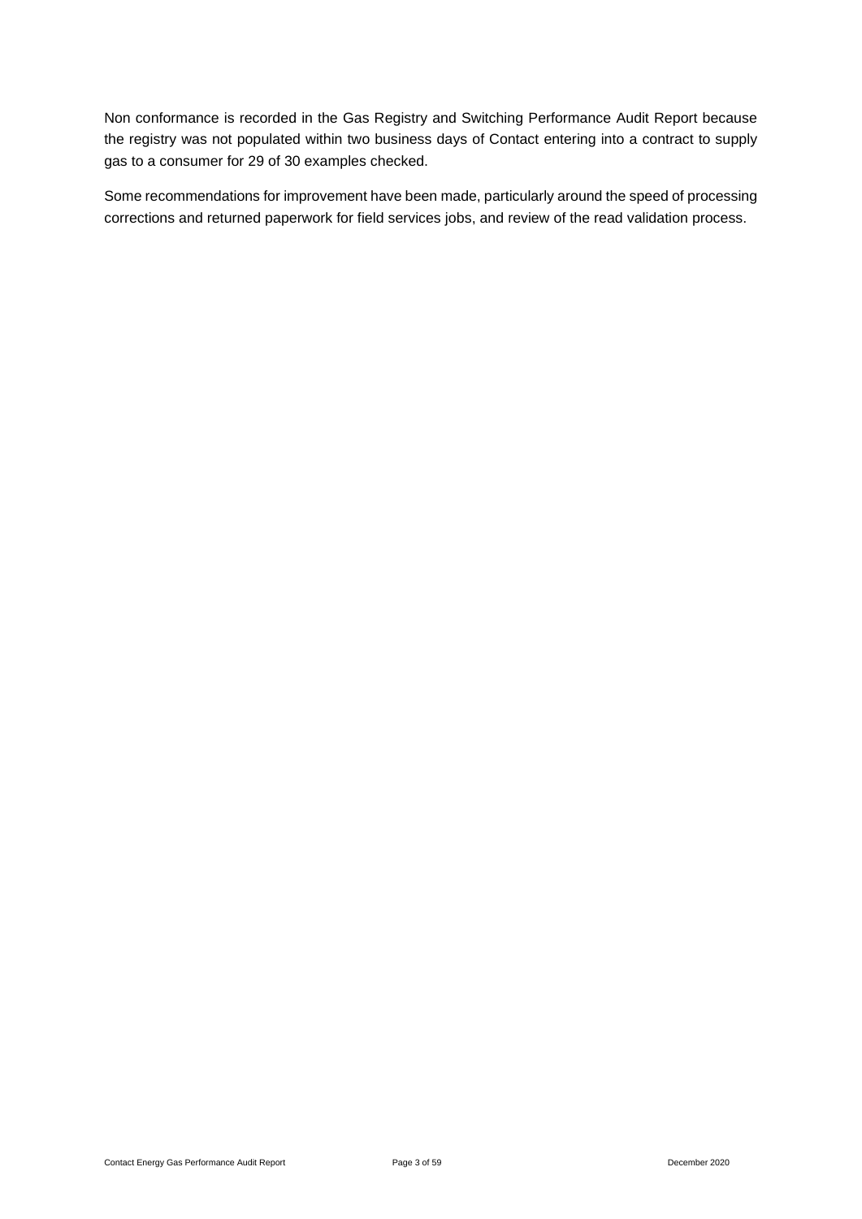Non conformance is recorded in the Gas Registry and Switching Performance Audit Report because the registry was not populated within two business days of Contact entering into a contract to supply gas to a consumer for 29 of 30 examples checked.

Some recommendations for improvement have been made, particularly around the speed of processing corrections and returned paperwork for field services jobs, and review of the read validation process.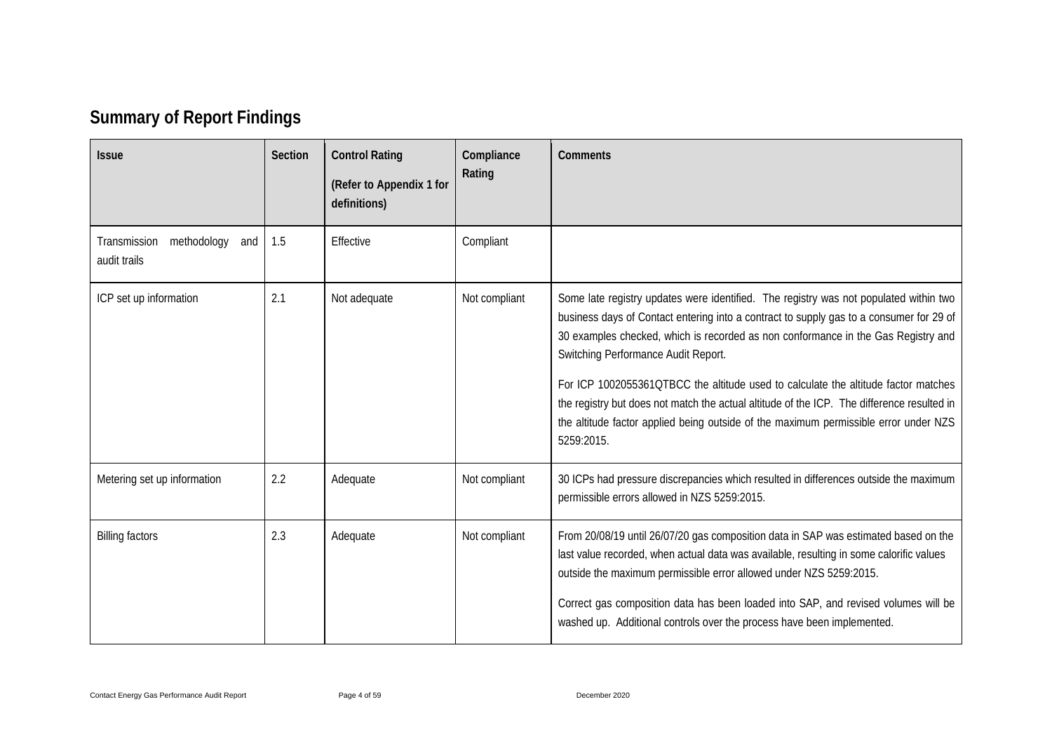## Summary of Report Findings

| Issue | Section | Control Rating (Refer to Appendix 1 for definitions) | Compliance Rating | Comments |
|---|---|---|---|---|
| Transmission methodology and audit trails | 1.5 | Effective | Compliant | |
| ICP set up information | 2.1 | Not adequate | Not compliant | Some late registry updates were identified. The registry was not populated within two business days of Contact entering into a contract to supply gas to a consumer for 29 of 30 examples checked, which is recorded as non conformance in the Gas Registry and Switching Performance Audit Report.<br><br>For ICP 1002055361QTBCC the altitude used to calculate the altitude factor matches the registry but does not match the actual altitude of the ICP. The difference resulted in the altitude factor applied being outside of the maximum permissible error under NZS 5259:2015. |
| Metering set up information | 2.2 | Adequate | Not compliant | 30 ICPs had pressure discrepancies which resulted in differences outside the maximum permissible errors allowed in NZS 5259:2015. |
| Billing factors | 2.3 | Adequate | Not compliant | From 20/08/19 until 26/07/20 gas composition data in SAP was estimated based on the last value recorded, when actual data was available, resulting in some calorific values outside the maximum permissible error allowed under NZS 5259:2015.<br><br>Correct gas composition data has been loaded into SAP, and revised volumes will be washed up. Additional controls over the process have been implemented. |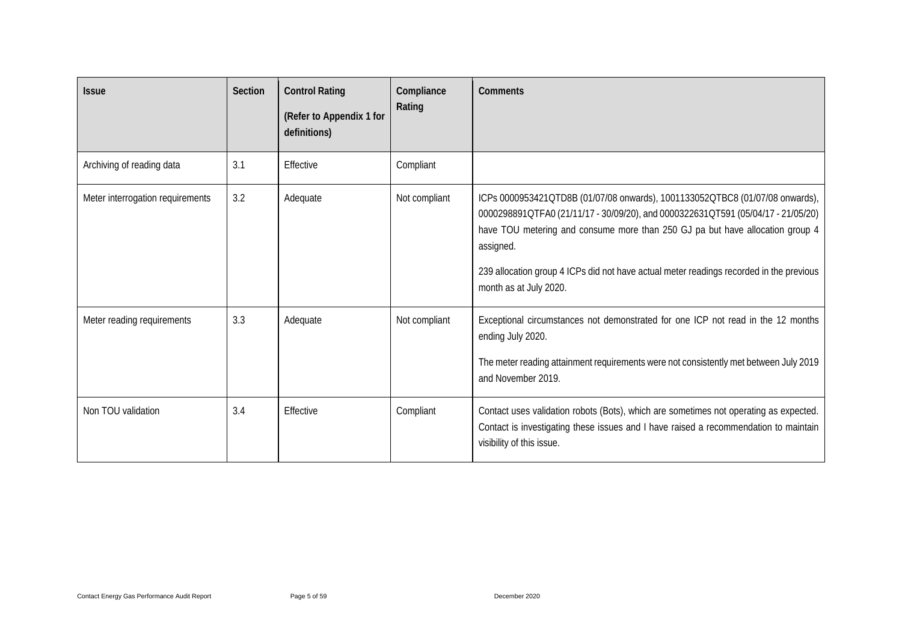| Issue | Section | Control Rating (Refer to Appendix 1 for definitions) | Compliance Rating | Comments |
| --- | --- | --- | --- | --- |
| Archiving of reading data | 3.1 | Effective | Compliant | |
| Meter interrogation requirements | 3.2 | Adequate | Not compliant | ICPs 0000953421QTD8B (01/07/08 onwards), 1001133052QTBC8 (01/07/08 onwards), 0000298891QTFA0 (21/11/17 - 30/09/20), and 0000322631QT591 (05/04/17 - 21/05/20) have TOU metering and consume more than 250 GJ pa but have allocation group 4 assigned.<br><br>239 allocation group 4 ICPs did not have actual meter readings recorded in the previous month as at July 2020. |
| Meter reading requirements | 3.3 | Adequate | Not compliant | Exceptional circumstances not demonstrated for one ICP not read in the 12 months ending July 2020.<br><br>The meter reading attainment requirements were not consistently met between July 2019 and November 2019. |
| Non TOU validation | 3.4 | Effective | Compliant | Contact uses validation robots (Bots), which are sometimes not operating as expected. Contact is investigating these issues and I have raised a recommendation to maintain visibility of this issue. |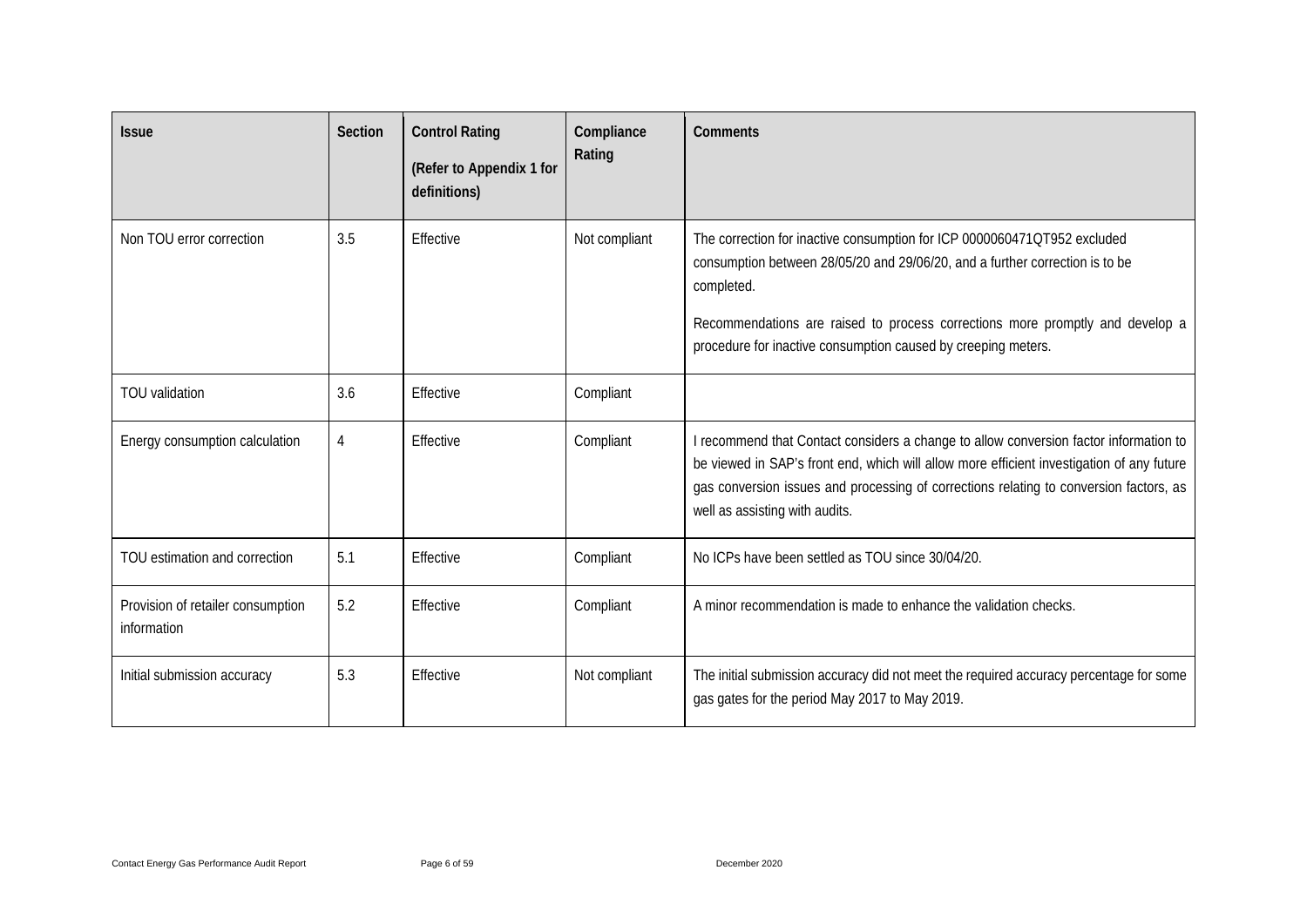| Issue | Section | Control Rating (Refer to Appendix 1 for definitions) | Compliance Rating | Comments |
|---|---|---|---|---|
| Non TOU error correction | 3.5 | Effective | Not compliant | The correction for inactive consumption for ICP 0000060471QT952 excluded consumption between 28/05/20 and 29/06/20, and a further correction is to be completed. Recommendations are raised to process corrections more promptly and develop a procedure for inactive consumption caused by creeping meters. |
| TOU validation | 3.6 | Effective | Compliant | |
| Energy consumption calculation | 4 | Effective | Compliant | I recommend that Contact considers a change to allow conversion factor information to be viewed in SAP's front end, which will allow more efficient investigation of any future gas conversion issues and processing of corrections relating to conversion factors, as well as assisting with audits. |
| TOU estimation and correction | 5.1 | Effective | Compliant | No ICPs have been settled as TOU since 30/04/20. |
| Provision of retailer consumption information | 5.2 | Effective | Compliant | A minor recommendation is made to enhance the validation checks. |
| Initial submission accuracy | 5.3 | Effective | Not compliant | The initial submission accuracy did not meet the required accuracy percentage for some gas gates for the period May 2017 to May 2019. |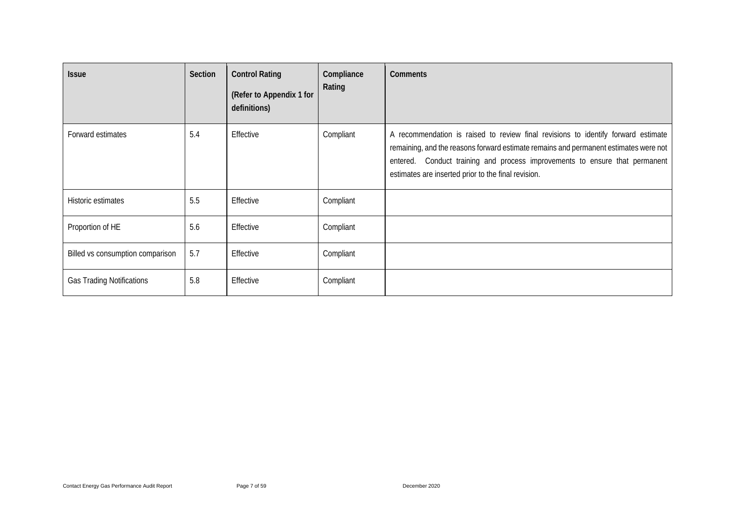| Issue | Section | Control Rating (Refer to Appendix 1 for definitions) | Compliance Rating | Comments |
|---|---|---|---|---|
| Forward estimates | 5.4 | Effective | Compliant | A recommendation is raised to review final revisions to identify forward estimate remaining, and the reasons forward estimate remains and permanent estimates were not entered. Conduct training and process improvements to ensure that permanent estimates are inserted prior to the final revision. |
| Historic estimates | 5.5 | Effective | Compliant | |
| Proportion of HE | 5.6 | Effective | Compliant | |
| Billed vs consumption comparison | 5.7 | Effective | Compliant | |
| Gas Trading Notifications | 5.8 | Effective | Compliant | |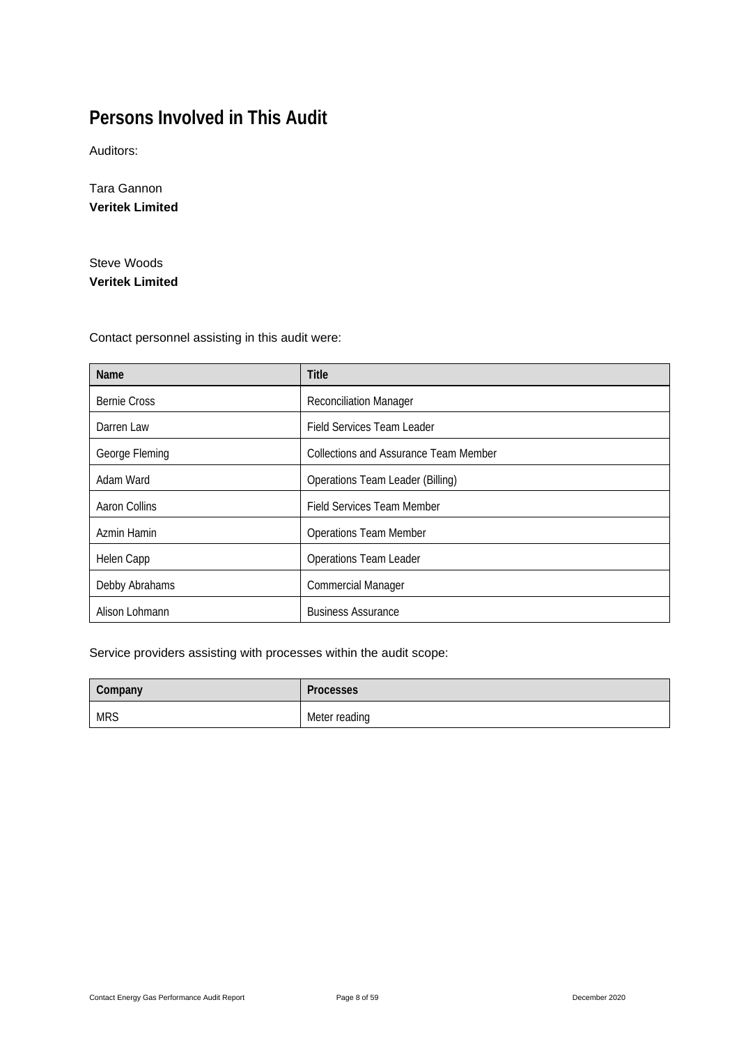# Persons Involved in This Audit

Auditors:

Tara Gannon
**Veritek Limited**

Steve Woods
**Veritek Limited**

Contact personnel assisting in this audit were:

| Name | Title |
| --- | --- |
| Bernie Cross | Reconciliation Manager |
| Darren Law | Field Services Team Leader |
| George Fleming | Collections and Assurance Team Member |
| Adam Ward | Operations Team Leader (Billing) |
| Aaron Collins | Field Services Team Member |
| Azmin Hamin | Operations Team Member |
| Helen Capp | Operations Team Leader |
| Debby Abrahams | Commercial Manager |
| Alison Lohmann | Business Assurance |

Service providers assisting with processes within the audit scope:

| Company | Processes |
| --- | --- |
| MRS | Meter reading |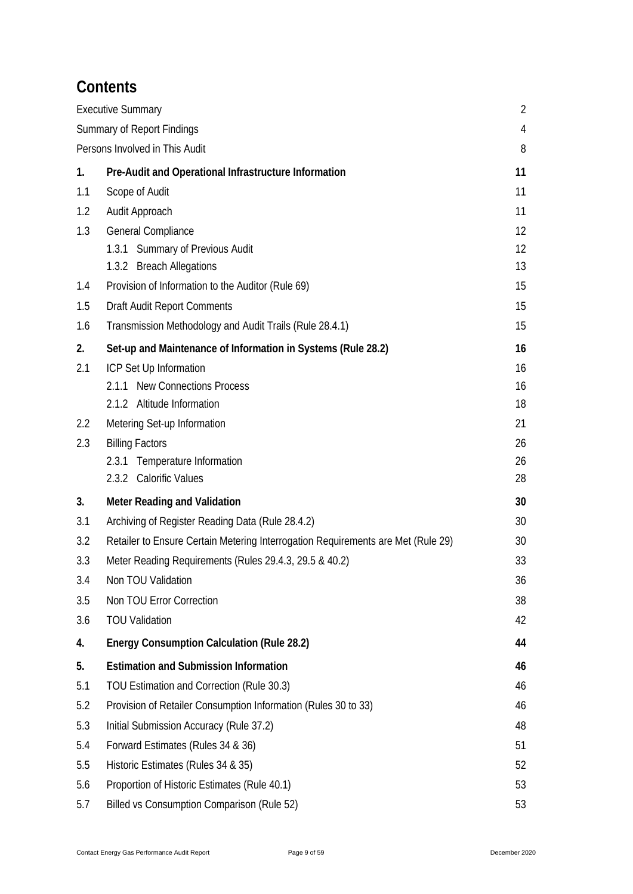# Contents

| | | |
|---|---|---|
| Executive Summary | | 2 |
| Summary of Report Findings | | 4 |
| Persons Involved in This Audit | | 8 |
| **1.** | **Pre-Audit and Operational Infrastructure Information** | **11** |
| 1.1 | Scope of Audit | 11 |
| 1.2 | Audit Approach | 11 |
| 1.3 | General Compliance | 12 |
| | 1.3.1 Summary of Previous Audit | 12 |
| | 1.3.2 Breach Allegations | 13 |
| 1.4 | Provision of Information to the Auditor (Rule 69) | 15 |
| 1.5 | Draft Audit Report Comments | 15 |
| 1.6 | Transmission Methodology and Audit Trails (Rule 28.4.1) | 15 |
| **2.** | **Set-up and Maintenance of Information in Systems (Rule 28.2)** | **16** |
| 2.1 | ICP Set Up Information | 16 |
| | 2.1.1 New Connections Process | 16 |
| | 2.1.2 Altitude Information | 18 |
| 2.2 | Metering Set-up Information | 21 |
| 2.3 | Billing Factors | 26 |
| | 2.3.1 Temperature Information | 26 |
| | 2.3.2 Calorific Values | 28 |
| **3.** | **Meter Reading and Validation** | **30** |
| 3.1 | Archiving of Register Reading Data (Rule 28.4.2) | 30 |
| 3.2 | Retailer to Ensure Certain Metering Interrogation Requirements are Met (Rule 29) | 30 |
| 3.3 | Meter Reading Requirements (Rules 29.4.3, 29.5 & 40.2) | 33 |
| 3.4 | Non TOU Validation | 36 |
| 3.5 | Non TOU Error Correction | 38 |
| 3.6 | TOU Validation | 42 |
| **4.** | **Energy Consumption Calculation (Rule 28.2)** | **44** |
| **5.** | **Estimation and Submission Information** | **46** |
| 5.1 | TOU Estimation and Correction (Rule 30.3) | 46 |
| 5.2 | Provision of Retailer Consumption Information (Rules 30 to 33) | 46 |
| 5.3 | Initial Submission Accuracy (Rule 37.2) | 48 |
| 5.4 | Forward Estimates (Rules 34 & 36) | 51 |
| 5.5 | Historic Estimates (Rules 34 & 35) | 52 |
| 5.6 | Proportion of Historic Estimates (Rule 40.1) | 53 |
| 5.7 | Billed vs Consumption Comparison (Rule 52) | 53 |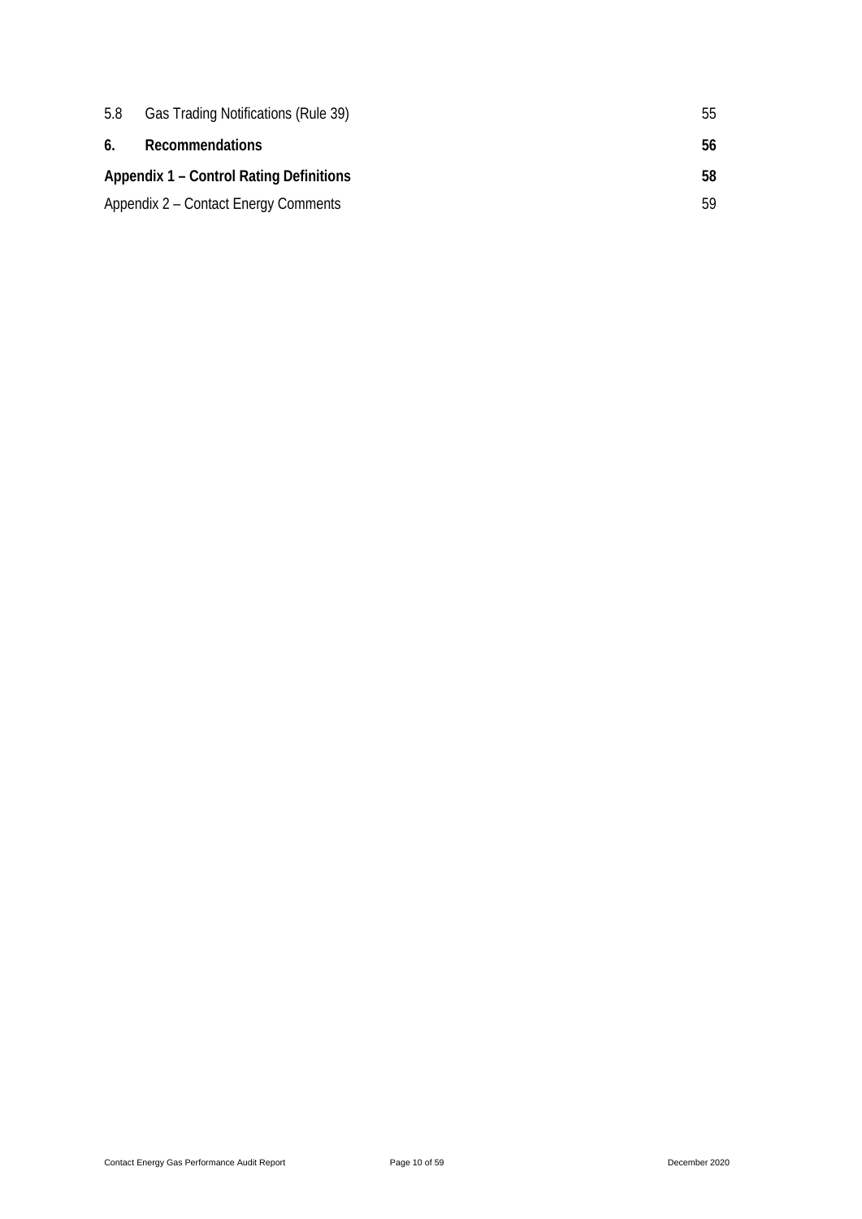| | | |
|---|---|---|
| 5.8 | Gas Trading Notifications (Rule 39) | 55 |
| **6.** | **Recommendations** | **56** |
| **Appendix 1 – Control Rating Definitions** | | **58** |
| Appendix 2 – Contact Energy Comments | | 59 |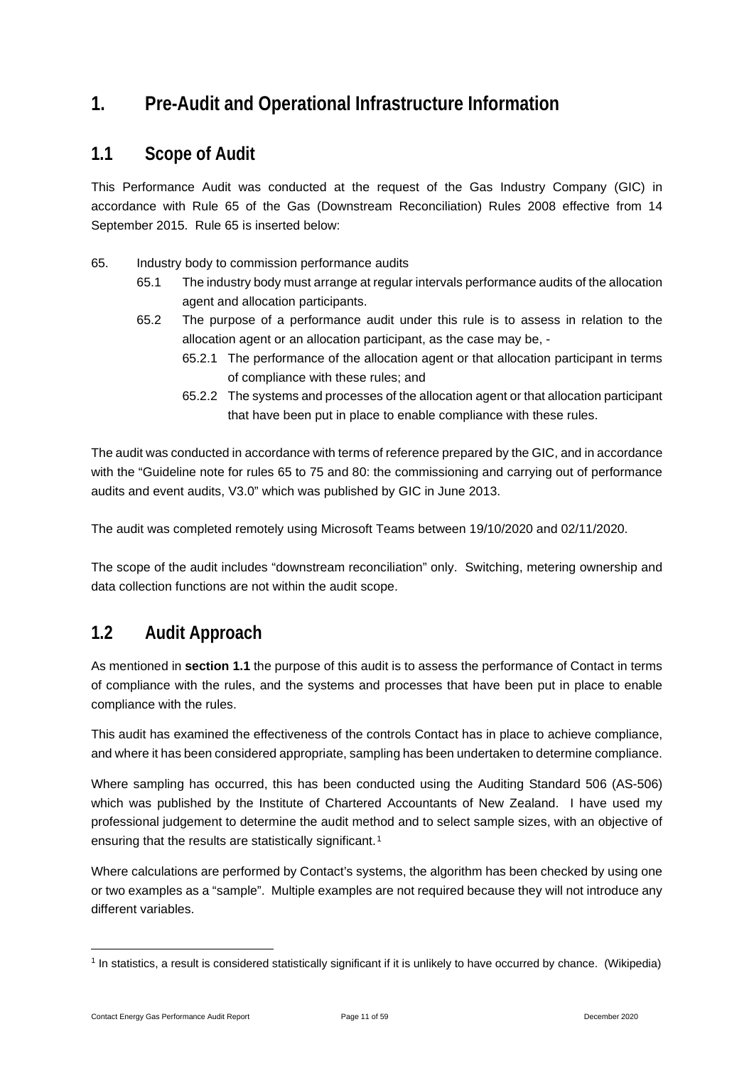# 1. Pre-Audit and Operational Infrastructure Information

## 1.1 Scope of Audit

This Performance Audit was conducted at the request of the Gas Industry Company (GIC) in accordance with Rule 65 of the Gas (Downstream Reconciliation) Rules 2008 effective from 14 September 2015. Rule 65 is inserted below:

65. Industry body to commission performance audits
    - 65.1 The industry body must arrange at regular intervals performance audits of the allocation agent and allocation participants.
    - 65.2 The purpose of a performance audit under this rule is to assess in relation to the allocation agent or an allocation participant, as the case may be, -
        - 65.2.1 The performance of the allocation agent or that allocation participant in terms of compliance with these rules; and
        - 65.2.2 The systems and processes of the allocation agent or that allocation participant that have been put in place to enable compliance with these rules.

The audit was conducted in accordance with terms of reference prepared by the GIC, and in accordance with the "Guideline note for rules 65 to 75 and 80: the commissioning and carrying out of performance audits and event audits, V3.0" which was published by GIC in June 2013.

The audit was completed remotely using Microsoft Teams between 19/10/2020 and 02/11/2020.

The scope of the audit includes "downstream reconciliation" only. Switching, metering ownership and data collection functions are not within the audit scope.

## 1.2 Audit Approach

As mentioned in **section 1.1** the purpose of this audit is to assess the performance of Contact in terms of compliance with the rules, and the systems and processes that have been put in place to enable compliance with the rules.

This audit has examined the effectiveness of the controls Contact has in place to achieve compliance, and where it has been considered appropriate, sampling has been undertaken to determine compliance.

Where sampling has occurred, this has been conducted using the Auditing Standard 506 (AS-506) which was published by the Institute of Chartered Accountants of New Zealand. I have used my professional judgement to determine the audit method and to select sample sizes, with an objective of ensuring that the results are statistically significant.[1]

Where calculations are performed by Contact's systems, the algorithm has been checked by using one or two examples as a "sample". Multiple examples are not required because they will not introduce any different variables.

[1] In statistics, a result is considered statistically significant if it is unlikely to have occurred by chance. (Wikipedia)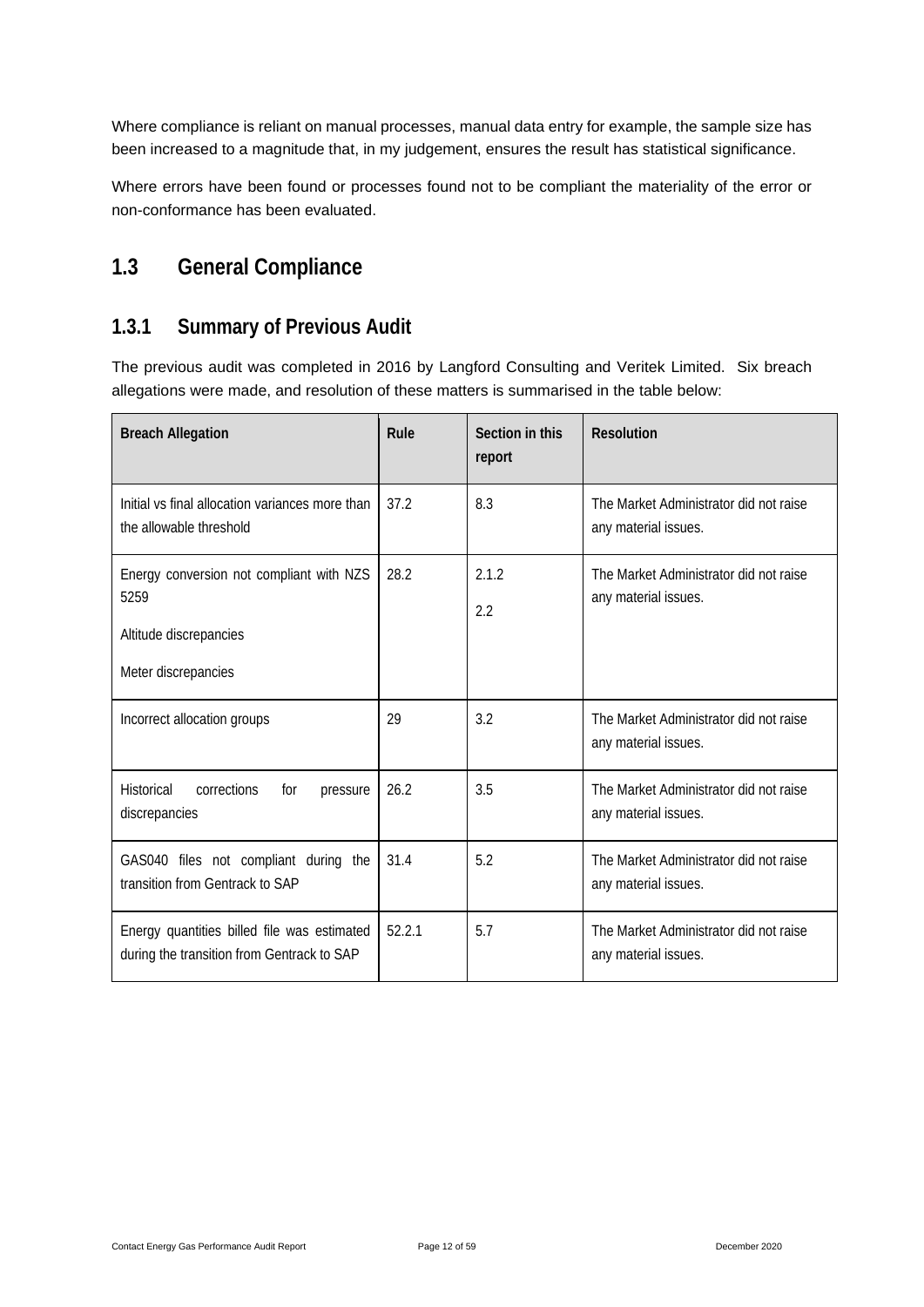Where compliance is reliant on manual processes, manual data entry for example, the sample size has been increased to a magnitude that, in my judgement, ensures the result has statistical significance.

Where errors have been found or processes found not to be compliant the materiality of the error or non-conformance has been evaluated.

## 1.3 General Compliance

### 1.3.1 Summary of Previous Audit

The previous audit was completed in 2016 by Langford Consulting and Veritek Limited. Six breach allegations were made, and resolution of these matters is summarised in the table below:

| Breach Allegation | Rule | Section in this report | Resolution |
|---|---|---|---|
| Initial vs final allocation variances more than the allowable threshold | 37.2 | 8.3 | The Market Administrator did not raise any material issues. |
| Energy conversion not compliant with NZS 5259<br>Altitude discrepancies<br>Meter discrepancies | 28.2 | 2.1.2<br>2.2 | The Market Administrator did not raise any material issues. |
| Incorrect allocation groups | 29 | 3.2 | The Market Administrator did not raise any material issues. |
| Historical corrections for pressure discrepancies | 26.2 | 3.5 | The Market Administrator did not raise any material issues. |
| GAS040 files not compliant during the transition from Gentrack to SAP | 31.4 | 5.2 | The Market Administrator did not raise any material issues. |
| Energy quantities billed file was estimated during the transition from Gentrack to SAP | 52.2.1 | 5.7 | The Market Administrator did not raise any material issues. |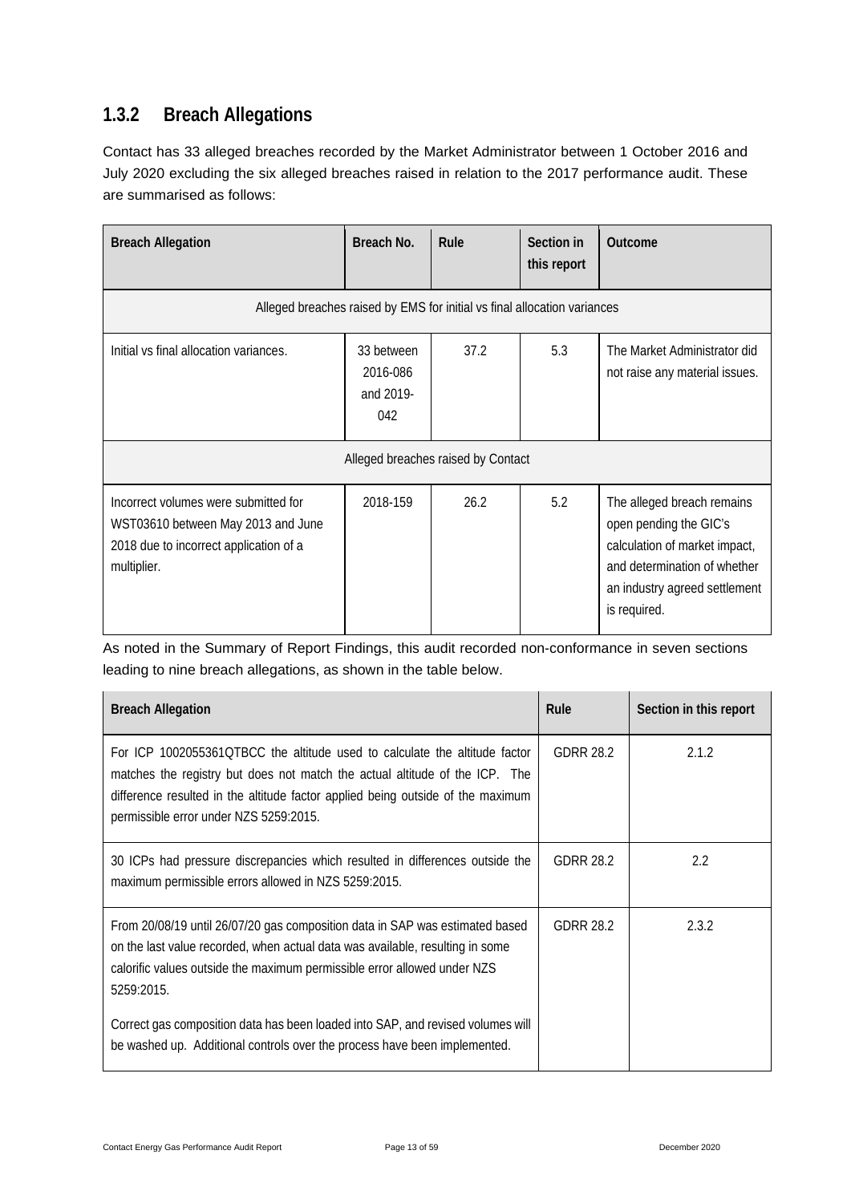### 1.3.2 Breach Allegations

Contact has 33 alleged breaches recorded by the Market Administrator between 1 October 2016 and July 2020 excluding the six alleged breaches raised in relation to the 2017 performance audit. These are summarised as follows:

| Breach Allegation | Breach No. | Rule | Section in this report | Outcome |
|---|---|---|---|---|
| Alleged breaches raised by EMS for initial vs final allocation variances | | | | |
| Initial vs final allocation variances. | 33 between 2016-086 and 2019-042 | 37.2 | 5.3 | The Market Administrator did not raise any material issues. |
| Alleged breaches raised by Contact | | | | |
| Incorrect volumes were submitted for WST03610 between May 2013 and June 2018 due to incorrect application of a multiplier. | 2018-159 | 26.2 | 5.2 | The alleged breach remains open pending the GIC's calculation of market impact, and determination of whether an industry agreed settlement is required. |

As noted in the Summary of Report Findings, this audit recorded non-conformance in seven sections leading to nine breach allegations, as shown in the table below.

| Breach Allegation | Rule | Section in this report |
|---|---|---|
| For ICP 1002055361QTBCC the altitude used to calculate the altitude factor matches the registry but does not match the actual altitude of the ICP. The difference resulted in the altitude factor applied being outside of the maximum permissible error under NZS 5259:2015. | GDRR 28.2 | 2.1.2 |
| 30 ICPs had pressure discrepancies which resulted in differences outside the maximum permissible errors allowed in NZS 5259:2015. | GDRR 28.2 | 2.2 |
| From 20/08/19 until 26/07/20 gas composition data in SAP was estimated based on the last value recorded, when actual data was available, resulting in some calorific values outside the maximum permissible error allowed under NZS 5259:2015.<br><br>Correct gas composition data has been loaded into SAP, and revised volumes will be washed up. Additional controls over the process have been implemented. | GDRR 28.2 | 2.3.2 |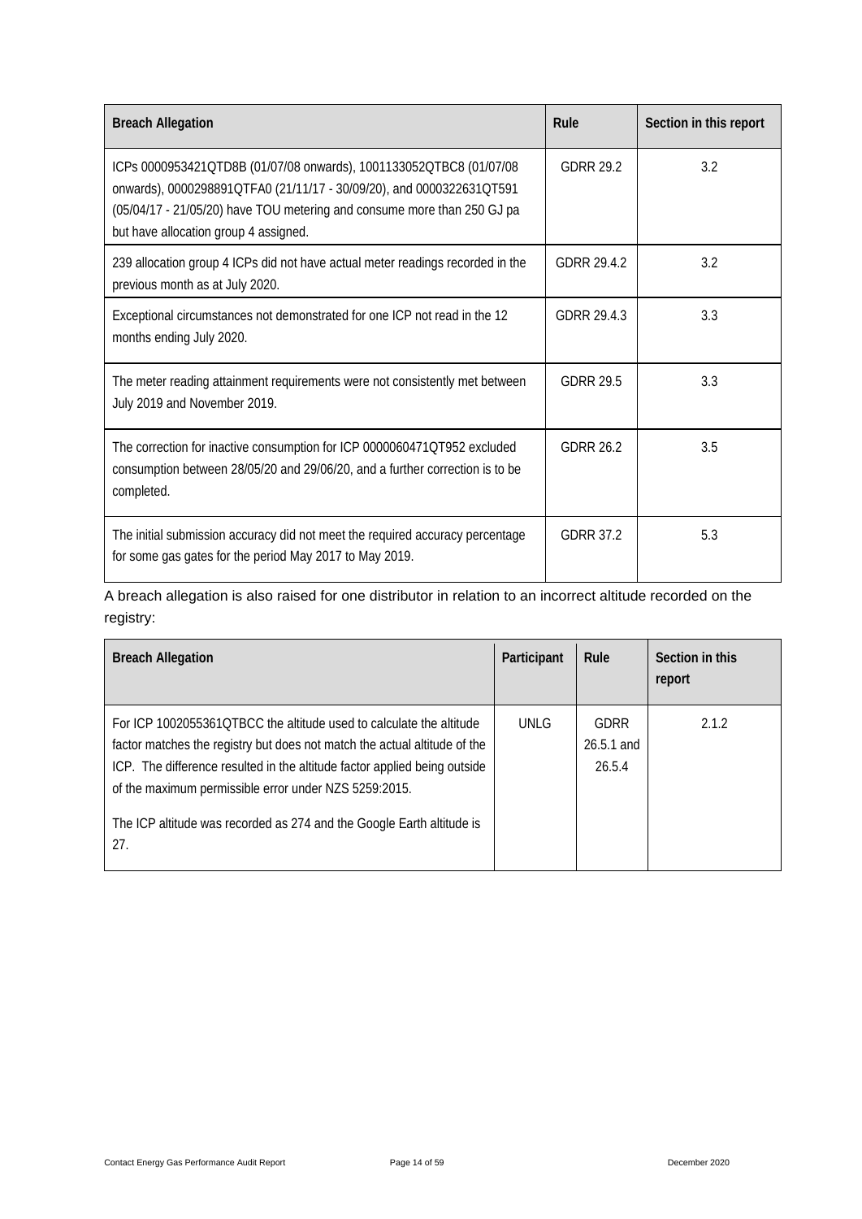| Breach Allegation | Rule | Section in this report |
|---|---|---|
| ICPs 0000953421QTD8B (01/07/08 onwards), 1001133052QTBC8 (01/07/08 onwards), 0000298891QTFA0 (21/11/17 - 30/09/20), and 0000322631QT591 (05/04/17 - 21/05/20) have TOU metering and consume more than 250 GJ pa but have allocation group 4 assigned. | GDRR 29.2 | 3.2 |
| 239 allocation group 4 ICPs did not have actual meter readings recorded in the previous month as at July 2020. | GDRR 29.4.2 | 3.2 |
| Exceptional circumstances not demonstrated for one ICP not read in the 12 months ending July 2020. | GDRR 29.4.3 | 3.3 |
| The meter reading attainment requirements were not consistently met between July 2019 and November 2019. | GDRR 29.5 | 3.3 |
| The correction for inactive consumption for ICP 0000060471QT952 excluded consumption between 28/05/20 and 29/06/20, and a further correction is to be completed. | GDRR 26.2 | 3.5 |
| The initial submission accuracy did not meet the required accuracy percentage for some gas gates for the period May 2017 to May 2019. | GDRR 37.2 | 5.3 |

A breach allegation is also raised for one distributor in relation to an incorrect altitude recorded on the registry:

| Breach Allegation | Participant | Rule | Section in this report |
|---|---|---|---|
| For ICP 1002055361QTBCC the altitude used to calculate the altitude factor matches the registry but does not match the actual altitude of the ICP. The difference resulted in the altitude factor applied being outside of the maximum permissible error under NZS 5259:2015.<br><br>The ICP altitude was recorded as 274 and the Google Earth altitude is 27. | UNLG | GDRR 26.5.1 and 26.5.4 | 2.1.2 |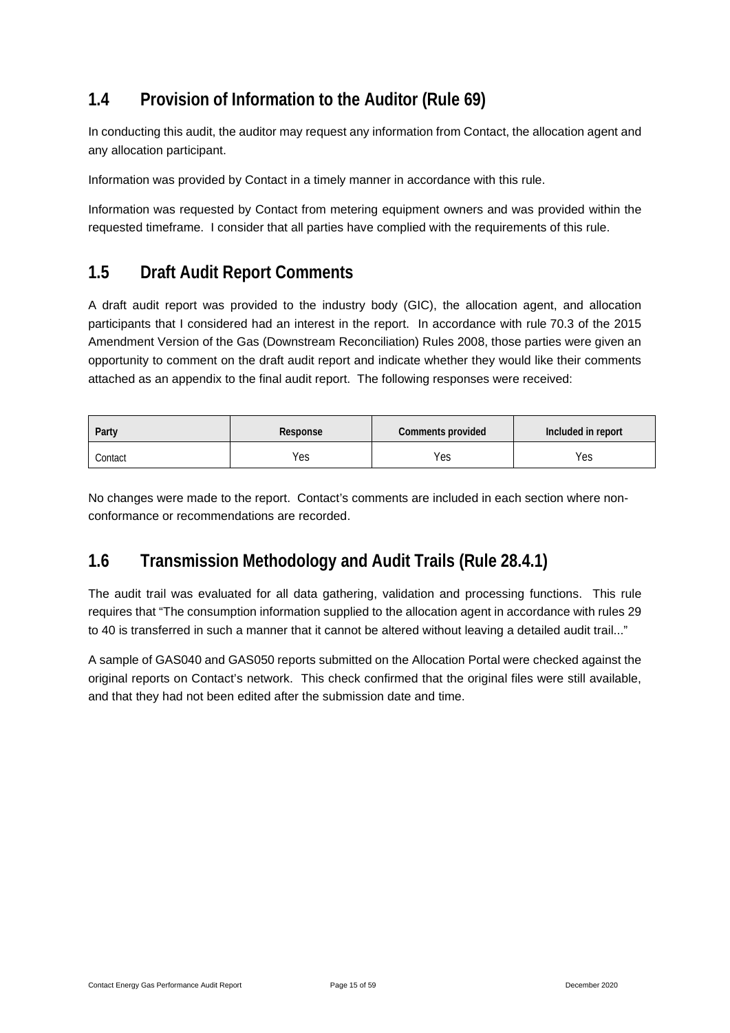## 1.4 Provision of Information to the Auditor (Rule 69)

In conducting this audit, the auditor may request any information from Contact, the allocation agent and any allocation participant.

Information was provided by Contact in a timely manner in accordance with this rule.

Information was requested by Contact from metering equipment owners and was provided within the requested timeframe. I consider that all parties have complied with the requirements of this rule.

## 1.5 Draft Audit Report Comments

A draft audit report was provided to the industry body (GIC), the allocation agent, and allocation participants that I considered had an interest in the report. In accordance with rule 70.3 of the 2015 Amendment Version of the Gas (Downstream Reconciliation) Rules 2008, those parties were given an opportunity to comment on the draft audit report and indicate whether they would like their comments attached as an appendix to the final audit report. The following responses were received:

| Party | Response | Comments provided | Included in report |
|---|---|---|---|
| Contact | Yes | Yes | Yes |

No changes were made to the report. Contact's comments are included in each section where non-conformance or recommendations are recorded.

## 1.6 Transmission Methodology and Audit Trails (Rule 28.4.1)

The audit trail was evaluated for all data gathering, validation and processing functions. This rule requires that "The consumption information supplied to the allocation agent in accordance with rules 29 to 40 is transferred in such a manner that it cannot be altered without leaving a detailed audit trail..."

A sample of GAS040 and GAS050 reports submitted on the Allocation Portal were checked against the original reports on Contact's network. This check confirmed that the original files were still available, and that they had not been edited after the submission date and time.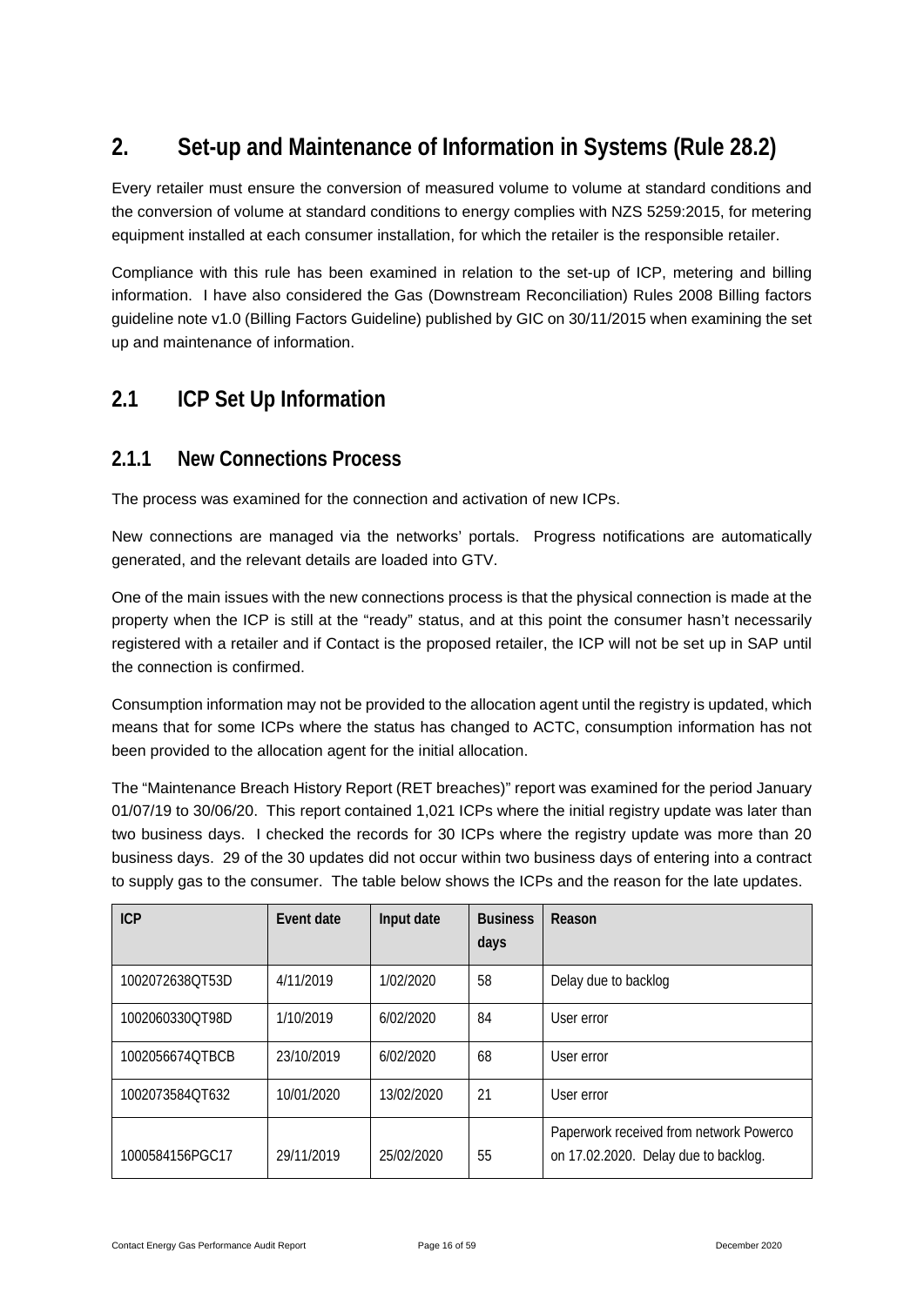# 2. Set-up and Maintenance of Information in Systems (Rule 28.2)

Every retailer must ensure the conversion of measured volume to volume at standard conditions and the conversion of volume at standard conditions to energy complies with NZS 5259:2015, for metering equipment installed at each consumer installation, for which the retailer is the responsible retailer.

Compliance with this rule has been examined in relation to the set-up of ICP, metering and billing information. I have also considered the Gas (Downstream Reconciliation) Rules 2008 Billing factors guideline note v1.0 (Billing Factors Guideline) published by GIC on 30/11/2015 when examining the set up and maintenance of information.

## 2.1 ICP Set Up Information

### 2.1.1 New Connections Process

The process was examined for the connection and activation of new ICPs.

New connections are managed via the networks' portals. Progress notifications are automatically generated, and the relevant details are loaded into GTV.

One of the main issues with the new connections process is that the physical connection is made at the property when the ICP is still at the "ready" status, and at this point the consumer hasn't necessarily registered with a retailer and if Contact is the proposed retailer, the ICP will not be set up in SAP until the connection is confirmed.

Consumption information may not be provided to the allocation agent until the registry is updated, which means that for some ICPs where the status has changed to ACTC, consumption information has not been provided to the allocation agent for the initial allocation.

The "Maintenance Breach History Report (RET breaches)" report was examined for the period January 01/07/19 to 30/06/20. This report contained 1,021 ICPs where the initial registry update was later than two business days. I checked the records for 30 ICPs where the registry update was more than 20 business days. 29 of the 30 updates did not occur within two business days of entering into a contract to supply gas to the consumer. The table below shows the ICPs and the reason for the late updates.

| ICP | Event date | Input date | Business days | Reason |
|---|---|---|---|---|
| 1002072638QT53D | 4/11/2019 | 1/02/2020 | 58 | Delay due to backlog |
| 1002060330QT98D | 1/10/2019 | 6/02/2020 | 84 | User error |
| 1002056674QTBCB | 23/10/2019 | 6/02/2020 | 68 | User error |
| 1002073584QT632 | 10/01/2020 | 13/02/2020 | 21 | User error |
| 1000584156PGC17 | 29/11/2019 | 25/02/2020 | 55 | Paperwork received from network Powerco on 17.02.2020. Delay due to backlog. |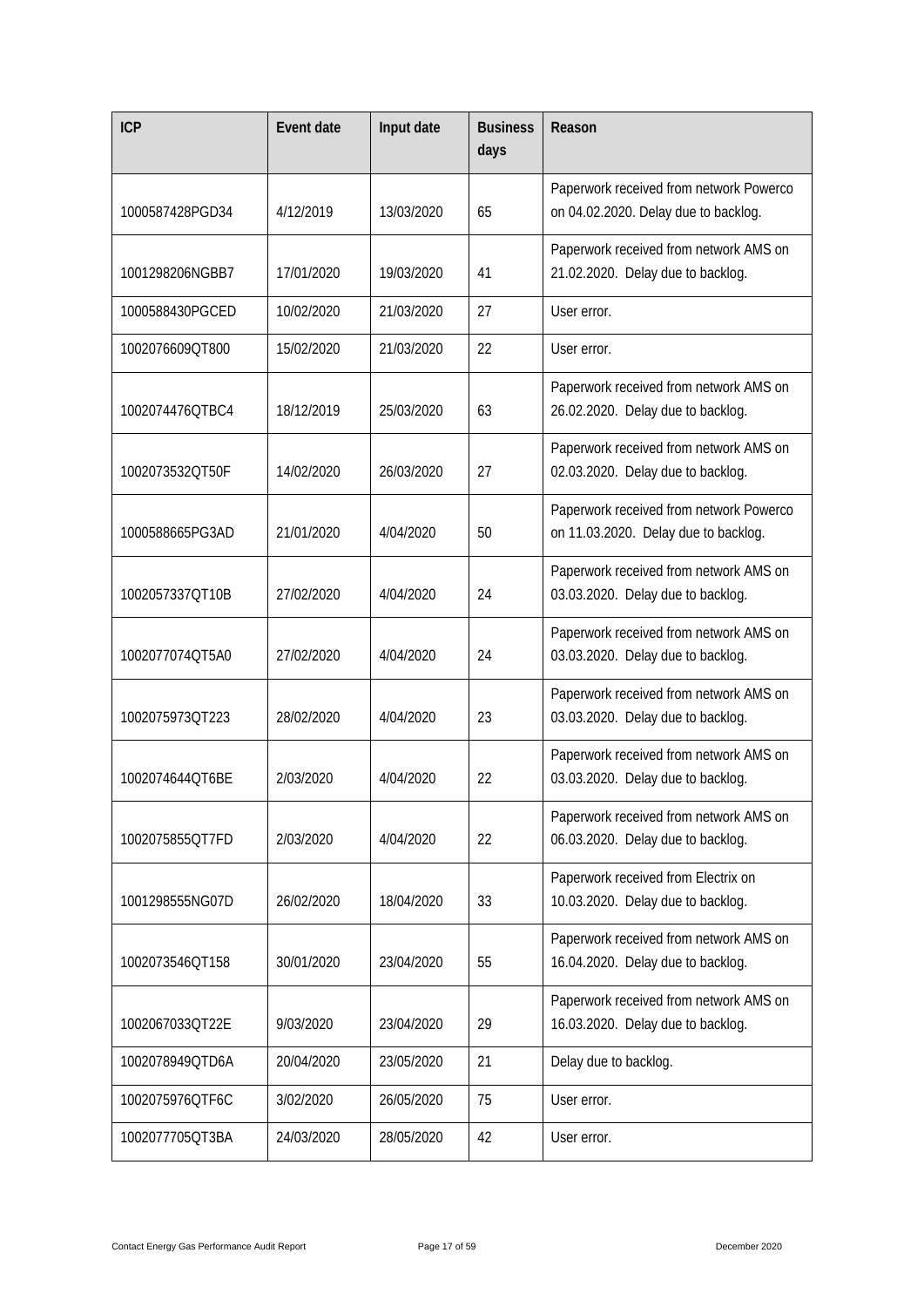| ICP | Event date | Input date | Business days | Reason |
|---|---|---|---|---|
| 1000587428PGD34 | 4/12/2019 | 13/03/2020 | 65 | Paperwork received from network Powerco on 04.02.2020. Delay due to backlog. |
| 1001298206NGBB7 | 17/01/2020 | 19/03/2020 | 41 | Paperwork received from network AMS on 21.02.2020. Delay due to backlog. |
| 1000588430PGCED | 10/02/2020 | 21/03/2020 | 27 | User error. |
| 1002076609QT800 | 15/02/2020 | 21/03/2020 | 22 | User error. |
| 1002074476QTBC4 | 18/12/2019 | 25/03/2020 | 63 | Paperwork received from network AMS on 26.02.2020. Delay due to backlog. |
| 1002073532QT50F | 14/02/2020 | 26/03/2020 | 27 | Paperwork received from network AMS on 02.03.2020. Delay due to backlog. |
| 1000588665PG3AD | 21/01/2020 | 4/04/2020 | 50 | Paperwork received from network Powerco on 11.03.2020. Delay due to backlog. |
| 1002057337QT10B | 27/02/2020 | 4/04/2020 | 24 | Paperwork received from network AMS on 03.03.2020. Delay due to backlog. |
| 1002077074QT5A0 | 27/02/2020 | 4/04/2020 | 24 | Paperwork received from network AMS on 03.03.2020. Delay due to backlog. |
| 1002075973QT223 | 28/02/2020 | 4/04/2020 | 23 | Paperwork received from network AMS on 03.03.2020. Delay due to backlog. |
| 1002074644QT6BE | 2/03/2020 | 4/04/2020 | 22 | Paperwork received from network AMS on 03.03.2020. Delay due to backlog. |
| 1002075855QT7FD | 2/03/2020 | 4/04/2020 | 22 | Paperwork received from network AMS on 06.03.2020. Delay due to backlog. |
| 1001298555NG07D | 26/02/2020 | 18/04/2020 | 33 | Paperwork received from Electrix on 10.03.2020. Delay due to backlog. |
| 1002073546QT158 | 30/01/2020 | 23/04/2020 | 55 | Paperwork received from network AMS on 16.04.2020. Delay due to backlog. |
| 1002067033QT22E | 9/03/2020 | 23/04/2020 | 29 | Paperwork received from network AMS on 16.03.2020. Delay due to backlog. |
| 1002078949QTD6A | 20/04/2020 | 23/05/2020 | 21 | Delay due to backlog. |
| 1002075976QTF6C | 3/02/2020 | 26/05/2020 | 75 | User error. |
| 1002077705QT3BA | 24/03/2020 | 28/05/2020 | 42 | User error. |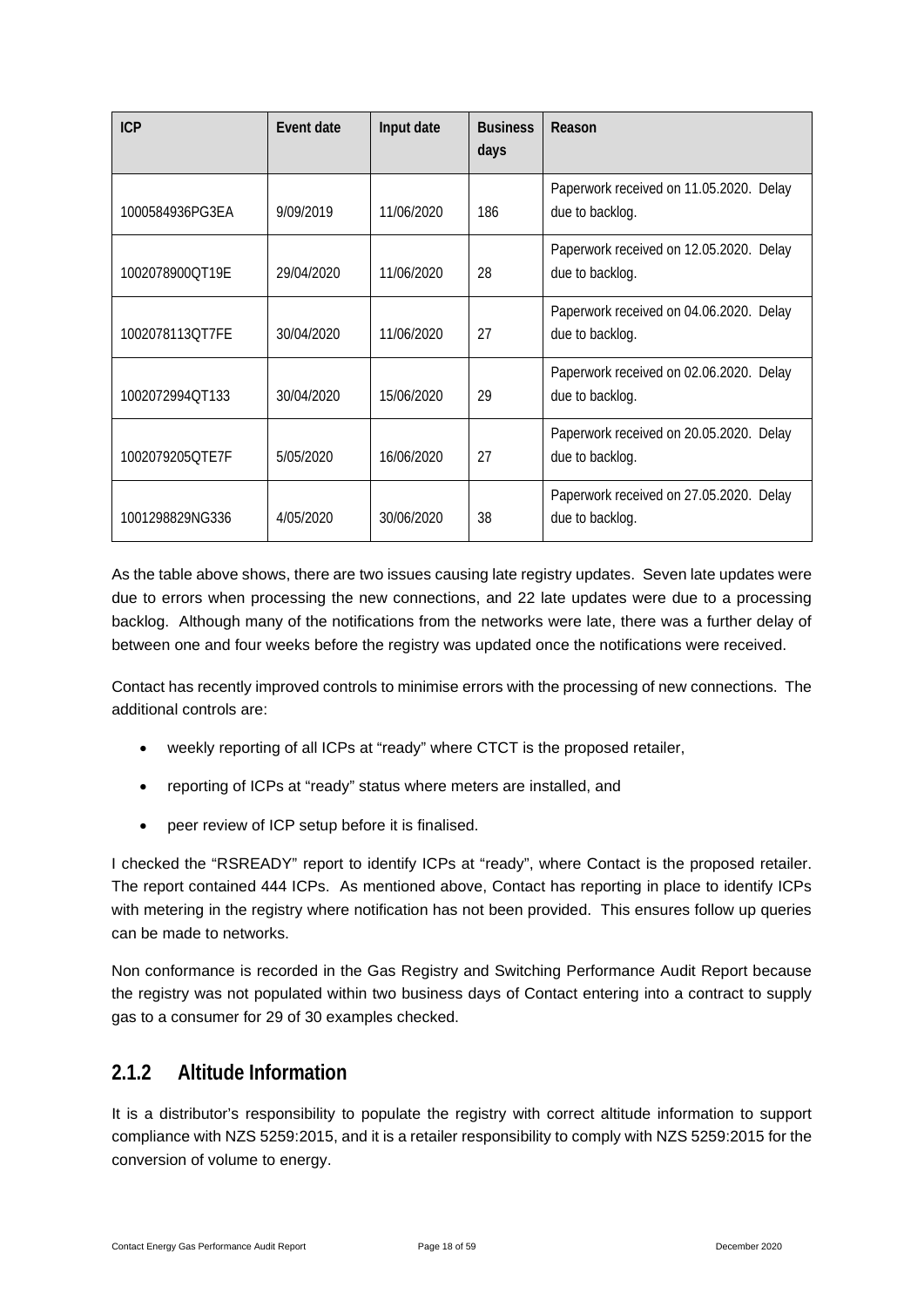| ICP | Event date | Input date | Business days | Reason |
|---|---|---|---|---|
| 1000584936PG3EA | 9/09/2019 | 11/06/2020 | 186 | Paperwork received on 11.05.2020. Delay due to backlog. |
| 1002078900QT19E | 29/04/2020 | 11/06/2020 | 28 | Paperwork received on 12.05.2020. Delay due to backlog. |
| 1002078113QT7FE | 30/04/2020 | 11/06/2020 | 27 | Paperwork received on 04.06.2020. Delay due to backlog. |
| 1002072994QT133 | 30/04/2020 | 15/06/2020 | 29 | Paperwork received on 02.06.2020. Delay due to backlog. |
| 1002079205QTE7F | 5/05/2020 | 16/06/2020 | 27 | Paperwork received on 20.05.2020. Delay due to backlog. |
| 1001298829NG336 | 4/05/2020 | 30/06/2020 | 38 | Paperwork received on 27.05.2020. Delay due to backlog. |

As the table above shows, there are two issues causing late registry updates. Seven late updates were due to errors when processing the new connections, and 22 late updates were due to a processing backlog. Although many of the notifications from the networks were late, there was a further delay of between one and four weeks before the registry was updated once the notifications were received.

Contact has recently improved controls to minimise errors with the processing of new connections. The additional controls are:

- weekly reporting of all ICPs at "ready" where CTCT is the proposed retailer,
- reporting of ICPs at "ready" status where meters are installed, and
- peer review of ICP setup before it is finalised.

I checked the "RSREADY" report to identify ICPs at "ready", where Contact is the proposed retailer. The report contained 444 ICPs. As mentioned above, Contact has reporting in place to identify ICPs with metering in the registry where notification has not been provided. This ensures follow up queries can be made to networks.

Non conformance is recorded in the Gas Registry and Switching Performance Audit Report because the registry was not populated within two business days of Contact entering into a contract to supply gas to a consumer for 29 of 30 examples checked.

### 2.1.2 Altitude Information

It is a distributor's responsibility to populate the registry with correct altitude information to support compliance with NZS 5259:2015, and it is a retailer responsibility to comply with NZS 5259:2015 for the conversion of volume to energy.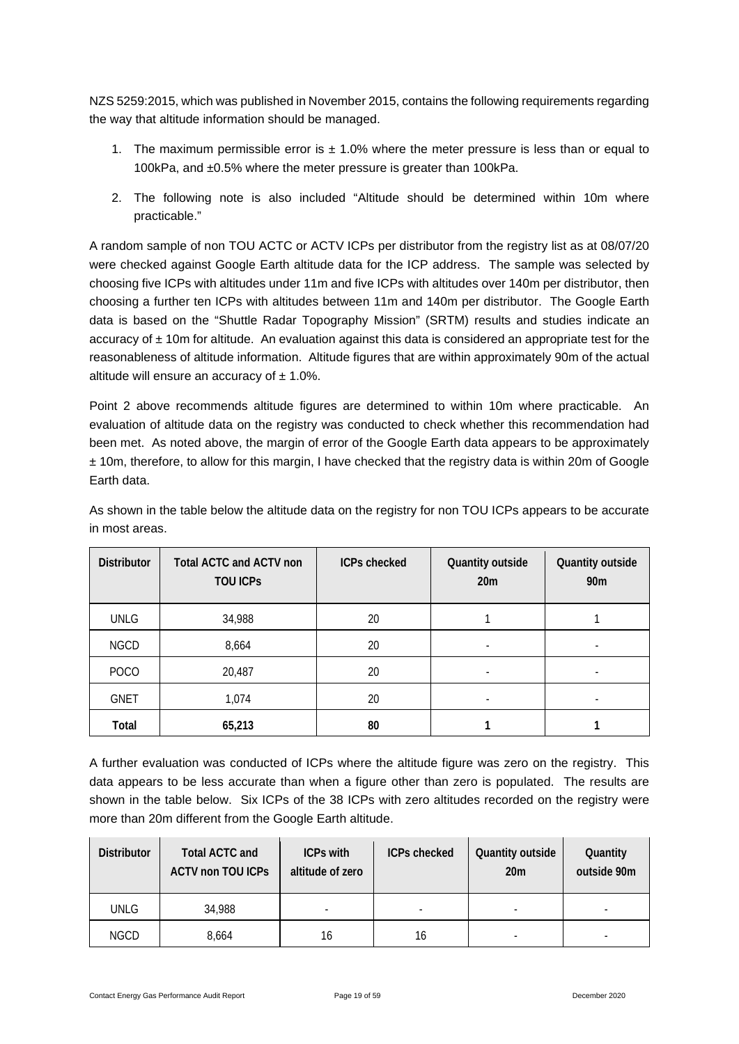NZS 5259:2015, which was published in November 2015, contains the following requirements regarding the way that altitude information should be managed.

1. The maximum permissible error is ± 1.0% where the meter pressure is less than or equal to 100kPa, and ±0.5% where the meter pressure is greater than 100kPa.
2. The following note is also included "Altitude should be determined within 10m where practicable."

A random sample of non TOU ACTC or ACTV ICPs per distributor from the registry list as at 08/07/20 were checked against Google Earth altitude data for the ICP address. The sample was selected by choosing five ICPs with altitudes under 11m and five ICPs with altitudes over 140m per distributor, then choosing a further ten ICPs with altitudes between 11m and 140m per distributor. The Google Earth data is based on the "Shuttle Radar Topography Mission" (SRTM) results and studies indicate an accuracy of ± 10m for altitude. An evaluation against this data is considered an appropriate test for the reasonableness of altitude information. Altitude figures that are within approximately 90m of the actual altitude will ensure an accuracy of ± 1.0%.

Point 2 above recommends altitude figures are determined to within 10m where practicable. An evaluation of altitude data on the registry was conducted to check whether this recommendation had been met. As noted above, the margin of error of the Google Earth data appears to be approximately ± 10m, therefore, to allow for this margin, I have checked that the registry data is within 20m of Google Earth data.

As shown in the table below the altitude data on the registry for non TOU ICPs appears to be accurate in most areas.

| Distributor | Total ACTC and ACTV non TOU ICPs | ICPs checked | Quantity outside 20m | Quantity outside 90m |
|---|---|---|---|---|
| UNLG | 34,988 | 20 | 1 | 1 |
| NGCD | 8,664 | 20 | - | - |
| POCO | 20,487 | 20 | - | - |
| GNET | 1,074 | 20 | - | - |
| **Total** | **65,213** | **80** | **1** | **1** |

A further evaluation was conducted of ICPs where the altitude figure was zero on the registry. This data appears to be less accurate than when a figure other than zero is populated. The results are shown in the table below. Six ICPs of the 38 ICPs with zero altitudes recorded on the registry were more than 20m different from the Google Earth altitude.

| Distributor | Total ACTC and ACTV non TOU ICPs | ICPs with altitude of zero | ICPs checked | Quantity outside 20m | Quantity outside 90m |
|---|---|---|---|---|---|
| UNLG | 34,988 | - | - | - | - |
| NGCD | 8,664 | 16 | 16 | - | - |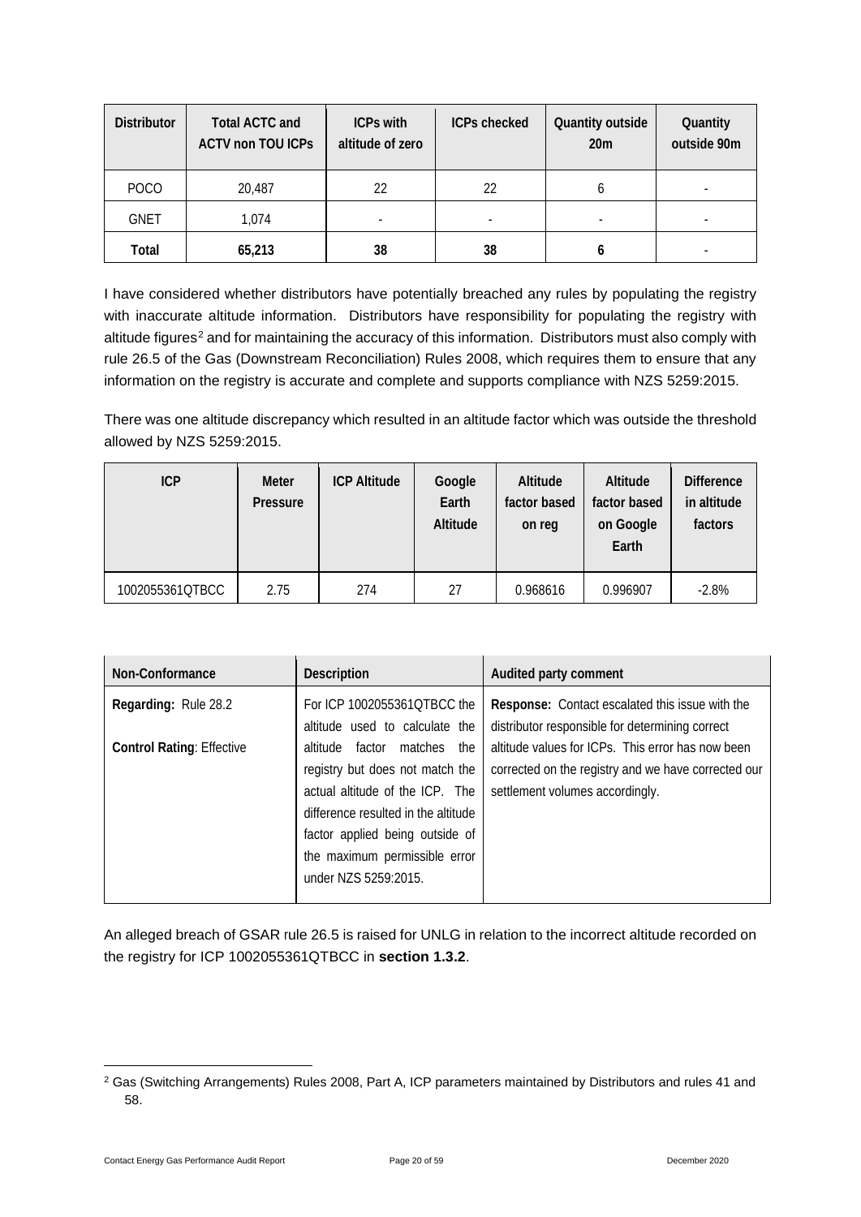| Distributor | Total ACTC and ACTV non TOU ICPs | ICPs with altitude of zero | ICPs checked | Quantity outside 20m | Quantity outside 90m |
|---|---|---|---|---|---|
| POCO | 20,487 | 22 | 22 | 6 | - |
| GNET | 1,074 | - | - | - | - |
| **Total** | **65,213** | **38** | **38** | **6** | - |

I have considered whether distributors have potentially breached any rules by populating the registry with inaccurate altitude information. Distributors have responsibility for populating the registry with altitude figures[2] and for maintaining the accuracy of this information. Distributors must also comply with rule 26.5 of the Gas (Downstream Reconciliation) Rules 2008, which requires them to ensure that any information on the registry is accurate and complete and supports compliance with NZS 5259:2015.

There was one altitude discrepancy which resulted in an altitude factor which was outside the threshold allowed by NZS 5259:2015.

| ICP | Meter Pressure | ICP Altitude | Google Earth Altitude | Altitude factor based on reg | Altitude factor based on Google Earth | Difference in altitude factors |
|---|---|---|---|---|---|---|
| 1002055361QTBCC | 2.75 | 274 | 27 | 0.968616 | 0.996907 | -2.8% |

| Non-Conformance | Description | Audited party comment |
|---|---|---|
| **Regarding:** Rule 28.2<br><br>**Control Rating**: Effective | For ICP 1002055361QTBCC the altitude used to calculate the altitude factor matches the registry but does not match the actual altitude of the ICP. The difference resulted in the altitude factor applied being outside of the maximum permissible error under NZS 5259:2015. | **Response:** Contact escalated this issue with the distributor responsible for determining correct altitude values for ICPs. This error has now been corrected on the registry and we have corrected our settlement volumes accordingly. |

An alleged breach of GSAR rule 26.5 is raised for UNLG in relation to the incorrect altitude recorded on the registry for ICP 1002055361QTBCC in **section 1.3.2**.

[2] Gas (Switching Arrangements) Rules 2008, Part A, ICP parameters maintained by Distributors and rules 41 and 58.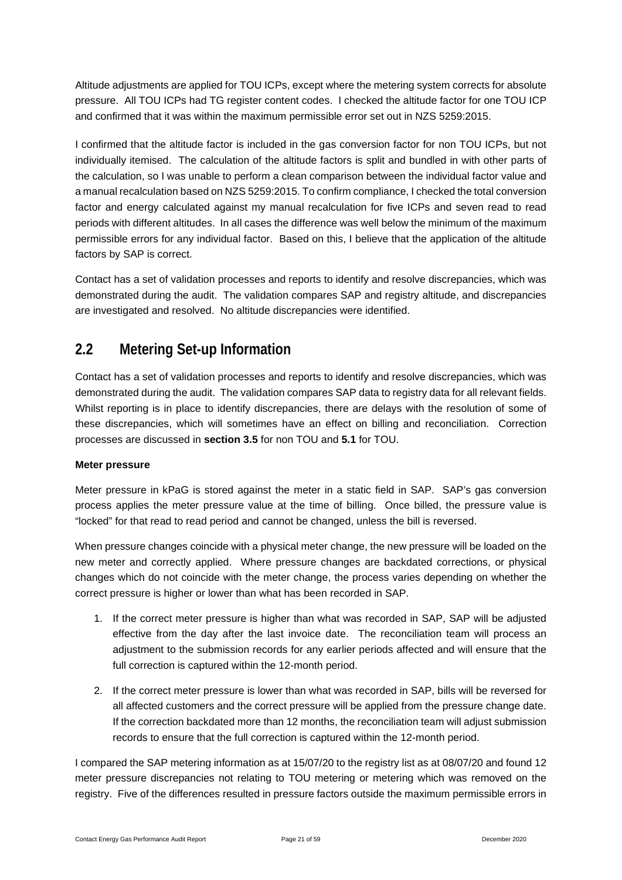Altitude adjustments are applied for TOU ICPs, except where the metering system corrects for absolute pressure. All TOU ICPs had TG register content codes. I checked the altitude factor for one TOU ICP and confirmed that it was within the maximum permissible error set out in NZS 5259:2015.

I confirmed that the altitude factor is included in the gas conversion factor for non TOU ICPs, but not individually itemised. The calculation of the altitude factors is split and bundled in with other parts of the calculation, so I was unable to perform a clean comparison between the individual factor value and a manual recalculation based on NZS 5259:2015. To confirm compliance, I checked the total conversion factor and energy calculated against my manual recalculation for five ICPs and seven read to read periods with different altitudes. In all cases the difference was well below the minimum of the maximum permissible errors for any individual factor. Based on this, I believe that the application of the altitude factors by SAP is correct.

Contact has a set of validation processes and reports to identify and resolve discrepancies, which was demonstrated during the audit. The validation compares SAP and registry altitude, and discrepancies are investigated and resolved. No altitude discrepancies were identified.

## 2.2 Metering Set-up Information

Contact has a set of validation processes and reports to identify and resolve discrepancies, which was demonstrated during the audit. The validation compares SAP data to registry data for all relevant fields. Whilst reporting is in place to identify discrepancies, there are delays with the resolution of some of these discrepancies, which will sometimes have an effect on billing and reconciliation. Correction processes are discussed in **section 3.5** for non TOU and **5.1** for TOU.

**Meter pressure**

Meter pressure in kPaG is stored against the meter in a static field in SAP. SAP's gas conversion process applies the meter pressure value at the time of billing. Once billed, the pressure value is "locked" for that read to read period and cannot be changed, unless the bill is reversed.

When pressure changes coincide with a physical meter change, the new pressure will be loaded on the new meter and correctly applied. Where pressure changes are backdated corrections, or physical changes which do not coincide with the meter change, the process varies depending on whether the correct pressure is higher or lower than what has been recorded in SAP.

1. If the correct meter pressure is higher than what was recorded in SAP, SAP will be adjusted effective from the day after the last invoice date. The reconciliation team will process an adjustment to the submission records for any earlier periods affected and will ensure that the full correction is captured within the 12-month period.
2. If the correct meter pressure is lower than what was recorded in SAP, bills will be reversed for all affected customers and the correct pressure will be applied from the pressure change date. If the correction backdated more than 12 months, the reconciliation team will adjust submission records to ensure that the full correction is captured within the 12-month period.

I compared the SAP metering information as at 15/07/20 to the registry list as at 08/07/20 and found 12 meter pressure discrepancies not relating to TOU metering or metering which was removed on the registry. Five of the differences resulted in pressure factors outside the maximum permissible errors in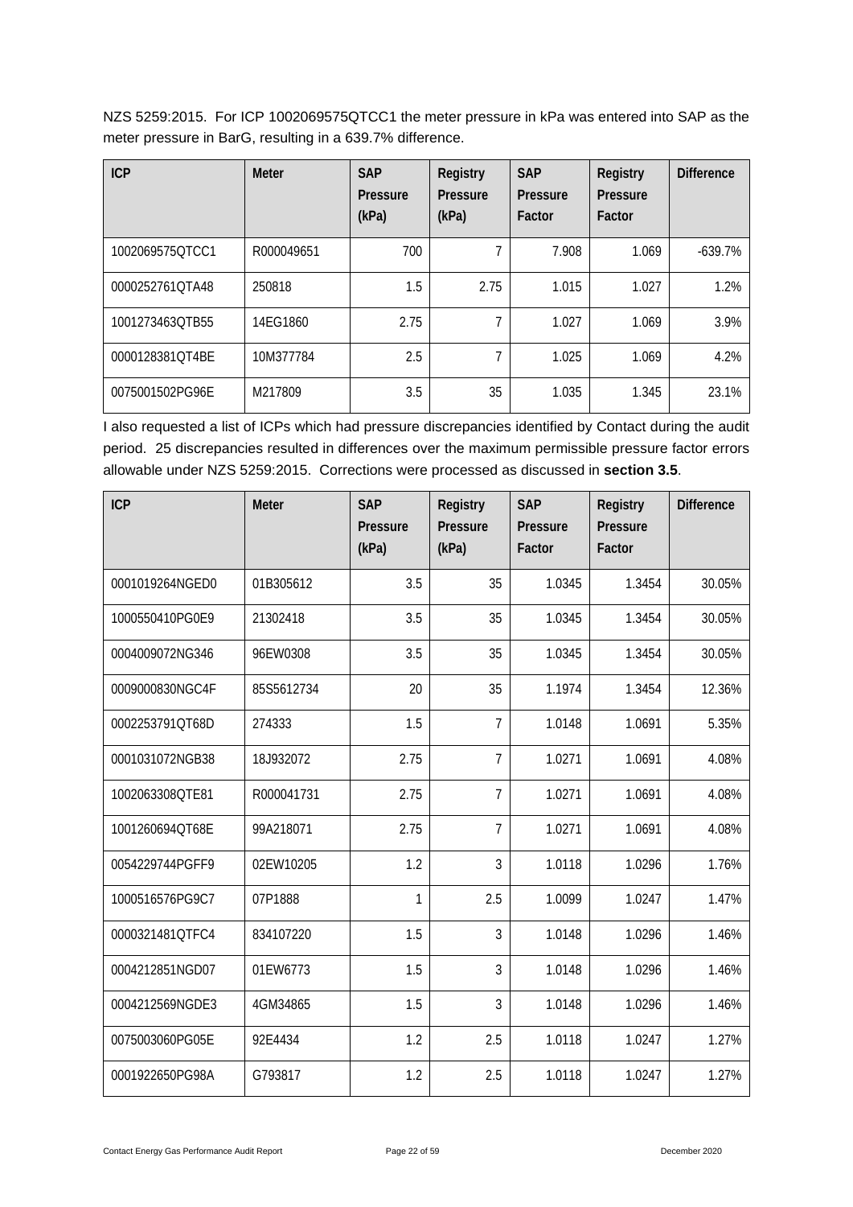NZS 5259:2015. For ICP 1002069575QTCC1 the meter pressure in kPa was entered into SAP as the meter pressure in BarG, resulting in a 639.7% difference.

| ICP | Meter | SAP Pressure (kPa) | Registry Pressure (kPa) | SAP Pressure Factor | Registry Pressure Factor | Difference |
|---|---|---|---|---|---|---|
| 1002069575QTCC1 | R000049651 | 700 | 7 | 7.908 | 1.069 | -639.7% |
| 0000252761QTA48 | 250818 | 1.5 | 2.75 | 1.015 | 1.027 | 1.2% |
| 1001273463QTB55 | 14EG1860 | 2.75 | 7 | 1.027 | 1.069 | 3.9% |
| 0000128381QT4BE | 10M377784 | 2.5 | 7 | 1.025 | 1.069 | 4.2% |
| 0075001502PG96E | M217809 | 3.5 | 35 | 1.035 | 1.345 | 23.1% |

I also requested a list of ICPs which had pressure discrepancies identified by Contact during the audit period. 25 discrepancies resulted in differences over the maximum permissible pressure factor errors allowable under NZS 5259:2015. Corrections were processed as discussed in **section 3.5**.

| ICP | Meter | SAP Pressure (kPa) | Registry Pressure (kPa) | SAP Pressure Factor | Registry Pressure Factor | Difference |
|---|---|---|---|---|---|---|
| 0001019264NGED0 | 01B305612 | 3.5 | 35 | 1.0345 | 1.3454 | 30.05% |
| 1000550410PG0E9 | 21302418 | 3.5 | 35 | 1.0345 | 1.3454 | 30.05% |
| 0004009072NG346 | 96EW0308 | 3.5 | 35 | 1.0345 | 1.3454 | 30.05% |
| 0009000830NGC4F | 85S5612734 | 20 | 35 | 1.1974 | 1.3454 | 12.36% |
| 0002253791QT68D | 274333 | 1.5 | 7 | 1.0148 | 1.0691 | 5.35% |
| 0001031072NGB38 | 18J932072 | 2.75 | 7 | 1.0271 | 1.0691 | 4.08% |
| 1002063308QTE81 | R000041731 | 2.75 | 7 | 1.0271 | 1.0691 | 4.08% |
| 1001260694QT68E | 99A218071 | 2.75 | 7 | 1.0271 | 1.0691 | 4.08% |
| 0054229744PGFF9 | 02EW10205 | 1.2 | 3 | 1.0118 | 1.0296 | 1.76% |
| 1000516576PG9C7 | 07P1888 | 1 | 2.5 | 1.0099 | 1.0247 | 1.47% |
| 0000321481QTFC4 | 834107220 | 1.5 | 3 | 1.0148 | 1.0296 | 1.46% |
| 0004212851NGD07 | 01EW6773 | 1.5 | 3 | 1.0148 | 1.0296 | 1.46% |
| 0004212569NGDE3 | 4GM34865 | 1.5 | 3 | 1.0148 | 1.0296 | 1.46% |
| 0075003060PG05E | 92E4434 | 1.2 | 2.5 | 1.0118 | 1.0247 | 1.27% |
| 0001922650PG98A | G793817 | 1.2 | 2.5 | 1.0118 | 1.0247 | 1.27% |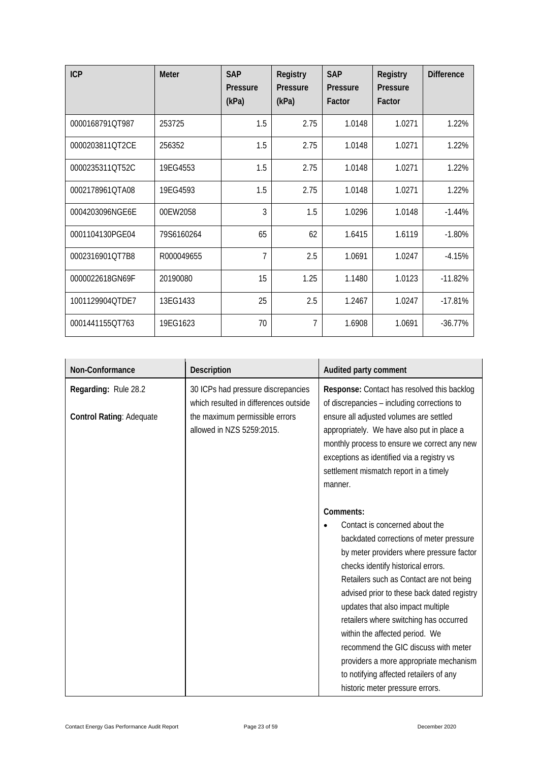| ICP | Meter | SAP Pressure (kPa) | Registry Pressure (kPa) | SAP Pressure Factor | Registry Pressure Factor | Difference |
|---|---|---|---|---|---|---|
| 0000168791QT987 | 253725 | 1.5 | 2.75 | 1.0148 | 1.0271 | 1.22% |
| 0000203811QT2CE | 256352 | 1.5 | 2.75 | 1.0148 | 1.0271 | 1.22% |
| 0000235311QT52C | 19EG4553 | 1.5 | 2.75 | 1.0148 | 1.0271 | 1.22% |
| 0002178961QTA08 | 19EG4593 | 1.5 | 2.75 | 1.0148 | 1.0271 | 1.22% |
| 0004203096NGE6E | 00EW2058 | 3 | 1.5 | 1.0296 | 1.0148 | -1.44% |
| 0001104130PGE04 | 79S6160264 | 65 | 62 | 1.6415 | 1.6119 | -1.80% |
| 0002316901QT7B8 | R000049655 | 7 | 2.5 | 1.0691 | 1.0247 | -4.15% |
| 0000022618GN69F | 20190080 | 15 | 1.25 | 1.1480 | 1.0123 | -11.82% |
| 1001129904QTDE7 | 13EG1433 | 25 | 2.5 | 1.2467 | 1.0247 | -17.81% |
| 0001441155QT763 | 19EG1623 | 70 | 7 | 1.6908 | 1.0691 | -36.77% |

| Non-Conformance | Description | Audited party comment |
|---|---|---|
| **Regarding:** Rule 28.2<br><br>**Control Rating**: Adequate | 30 ICPs had pressure discrepancies which resulted in differences outside the maximum permissible errors allowed in NZS 5259:2015. | **Response:** Contact has resolved this backlog of discrepancies – including corrections to ensure all adjusted volumes are settled appropriately. We have also put in place a monthly process to ensure we correct any new exceptions as identified via a registry vs settlement mismatch report in a timely manner.<br><br>**Comments:**<br>• Contact is concerned about the backdated corrections of meter pressure by meter providers where pressure factor checks identify historical errors. Retailers such as Contact are not being advised prior to these back dated registry updates that also impact multiple retailers where switching has occurred within the affected period. We recommend the GIC discuss with meter providers a more appropriate mechanism to notifying affected retailers of any historic meter pressure errors. |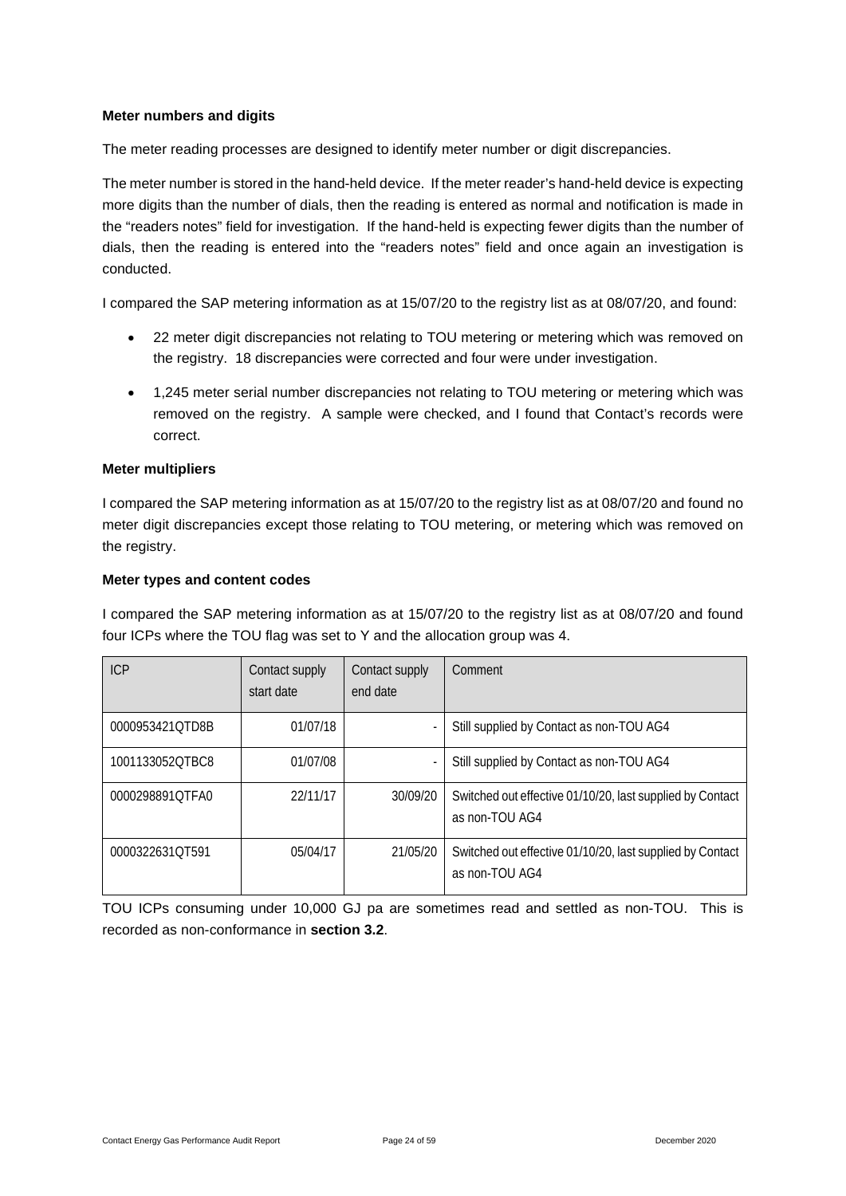**Meter numbers and digits**

The meter reading processes are designed to identify meter number or digit discrepancies.

The meter number is stored in the hand-held device. If the meter reader's hand-held device is expecting more digits than the number of dials, then the reading is entered as normal and notification is made in the "readers notes" field for investigation. If the hand-held is expecting fewer digits than the number of dials, then the reading is entered into the "readers notes" field and once again an investigation is conducted.

I compared the SAP metering information as at 15/07/20 to the registry list as at 08/07/20, and found:

- 22 meter digit discrepancies not relating to TOU metering or metering which was removed on the registry. 18 discrepancies were corrected and four were under investigation.
- 1,245 meter serial number discrepancies not relating to TOU metering or metering which was removed on the registry. A sample were checked, and I found that Contact's records were correct.

**Meter multipliers**

I compared the SAP metering information as at 15/07/20 to the registry list as at 08/07/20 and found no meter digit discrepancies except those relating to TOU metering, or metering which was removed on the registry.

**Meter types and content codes**

I compared the SAP metering information as at 15/07/20 to the registry list as at 08/07/20 and found four ICPs where the TOU flag was set to Y and the allocation group was 4.

| ICP | Contact supply start date | Contact supply end date | Comment |
|---|---|---|---|
| 0000953421QTD8B | 01/07/18 | - | Still supplied by Contact as non-TOU AG4 |
| 1001133052QTBC8 | 01/07/08 | - | Still supplied by Contact as non-TOU AG4 |
| 0000298891QTFA0 | 22/11/17 | 30/09/20 | Switched out effective 01/10/20, last supplied by Contact as non-TOU AG4 |
| 0000322631QT591 | 05/04/17 | 21/05/20 | Switched out effective 01/10/20, last supplied by Contact as non-TOU AG4 |

TOU ICPs consuming under 10,000 GJ pa are sometimes read and settled as non-TOU. This is recorded as non-conformance in **section 3.2**.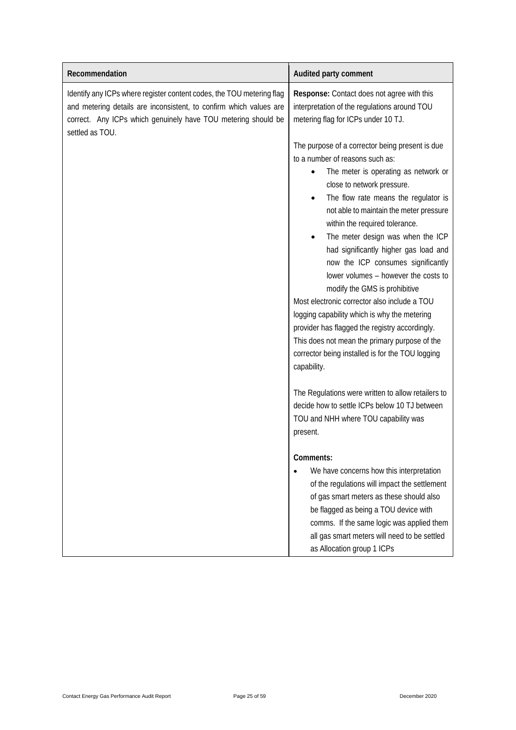| Recommendation | Audited party comment |
|---|---|
| Identify any ICPs where register content codes, the TOU metering flag and metering details are inconsistent, to confirm which values are correct. Any ICPs which genuinely have TOU metering should be settled as TOU. | **Response:** Contact does not agree with this interpretation of the regulations around TOU metering flag for ICPs under 10 TJ.<br><br>The purpose of a corrector being present is due to a number of reasons such as:<br>• The meter is operating as network or close to network pressure.<br>• The flow rate means the regulator is not able to maintain the meter pressure within the required tolerance.<br>• The meter design was when the ICP had significantly higher gas load and now the ICP consumes significantly lower volumes – however the costs to modify the GMS is prohibitive<br>Most electronic corrector also include a TOU logging capability which is why the metering provider has flagged the registry accordingly. This does not mean the primary purpose of the corrector being installed is for the TOU logging capability.<br><br>The Regulations were written to allow retailers to decide how to settle ICPs below 10 TJ between TOU and NHH where TOU capability was present.<br><br>**Comments:**<br>• We have concerns how this interpretation of the regulations will impact the settlement of gas smart meters as these should also be flagged as being a TOU device with comms. If the same logic was applied them all gas smart meters will need to be settled as Allocation group 1 ICPs |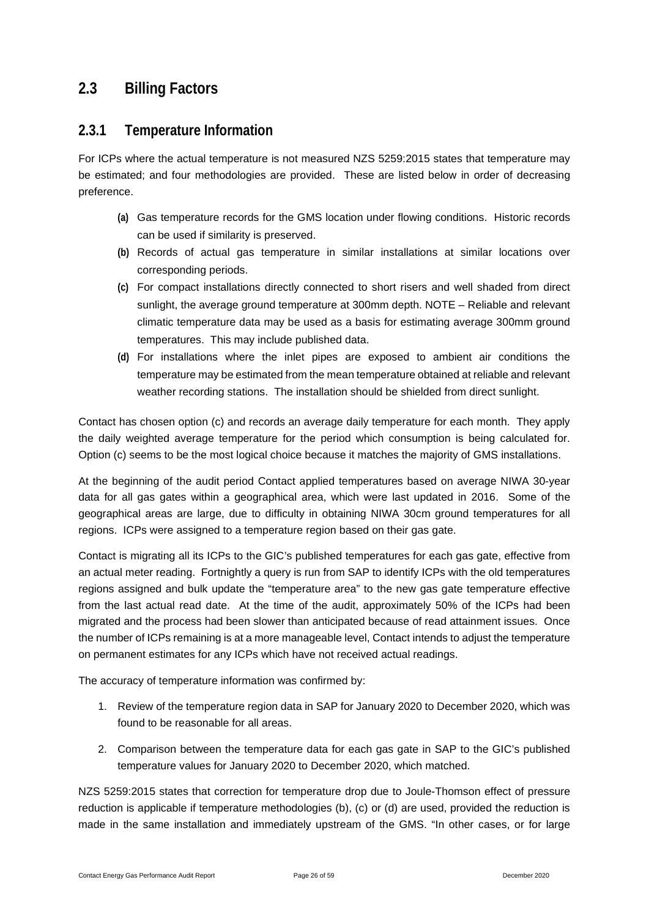## 2.3 Billing Factors

### 2.3.1 Temperature Information

For ICPs where the actual temperature is not measured NZS 5259:2015 states that temperature may be estimated; and four methodologies are provided. These are listed below in order of decreasing preference.

- **(a)** Gas temperature records for the GMS location under flowing conditions. Historic records can be used if similarity is preserved.
- **(b)** Records of actual gas temperature in similar installations at similar locations over corresponding periods.
- **(c)** For compact installations directly connected to short risers and well shaded from direct sunlight, the average ground temperature at 300mm depth. NOTE – Reliable and relevant climatic temperature data may be used as a basis for estimating average 300mm ground temperatures. This may include published data.
- **(d)** For installations where the inlet pipes are exposed to ambient air conditions the temperature may be estimated from the mean temperature obtained at reliable and relevant weather recording stations. The installation should be shielded from direct sunlight.

Contact has chosen option (c) and records an average daily temperature for each month. They apply the daily weighted average temperature for the period which consumption is being calculated for. Option (c) seems to be the most logical choice because it matches the majority of GMS installations.

At the beginning of the audit period Contact applied temperatures based on average NIWA 30-year data for all gas gates within a geographical area, which were last updated in 2016. Some of the geographical areas are large, due to difficulty in obtaining NIWA 30cm ground temperatures for all regions. ICPs were assigned to a temperature region based on their gas gate.

Contact is migrating all its ICPs to the GIC's published temperatures for each gas gate, effective from an actual meter reading. Fortnightly a query is run from SAP to identify ICPs with the old temperatures regions assigned and bulk update the "temperature area" to the new gas gate temperature effective from the last actual read date. At the time of the audit, approximately 50% of the ICPs had been migrated and the process had been slower than anticipated because of read attainment issues. Once the number of ICPs remaining is at a more manageable level, Contact intends to adjust the temperature on permanent estimates for any ICPs which have not received actual readings.

The accuracy of temperature information was confirmed by:

1. Review of the temperature region data in SAP for January 2020 to December 2020, which was found to be reasonable for all areas.
2. Comparison between the temperature data for each gas gate in SAP to the GIC's published temperature values for January 2020 to December 2020, which matched.

NZS 5259:2015 states that correction for temperature drop due to Joule-Thomson effect of pressure reduction is applicable if temperature methodologies (b), (c) or (d) are used, provided the reduction is made in the same installation and immediately upstream of the GMS. "In other cases, or for large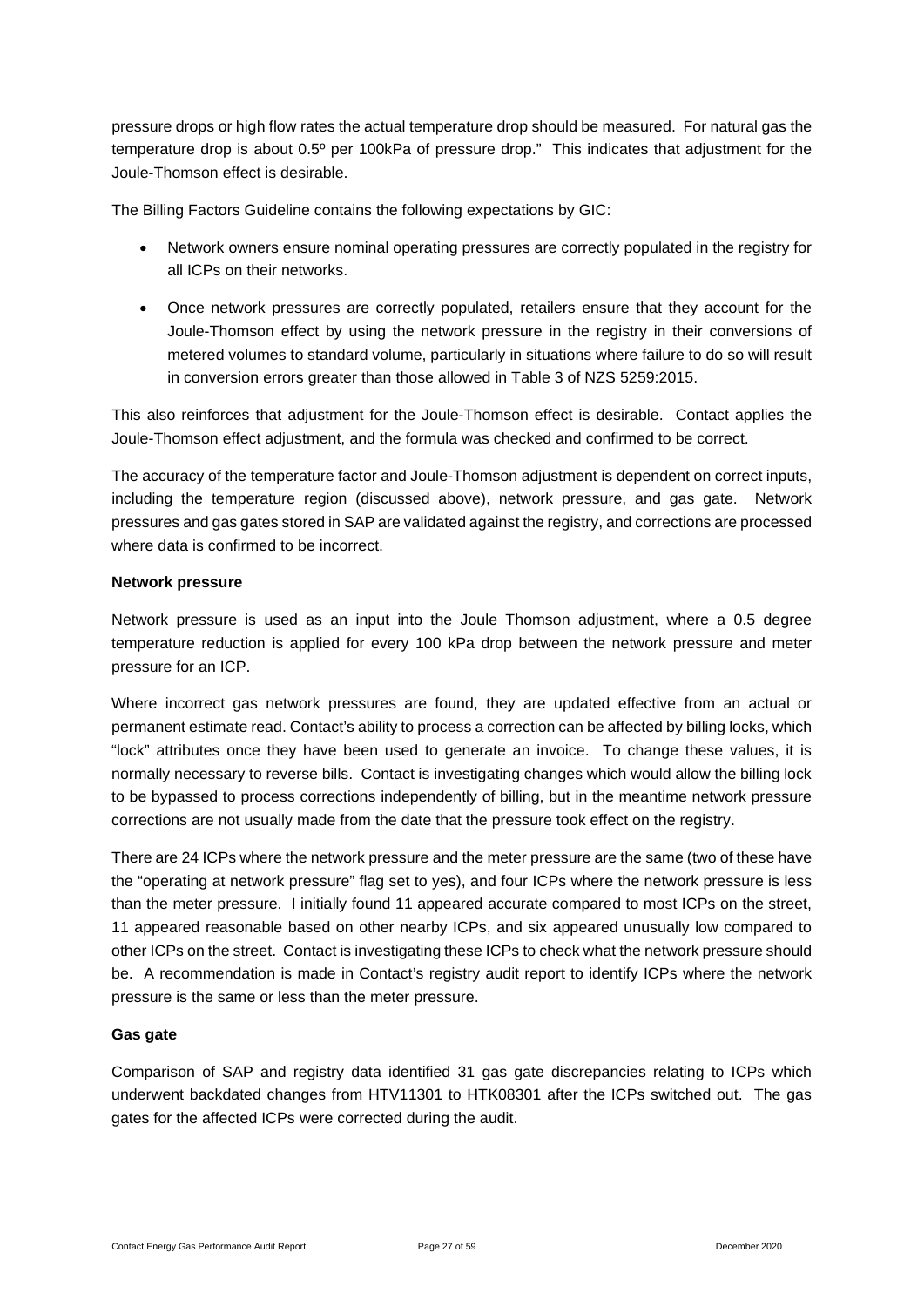pressure drops or high flow rates the actual temperature drop should be measured. For natural gas the temperature drop is about 0.5º per 100kPa of pressure drop." This indicates that adjustment for the Joule-Thomson effect is desirable.

The Billing Factors Guideline contains the following expectations by GIC:

- Network owners ensure nominal operating pressures are correctly populated in the registry for all ICPs on their networks.
- Once network pressures are correctly populated, retailers ensure that they account for the Joule-Thomson effect by using the network pressure in the registry in their conversions of metered volumes to standard volume, particularly in situations where failure to do so will result in conversion errors greater than those allowed in Table 3 of NZS 5259:2015.

This also reinforces that adjustment for the Joule-Thomson effect is desirable. Contact applies the Joule-Thomson effect adjustment, and the formula was checked and confirmed to be correct.

The accuracy of the temperature factor and Joule-Thomson adjustment is dependent on correct inputs, including the temperature region (discussed above), network pressure, and gas gate. Network pressures and gas gates stored in SAP are validated against the registry, and corrections are processed where data is confirmed to be incorrect.

**Network pressure**

Network pressure is used as an input into the Joule Thomson adjustment, where a 0.5 degree temperature reduction is applied for every 100 kPa drop between the network pressure and meter pressure for an ICP.

Where incorrect gas network pressures are found, they are updated effective from an actual or permanent estimate read. Contact's ability to process a correction can be affected by billing locks, which "lock" attributes once they have been used to generate an invoice. To change these values, it is normally necessary to reverse bills. Contact is investigating changes which would allow the billing lock to be bypassed to process corrections independently of billing, but in the meantime network pressure corrections are not usually made from the date that the pressure took effect on the registry.

There are 24 ICPs where the network pressure and the meter pressure are the same (two of these have the "operating at network pressure" flag set to yes), and four ICPs where the network pressure is less than the meter pressure. I initially found 11 appeared accurate compared to most ICPs on the street, 11 appeared reasonable based on other nearby ICPs, and six appeared unusually low compared to other ICPs on the street. Contact is investigating these ICPs to check what the network pressure should be. A recommendation is made in Contact's registry audit report to identify ICPs where the network pressure is the same or less than the meter pressure.

**Gas gate**

Comparison of SAP and registry data identified 31 gas gate discrepancies relating to ICPs which underwent backdated changes from HTV11301 to HTK08301 after the ICPs switched out. The gas gates for the affected ICPs were corrected during the audit.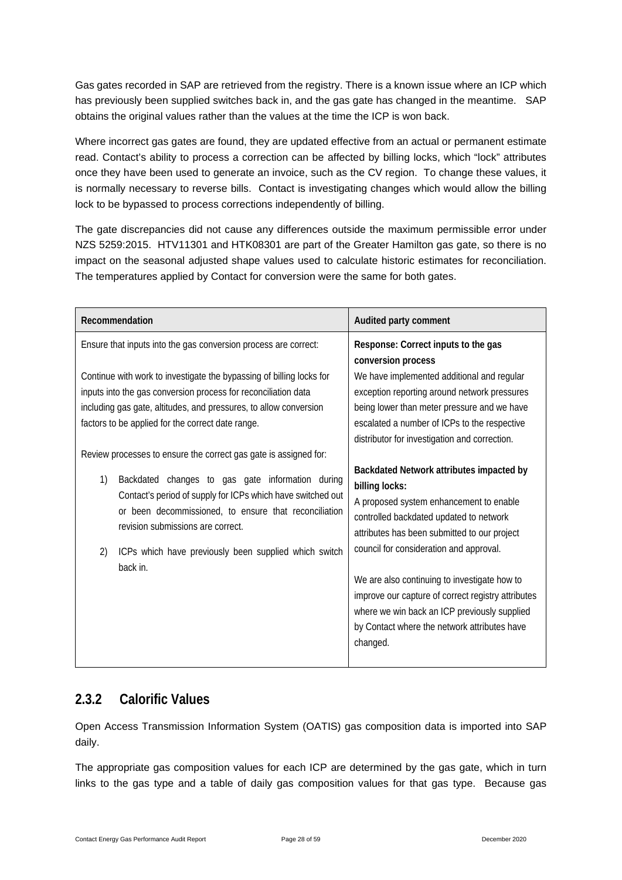Gas gates recorded in SAP are retrieved from the registry. There is a known issue where an ICP which has previously been supplied switches back in, and the gas gate has changed in the meantime. SAP obtains the original values rather than the values at the time the ICP is won back.

Where incorrect gas gates are found, they are updated effective from an actual or permanent estimate read. Contact's ability to process a correction can be affected by billing locks, which "lock" attributes once they have been used to generate an invoice, such as the CV region. To change these values, it is normally necessary to reverse bills. Contact is investigating changes which would allow the billing lock to be bypassed to process corrections independently of billing.

The gate discrepancies did not cause any differences outside the maximum permissible error under NZS 5259:2015. HTV11301 and HTK08301 are part of the Greater Hamilton gas gate, so there is no impact on the seasonal adjusted shape values used to calculate historic estimates for reconciliation. The temperatures applied by Contact for conversion were the same for both gates.

| Recommendation | Audited party comment |
|---|---|
| Ensure that inputs into the gas conversion process are correct:<br><br>Continue with work to investigate the bypassing of billing locks for inputs into the gas conversion process for reconciliation data including gas gate, altitudes, and pressures, to allow conversion factors to be applied for the correct date range.<br><br>Review processes to ensure the correct gas gate is assigned for:<br><br>1) Backdated changes to gas gate information during Contact's period of supply for ICPs which have switched out or been decommissioned, to ensure that reconciliation revision submissions are correct.<br><br>2) ICPs which have previously been supplied which switch back in. | **Response: Correct inputs to the gas conversion process**<br>We have implemented additional and regular exception reporting around network pressures being lower than meter pressure and we have escalated a number of ICPs to the respective distributor for investigation and correction.<br><br>**Backdated Network attributes impacted by billing locks:**<br>A proposed system enhancement to enable controlled backdated updated to network attributes has been submitted to our project council for consideration and approval.<br><br>We are also continuing to investigate how to improve our capture of correct registry attributes where we win back an ICP previously supplied by Contact where the network attributes have changed. |

### 2.3.2 Calorific Values

Open Access Transmission Information System (OATIS) gas composition data is imported into SAP daily.

The appropriate gas composition values for each ICP are determined by the gas gate, which in turn links to the gas type and a table of daily gas composition values for that gas type. Because gas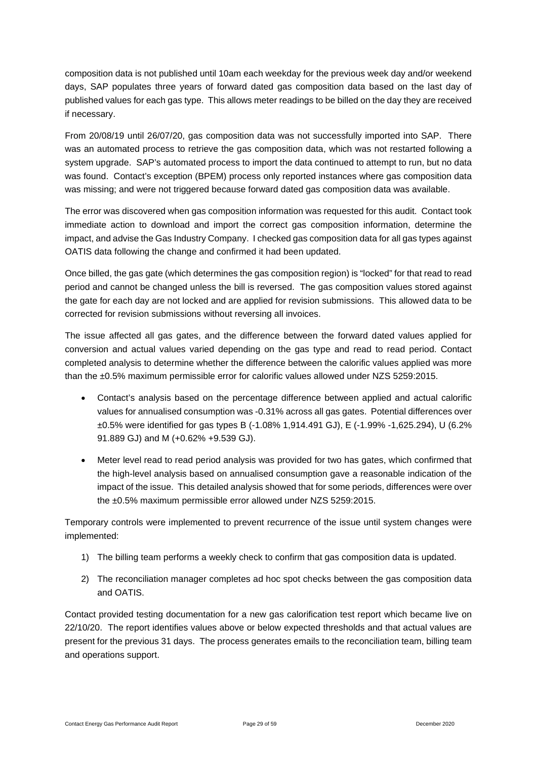composition data is not published until 10am each weekday for the previous week day and/or weekend days, SAP populates three years of forward dated gas composition data based on the last day of published values for each gas type. This allows meter readings to be billed on the day they are received if necessary.

From 20/08/19 until 26/07/20, gas composition data was not successfully imported into SAP. There was an automated process to retrieve the gas composition data, which was not restarted following a system upgrade. SAP's automated process to import the data continued to attempt to run, but no data was found. Contact's exception (BPEM) process only reported instances where gas composition data was missing; and were not triggered because forward dated gas composition data was available.

The error was discovered when gas composition information was requested for this audit. Contact took immediate action to download and import the correct gas composition information, determine the impact, and advise the Gas Industry Company. I checked gas composition data for all gas types against OATIS data following the change and confirmed it had been updated.

Once billed, the gas gate (which determines the gas composition region) is "locked" for that read to read period and cannot be changed unless the bill is reversed. The gas composition values stored against the gate for each day are not locked and are applied for revision submissions. This allowed data to be corrected for revision submissions without reversing all invoices.

The issue affected all gas gates, and the difference between the forward dated values applied for conversion and actual values varied depending on the gas type and read to read period. Contact completed analysis to determine whether the difference between the calorific values applied was more than the ±0.5% maximum permissible error for calorific values allowed under NZS 5259:2015.

- Contact's analysis based on the percentage difference between applied and actual calorific values for annualised consumption was -0.31% across all gas gates. Potential differences over ±0.5% were identified for gas types B (-1.08% 1,914.491 GJ), E (-1.99% -1,625.294), U (6.2% 91.889 GJ) and M (+0.62% +9.539 GJ).
- Meter level read to read period analysis was provided for two has gates, which confirmed that the high-level analysis based on annualised consumption gave a reasonable indication of the impact of the issue. This detailed analysis showed that for some periods, differences were over the ±0.5% maximum permissible error allowed under NZS 5259:2015.

Temporary controls were implemented to prevent recurrence of the issue until system changes were implemented:

1) The billing team performs a weekly check to confirm that gas composition data is updated.
2) The reconciliation manager completes ad hoc spot checks between the gas composition data and OATIS.

Contact provided testing documentation for a new gas calorification test report which became live on 22/10/20. The report identifies values above or below expected thresholds and that actual values are present for the previous 31 days. The process generates emails to the reconciliation team, billing team and operations support.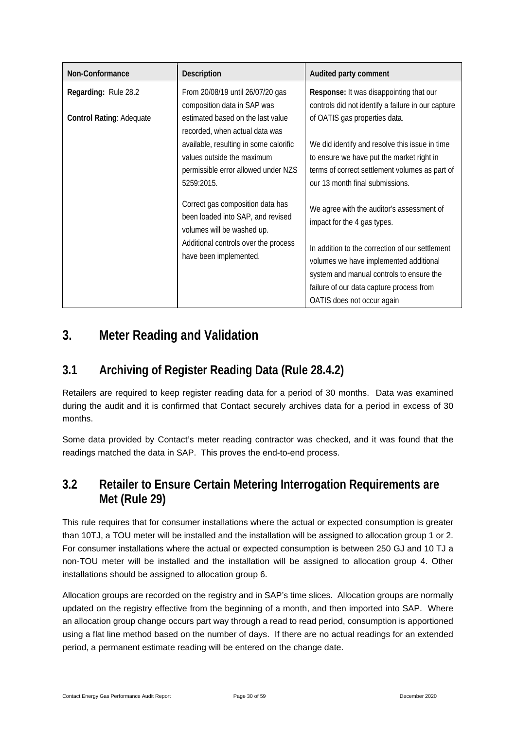| Non-Conformance | Description | Audited party comment |
| --- | --- | --- |
| **Regarding:** Rule 28.2<br><br>**Control Rating**: Adequate | From 20/08/19 until 26/07/20 gas composition data in SAP was estimated based on the last value recorded, when actual data was available, resulting in some calorific values outside the maximum permissible error allowed under NZS 5259:2015.<br><br>Correct gas composition data has been loaded into SAP, and revised volumes will be washed up.<br>Additional controls over the process have been implemented. | **Response:** It was disappointing that our controls did not identify a failure in our capture of OATIS gas properties data.<br><br>We did identify and resolve this issue in time to ensure we have put the market right in terms of correct settlement volumes as part of our 13 month final submissions.<br><br>We agree with the auditor's assessment of impact for the 4 gas types.<br><br>In addition to the correction of our settlement volumes we have implemented additional system and manual controls to ensure the failure of our data capture process from OATIS does not occur again |

# 3. Meter Reading and Validation

## 3.1 Archiving of Register Reading Data (Rule 28.4.2)

Retailers are required to keep register reading data for a period of 30 months. Data was examined during the audit and it is confirmed that Contact securely archives data for a period in excess of 30 months.

Some data provided by Contact's meter reading contractor was checked, and it was found that the readings matched the data in SAP. This proves the end-to-end process.

## 3.2 Retailer to Ensure Certain Metering Interrogation Requirements are Met (Rule 29)

This rule requires that for consumer installations where the actual or expected consumption is greater than 10TJ, a TOU meter will be installed and the installation will be assigned to allocation group 1 or 2. For consumer installations where the actual or expected consumption is between 250 GJ and 10 TJ a non-TOU meter will be installed and the installation will be assigned to allocation group 4. Other installations should be assigned to allocation group 6.

Allocation groups are recorded on the registry and in SAP's time slices. Allocation groups are normally updated on the registry effective from the beginning of a month, and then imported into SAP. Where an allocation group change occurs part way through a read to read period, consumption is apportioned using a flat line method based on the number of days. If there are no actual readings for an extended period, a permanent estimate reading will be entered on the change date.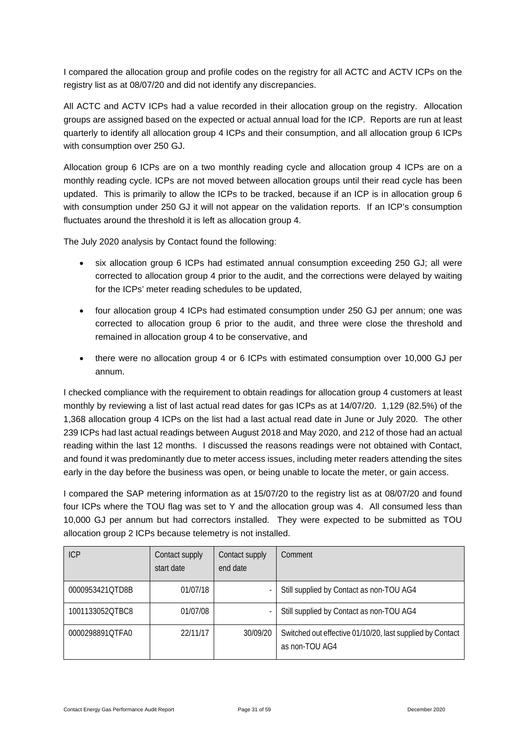I compared the allocation group and profile codes on the registry for all ACTC and ACTV ICPs on the registry list as at 08/07/20 and did not identify any discrepancies.

All ACTC and ACTV ICPs had a value recorded in their allocation group on the registry. Allocation groups are assigned based on the expected or actual annual load for the ICP. Reports are run at least quarterly to identify all allocation group 4 ICPs and their consumption, and all allocation group 6 ICPs with consumption over 250 GJ.

Allocation group 6 ICPs are on a two monthly reading cycle and allocation group 4 ICPs are on a monthly reading cycle. ICPs are not moved between allocation groups until their read cycle has been updated. This is primarily to allow the ICPs to be tracked, because if an ICP is in allocation group 6 with consumption under 250 GJ it will not appear on the validation reports. If an ICP's consumption fluctuates around the threshold it is left as allocation group 4.

The July 2020 analysis by Contact found the following:

- six allocation group 6 ICPs had estimated annual consumption exceeding 250 GJ; all were corrected to allocation group 4 prior to the audit, and the corrections were delayed by waiting for the ICPs' meter reading schedules to be updated,
- four allocation group 4 ICPs had estimated consumption under 250 GJ per annum; one was corrected to allocation group 6 prior to the audit, and three were close the threshold and remained in allocation group 4 to be conservative, and
- there were no allocation group 4 or 6 ICPs with estimated consumption over 10,000 GJ per annum.

I checked compliance with the requirement to obtain readings for allocation group 4 customers at least monthly by reviewing a list of last actual read dates for gas ICPs as at 14/07/20. 1,129 (82.5%) of the 1,368 allocation group 4 ICPs on the list had a last actual read date in June or July 2020. The other 239 ICPs had last actual readings between August 2018 and May 2020, and 212 of those had an actual reading within the last 12 months. I discussed the reasons readings were not obtained with Contact, and found it was predominantly due to meter access issues, including meter readers attending the sites early in the day before the business was open, or being unable to locate the meter, or gain access.

I compared the SAP metering information as at 15/07/20 to the registry list as at 08/07/20 and found four ICPs where the TOU flag was set to Y and the allocation group was 4. All consumed less than 10,000 GJ per annum but had correctors installed. They were expected to be submitted as TOU allocation group 2 ICPs because telemetry is not installed.

| ICP | Contact supply start date | Contact supply end date | Comment |
|---|---|---|---|
| 0000953421QTD8B | 01/07/18 | - | Still supplied by Contact as non-TOU AG4 |
| 1001133052QTBC8 | 01/07/08 | - | Still supplied by Contact as non-TOU AG4 |
| 0000298891QTFA0 | 22/11/17 | 30/09/20 | Switched out effective 01/10/20, last supplied by Contact as non-TOU AG4 |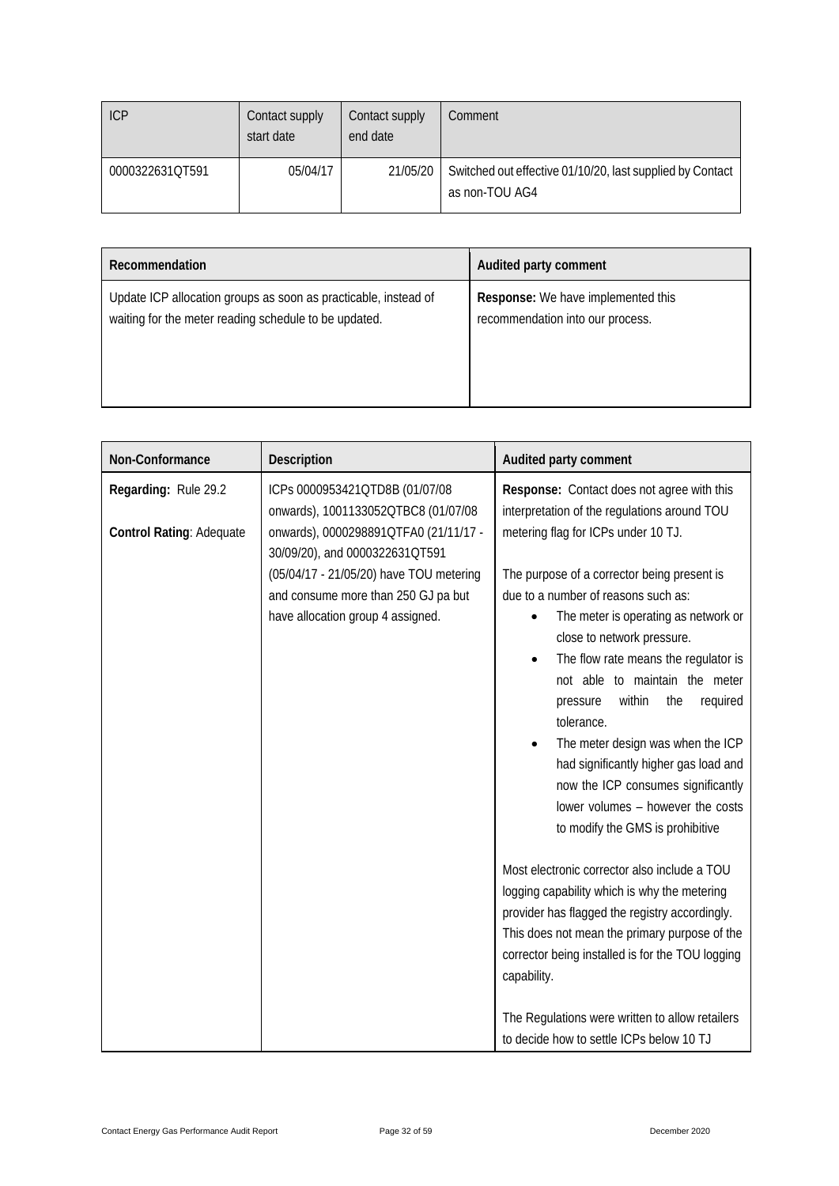| ICP | Contact supply start date | Contact supply end date | Comment |
|---|---|---|---|
| 0000322631QT591 | 05/04/17 | 21/05/20 | Switched out effective 01/10/20, last supplied by Contact as non-TOU AG4 |

| Recommendation | Audited party comment |
|---|---|
| Update ICP allocation groups as soon as practicable, instead of waiting for the meter reading schedule to be updated. | **Response:** We have implemented this recommendation into our process. |

| Non-Conformance | Description | Audited party comment |
|---|---|---|
| **Regarding:** Rule 29.2<br><br>**Control Rating**: Adequate | ICPs 0000953421QTD8B (01/07/08 onwards), 1001133052QTBC8 (01/07/08 onwards), 0000298891QTFA0 (21/11/17 - 30/09/20), and 0000322631QT591 (05/04/17 - 21/05/20) have TOU metering and consume more than 250 GJ pa but have allocation group 4 assigned. | **Response:** Contact does not agree with this interpretation of the regulations around TOU metering flag for ICPs under 10 TJ.<br><br>The purpose of a corrector being present is due to a number of reasons such as:<br>• The meter is operating as network or close to network pressure.<br>• The flow rate means the regulator is not able to maintain the meter pressure within the required tolerance.<br>• The meter design was when the ICP had significantly higher gas load and now the ICP consumes significantly lower volumes – however the costs to modify the GMS is prohibitive<br><br>Most electronic corrector also include a TOU logging capability which is why the metering provider has flagged the registry accordingly. This does not mean the primary purpose of the corrector being installed is for the TOU logging capability.<br><br>The Regulations were written to allow retailers to decide how to settle ICPs below 10 TJ |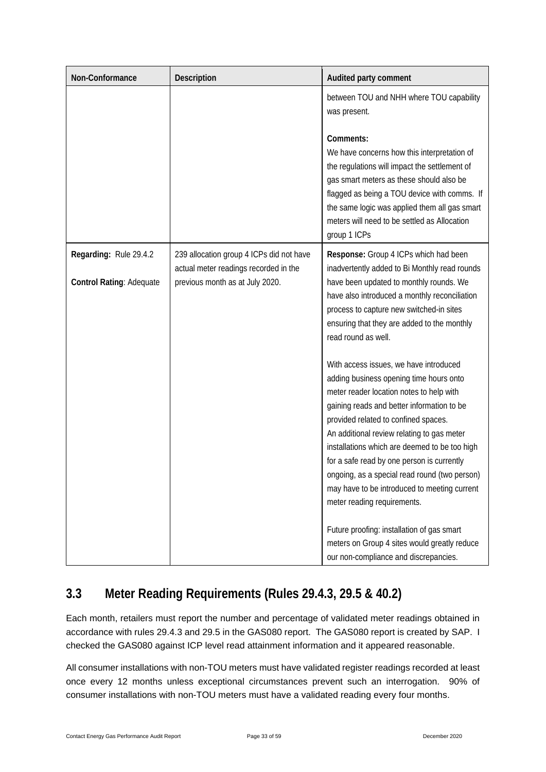| Non-Conformance | Description | Audited party comment |
|---|---|---|
| | | between TOU and NHH where TOU capability was present.<br><br>**Comments:**<br>We have concerns how this interpretation of the regulations will impact the settlement of gas smart meters as these should also be flagged as being a TOU device with comms. If the same logic was applied them all gas smart meters will need to be settled as Allocation group 1 ICPs |
| **Regarding:** Rule 29.4.2<br><br>**Control Rating**: Adequate | 239 allocation group 4 ICPs did not have actual meter readings recorded in the previous month as at July 2020. | **Response:** Group 4 ICPs which had been inadvertently added to Bi Monthly read rounds have been updated to monthly rounds. We have also introduced a monthly reconciliation process to capture new switched-in sites ensuring that they are added to the monthly read round as well.<br><br>With access issues, we have introduced adding business opening time hours onto meter reader location notes to help with gaining reads and better information to be provided related to confined spaces.<br>An additional review relating to gas meter installations which are deemed to be too high for a safe read by one person is currently ongoing, as a special read round (two person) may have to be introduced to meeting current meter reading requirements.<br><br>Future proofing: installation of gas smart meters on Group 4 sites would greatly reduce our non-compliance and discrepancies. |

## 3.3 Meter Reading Requirements (Rules 29.4.3, 29.5 & 40.2)

Each month, retailers must report the number and percentage of validated meter readings obtained in accordance with rules 29.4.3 and 29.5 in the GAS080 report. The GAS080 report is created by SAP. I checked the GAS080 against ICP level read attainment information and it appeared reasonable.

All consumer installations with non-TOU meters must have validated register readings recorded at least once every 12 months unless exceptional circumstances prevent such an interrogation. 90% of consumer installations with non-TOU meters must have a validated reading every four months.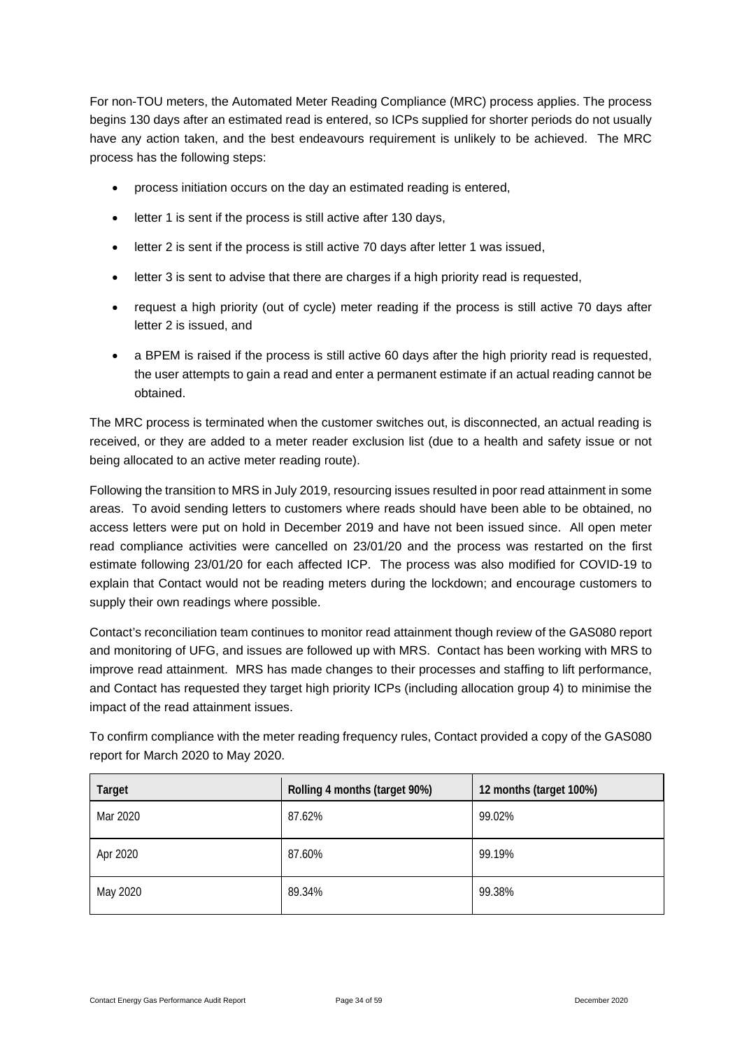For non-TOU meters, the Automated Meter Reading Compliance (MRC) process applies. The process begins 130 days after an estimated read is entered, so ICPs supplied for shorter periods do not usually have any action taken, and the best endeavours requirement is unlikely to be achieved. The MRC process has the following steps:

- process initiation occurs on the day an estimated reading is entered,
- letter 1 is sent if the process is still active after 130 days,
- letter 2 is sent if the process is still active 70 days after letter 1 was issued,
- letter 3 is sent to advise that there are charges if a high priority read is requested,
- request a high priority (out of cycle) meter reading if the process is still active 70 days after letter 2 is issued, and
- a BPEM is raised if the process is still active 60 days after the high priority read is requested, the user attempts to gain a read and enter a permanent estimate if an actual reading cannot be obtained.

The MRC process is terminated when the customer switches out, is disconnected, an actual reading is received, or they are added to a meter reader exclusion list (due to a health and safety issue or not being allocated to an active meter reading route).

Following the transition to MRS in July 2019, resourcing issues resulted in poor read attainment in some areas. To avoid sending letters to customers where reads should have been able to be obtained, no access letters were put on hold in December 2019 and have not been issued since. All open meter read compliance activities were cancelled on 23/01/20 and the process was restarted on the first estimate following 23/01/20 for each affected ICP. The process was also modified for COVID-19 to explain that Contact would not be reading meters during the lockdown; and encourage customers to supply their own readings where possible.

Contact's reconciliation team continues to monitor read attainment though review of the GAS080 report and monitoring of UFG, and issues are followed up with MRS. Contact has been working with MRS to improve read attainment. MRS has made changes to their processes and staffing to lift performance, and Contact has requested they target high priority ICPs (including allocation group 4) to minimise the impact of the read attainment issues.

To confirm compliance with the meter reading frequency rules, Contact provided a copy of the GAS080 report for March 2020 to May 2020.

| Target | Rolling 4 months (target 90%) | 12 months (target 100%) |
|---|---|---|
| Mar 2020 | 87.62% | 99.02% |
| Apr 2020 | 87.60% | 99.19% |
| May 2020 | 89.34% | 99.38% |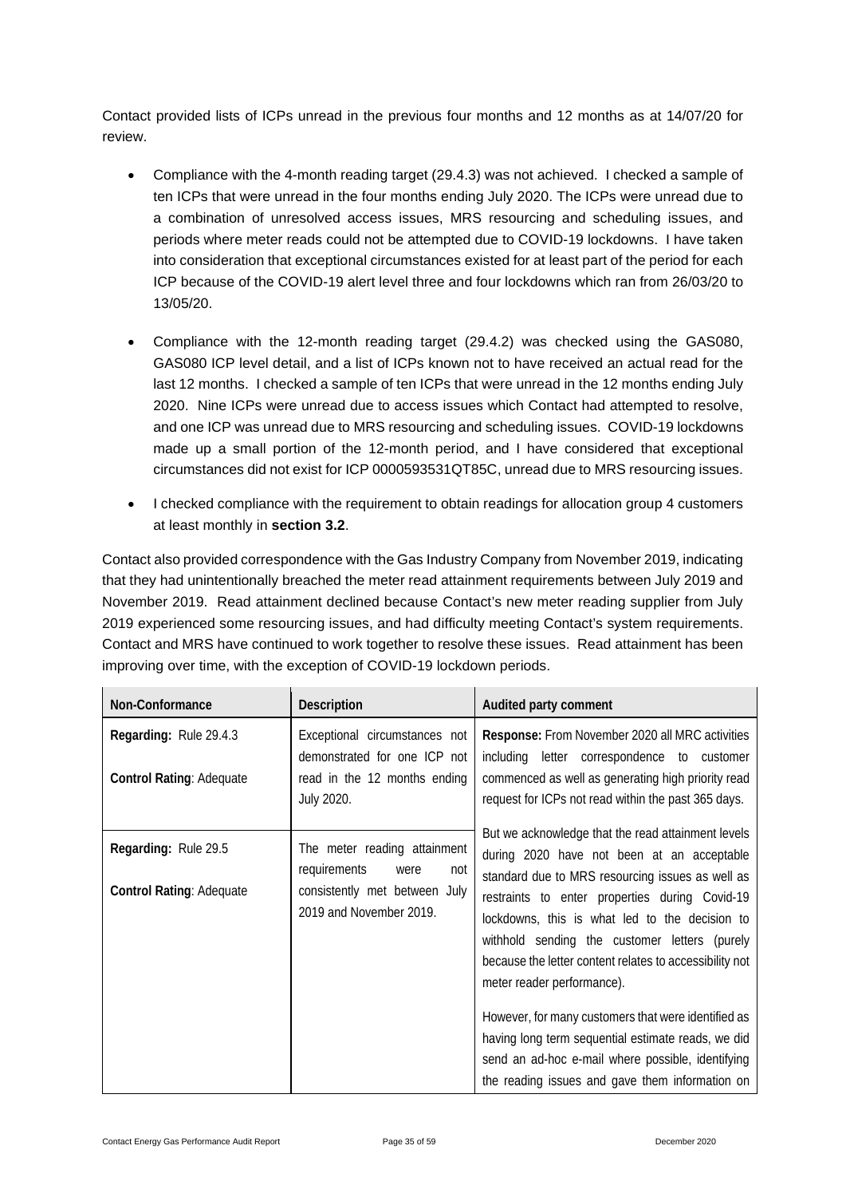Contact provided lists of ICPs unread in the previous four months and 12 months as at 14/07/20 for review.

- Compliance with the 4-month reading target (29.4.3) was not achieved. I checked a sample of ten ICPs that were unread in the four months ending July 2020. The ICPs were unread due to a combination of unresolved access issues, MRS resourcing and scheduling issues, and periods where meter reads could not be attempted due to COVID-19 lockdowns. I have taken into consideration that exceptional circumstances existed for at least part of the period for each ICP because of the COVID-19 alert level three and four lockdowns which ran from 26/03/20 to 13/05/20.
- Compliance with the 12-month reading target (29.4.2) was checked using the GAS080, GAS080 ICP level detail, and a list of ICPs known not to have received an actual read for the last 12 months. I checked a sample of ten ICPs that were unread in the 12 months ending July 2020. Nine ICPs were unread due to access issues which Contact had attempted to resolve, and one ICP was unread due to MRS resourcing and scheduling issues. COVID-19 lockdowns made up a small portion of the 12-month period, and I have considered that exceptional circumstances did not exist for ICP 0000593531QT85C, unread due to MRS resourcing issues.
- I checked compliance with the requirement to obtain readings for allocation group 4 customers at least monthly in **section 3.2**.

Contact also provided correspondence with the Gas Industry Company from November 2019, indicating that they had unintentionally breached the meter read attainment requirements between July 2019 and November 2019. Read attainment declined because Contact's new meter reading supplier from July 2019 experienced some resourcing issues, and had difficulty meeting Contact's system requirements. Contact and MRS have continued to work together to resolve these issues. Read attainment has been improving over time, with the exception of COVID-19 lockdown periods.

| Non-Conformance | Description | Audited party comment |
|---|---|---|
| **Regarding:** Rule 29.4.3<br><br>**Control Rating**: Adequate | Exceptional circumstances not demonstrated for one ICP not read in the 12 months ending July 2020. | **Response:** From November 2020 all MRC activities including letter correspondence to customer commenced as well as generating high priority read request for ICPs not read within the past 365 days.<br><br>But we acknowledge that the read attainment levels during 2020 have not been at an acceptable standard due to MRS resourcing issues as well as restraints to enter properties during Covid-19 lockdowns, this is what led to the decision to withhold sending the customer letters (purely because the letter content relates to accessibility not meter reader performance).<br><br>However, for many customers that were identified as having long term sequential estimate reads, we did send an ad-hoc e-mail where possible, identifying the reading issues and gave them information on |
| **Regarding:** Rule 29.5<br><br>**Control Rating**: Adequate | The meter reading attainment requirements were not consistently met between July 2019 and November 2019. | |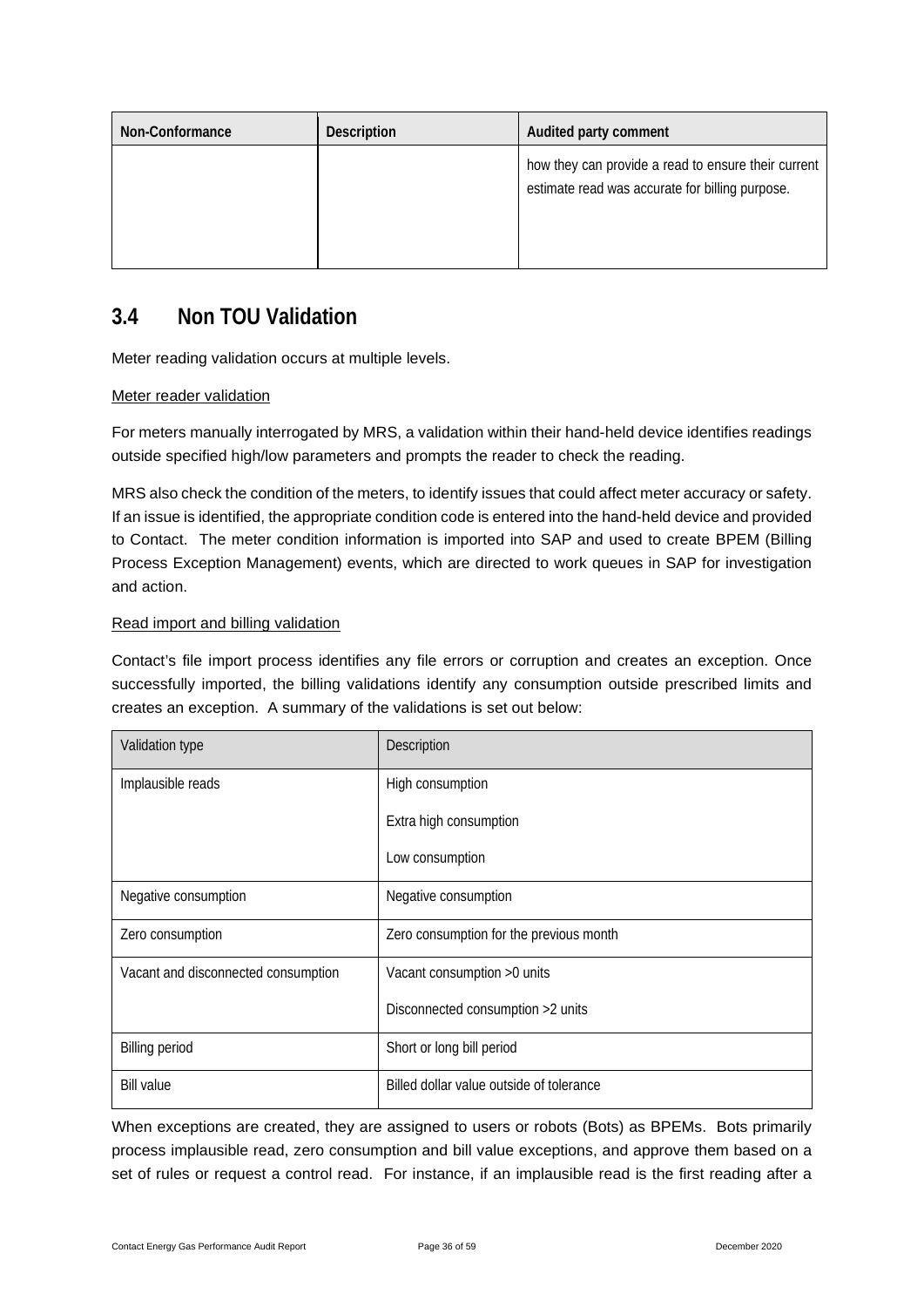| Non-Conformance | Description | Audited party comment |
|---|---|---|
| | | how they can provide a read to ensure their current estimate read was accurate for billing purpose. |

## 3.4 Non TOU Validation

Meter reading validation occurs at multiple levels.

Meter reader validation

For meters manually interrogated by MRS, a validation within their hand-held device identifies readings outside specified high/low parameters and prompts the reader to check the reading.

MRS also check the condition of the meters, to identify issues that could affect meter accuracy or safety. If an issue is identified, the appropriate condition code is entered into the hand-held device and provided to Contact. The meter condition information is imported into SAP and used to create BPEM (Billing Process Exception Management) events, which are directed to work queues in SAP for investigation and action.

Read import and billing validation

Contact's file import process identifies any file errors or corruption and creates an exception. Once successfully imported, the billing validations identify any consumption outside prescribed limits and creates an exception. A summary of the validations is set out below:

| Validation type | Description |
|---|---|
| Implausible reads | High consumption<br>Extra high consumption<br>Low consumption |
| Negative consumption | Negative consumption |
| Zero consumption | Zero consumption for the previous month |
| Vacant and disconnected consumption | Vacant consumption >0 units<br>Disconnected consumption >2 units |
| Billing period | Short or long bill period |
| Bill value | Billed dollar value outside of tolerance |

When exceptions are created, they are assigned to users or robots (Bots) as BPEMs. Bots primarily process implausible read, zero consumption and bill value exceptions, and approve them based on a set of rules or request a control read. For instance, if an implausible read is the first reading after a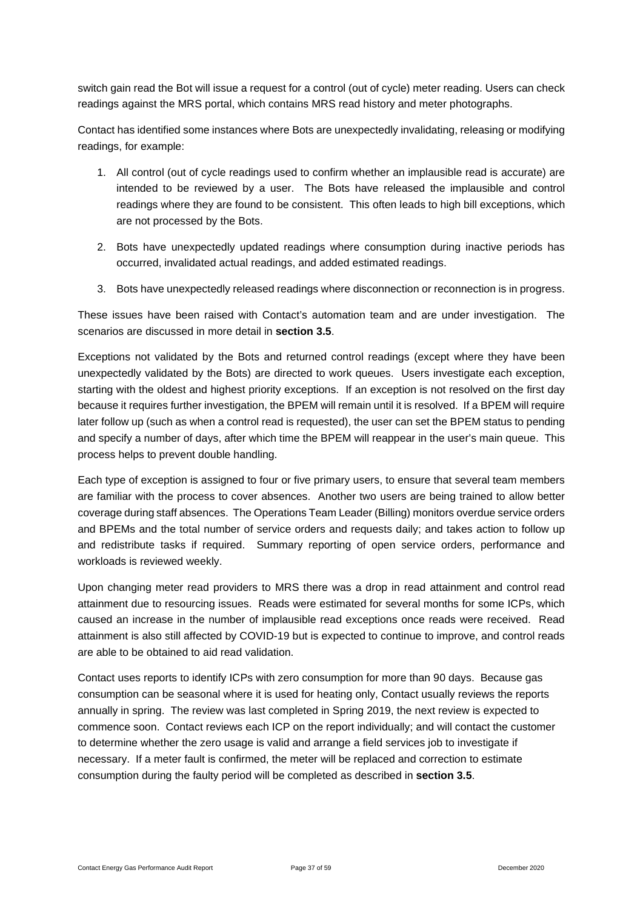switch gain read the Bot will issue a request for a control (out of cycle) meter reading. Users can check readings against the MRS portal, which contains MRS read history and meter photographs.

Contact has identified some instances where Bots are unexpectedly invalidating, releasing or modifying readings, for example:

1. All control (out of cycle readings used to confirm whether an implausible read is accurate) are intended to be reviewed by a user. The Bots have released the implausible and control readings where they are found to be consistent. This often leads to high bill exceptions, which are not processed by the Bots.
2. Bots have unexpectedly updated readings where consumption during inactive periods has occurred, invalidated actual readings, and added estimated readings.
3. Bots have unexpectedly released readings where disconnection or reconnection is in progress.

These issues have been raised with Contact's automation team and are under investigation. The scenarios are discussed in more detail in **section 3.5**.

Exceptions not validated by the Bots and returned control readings (except where they have been unexpectedly validated by the Bots) are directed to work queues. Users investigate each exception, starting with the oldest and highest priority exceptions. If an exception is not resolved on the first day because it requires further investigation, the BPEM will remain until it is resolved. If a BPEM will require later follow up (such as when a control read is requested), the user can set the BPEM status to pending and specify a number of days, after which time the BPEM will reappear in the user's main queue. This process helps to prevent double handling.

Each type of exception is assigned to four or five primary users, to ensure that several team members are familiar with the process to cover absences. Another two users are being trained to allow better coverage during staff absences. The Operations Team Leader (Billing) monitors overdue service orders and BPEMs and the total number of service orders and requests daily; and takes action to follow up and redistribute tasks if required. Summary reporting of open service orders, performance and workloads is reviewed weekly.

Upon changing meter read providers to MRS there was a drop in read attainment and control read attainment due to resourcing issues. Reads were estimated for several months for some ICPs, which caused an increase in the number of implausible read exceptions once reads were received. Read attainment is also still affected by COVID-19 but is expected to continue to improve, and control reads are able to be obtained to aid read validation.

Contact uses reports to identify ICPs with zero consumption for more than 90 days. Because gas consumption can be seasonal where it is used for heating only, Contact usually reviews the reports annually in spring. The review was last completed in Spring 2019, the next review is expected to commence soon. Contact reviews each ICP on the report individually; and will contact the customer to determine whether the zero usage is valid and arrange a field services job to investigate if necessary. If a meter fault is confirmed, the meter will be replaced and correction to estimate consumption during the faulty period will be completed as described in **section 3.5**.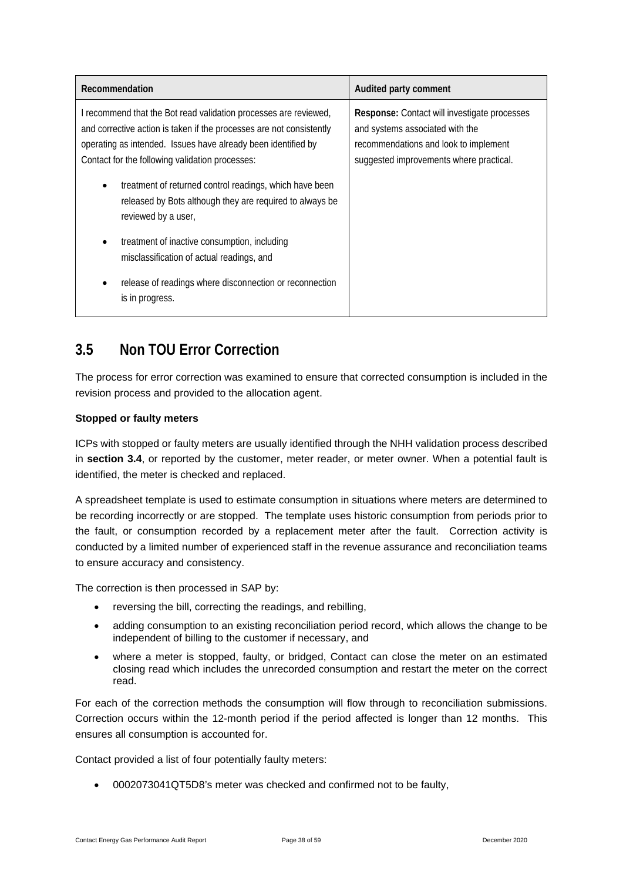| Recommendation | Audited party comment |
| --- | --- |
| I recommend that the Bot read validation processes are reviewed, and corrective action is taken if the processes are not consistently operating as intended. Issues have already been identified by Contact for the following validation processes:<br><br>• treatment of returned control readings, which have been released by Bots although they are required to always be reviewed by a user,<br><br>• treatment of inactive consumption, including misclassification of actual readings, and<br><br>• release of readings where disconnection or reconnection is in progress. | **Response:** Contact will investigate processes and systems associated with the recommendations and look to implement suggested improvements where practical. |

## 3.5 Non TOU Error Correction

The process for error correction was examined to ensure that corrected consumption is included in the revision process and provided to the allocation agent.

**Stopped or faulty meters**

ICPs with stopped or faulty meters are usually identified through the NHH validation process described in **section 3.4**, or reported by the customer, meter reader, or meter owner. When a potential fault is identified, the meter is checked and replaced.

A spreadsheet template is used to estimate consumption in situations where meters are determined to be recording incorrectly or are stopped. The template uses historic consumption from periods prior to the fault, or consumption recorded by a replacement meter after the fault. Correction activity is conducted by a limited number of experienced staff in the revenue assurance and reconciliation teams to ensure accuracy and consistency.

The correction is then processed in SAP by:

- reversing the bill, correcting the readings, and rebilling,
- adding consumption to an existing reconciliation period record, which allows the change to be independent of billing to the customer if necessary, and
- where a meter is stopped, faulty, or bridged, Contact can close the meter on an estimated closing read which includes the unrecorded consumption and restart the meter on the correct read.

For each of the correction methods the consumption will flow through to reconciliation submissions. Correction occurs within the 12-month period if the period affected is longer than 12 months. This ensures all consumption is accounted for.

Contact provided a list of four potentially faulty meters:

- 0002073041QT5D8's meter was checked and confirmed not to be faulty,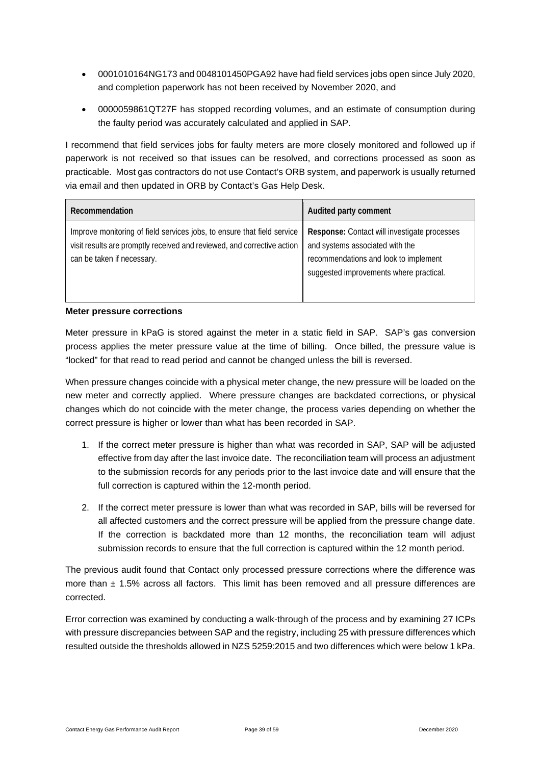- 0001010164NG173 and 0048101450PGA92 have had field services jobs open since July 2020, and completion paperwork has not been received by November 2020, and
- 0000059861QT27F has stopped recording volumes, and an estimate of consumption during the faulty period was accurately calculated and applied in SAP.

I recommend that field services jobs for faulty meters are more closely monitored and followed up if paperwork is not received so that issues can be resolved, and corrections processed as soon as practicable. Most gas contractors do not use Contact's ORB system, and paperwork is usually returned via email and then updated in ORB by Contact's Gas Help Desk.

| Recommendation | Audited party comment |
|---|---|
| Improve monitoring of field services jobs, to ensure that field service visit results are promptly received and reviewed, and corrective action can be taken if necessary. | **Response:** Contact will investigate processes and systems associated with the recommendations and look to implement suggested improvements where practical. |

**Meter pressure corrections**

Meter pressure in kPaG is stored against the meter in a static field in SAP. SAP's gas conversion process applies the meter pressure value at the time of billing. Once billed, the pressure value is "locked" for that read to read period and cannot be changed unless the bill is reversed.

When pressure changes coincide with a physical meter change, the new pressure will be loaded on the new meter and correctly applied. Where pressure changes are backdated corrections, or physical changes which do not coincide with the meter change, the process varies depending on whether the correct pressure is higher or lower than what has been recorded in SAP.

1. If the correct meter pressure is higher than what was recorded in SAP, SAP will be adjusted effective from day after the last invoice date. The reconciliation team will process an adjustment to the submission records for any periods prior to the last invoice date and will ensure that the full correction is captured within the 12-month period.
2. If the correct meter pressure is lower than what was recorded in SAP, bills will be reversed for all affected customers and the correct pressure will be applied from the pressure change date. If the correction is backdated more than 12 months, the reconciliation team will adjust submission records to ensure that the full correction is captured within the 12 month period.

The previous audit found that Contact only processed pressure corrections where the difference was more than ± 1.5% across all factors. This limit has been removed and all pressure differences are corrected.

Error correction was examined by conducting a walk-through of the process and by examining 27 ICPs with pressure discrepancies between SAP and the registry, including 25 with pressure differences which resulted outside the thresholds allowed in NZS 5259:2015 and two differences which were below 1 kPa.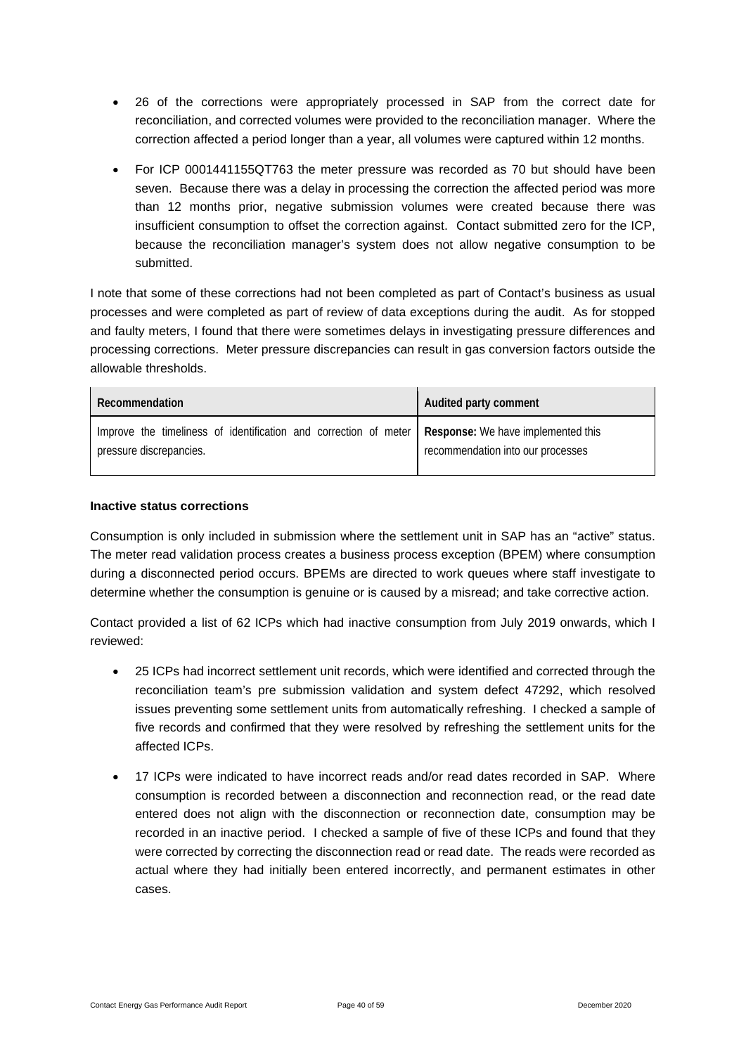- 26 of the corrections were appropriately processed in SAP from the correct date for reconciliation, and corrected volumes were provided to the reconciliation manager. Where the correction affected a period longer than a year, all volumes were captured within 12 months.
- For ICP 0001441155QT763 the meter pressure was recorded as 70 but should have been seven. Because there was a delay in processing the correction the affected period was more than 12 months prior, negative submission volumes were created because there was insufficient consumption to offset the correction against. Contact submitted zero for the ICP, because the reconciliation manager's system does not allow negative consumption to be submitted.

I note that some of these corrections had not been completed as part of Contact's business as usual processes and were completed as part of review of data exceptions during the audit. As for stopped and faulty meters, I found that there were sometimes delays in investigating pressure differences and processing corrections. Meter pressure discrepancies can result in gas conversion factors outside the allowable thresholds.

| Recommendation | Audited party comment |
|---|---|
| Improve the timeliness of identification and correction of meter pressure discrepancies. | **Response:** We have implemented this recommendation into our processes |

**Inactive status corrections**

Consumption is only included in submission where the settlement unit in SAP has an "active" status. The meter read validation process creates a business process exception (BPEM) where consumption during a disconnected period occurs. BPEMs are directed to work queues where staff investigate to determine whether the consumption is genuine or is caused by a misread; and take corrective action.

Contact provided a list of 62 ICPs which had inactive consumption from July 2019 onwards, which I reviewed:

- 25 ICPs had incorrect settlement unit records, which were identified and corrected through the reconciliation team's pre submission validation and system defect 47292, which resolved issues preventing some settlement units from automatically refreshing. I checked a sample of five records and confirmed that they were resolved by refreshing the settlement units for the affected ICPs.
- 17 ICPs were indicated to have incorrect reads and/or read dates recorded in SAP. Where consumption is recorded between a disconnection and reconnection read, or the read date entered does not align with the disconnection or reconnection date, consumption may be recorded in an inactive period. I checked a sample of five of these ICPs and found that they were corrected by correcting the disconnection read or read date. The reads were recorded as actual where they had initially been entered incorrectly, and permanent estimates in other cases.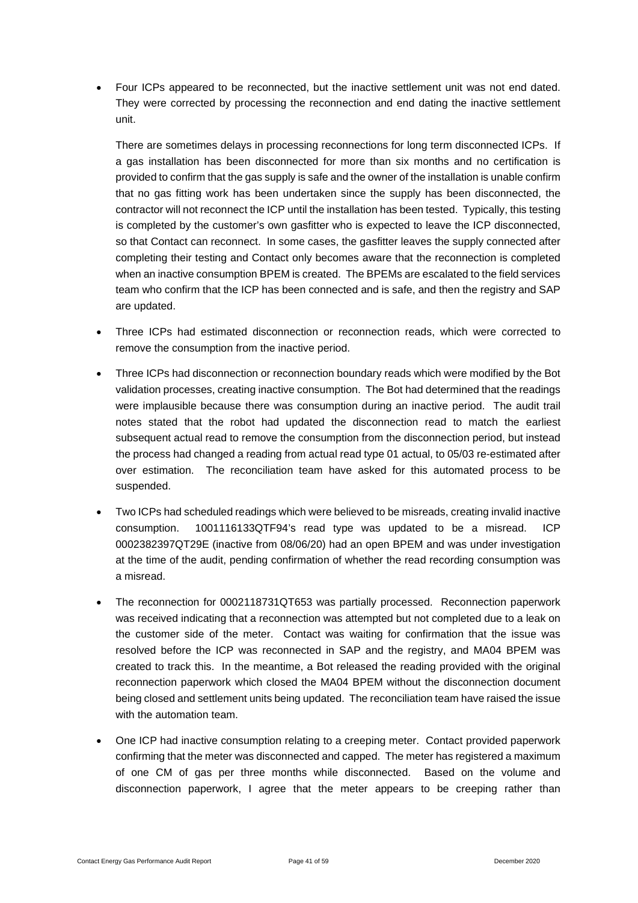- Four ICPs appeared to be reconnected, but the inactive settlement unit was not end dated. They were corrected by processing the reconnection and end dating the inactive settlement unit.

  There are sometimes delays in processing reconnections for long term disconnected ICPs. If a gas installation has been disconnected for more than six months and no certification is provided to confirm that the gas supply is safe and the owner of the installation is unable confirm that no gas fitting work has been undertaken since the supply has been disconnected, the contractor will not reconnect the ICP until the installation has been tested. Typically, this testing is completed by the customer's own gasfitter who is expected to leave the ICP disconnected, so that Contact can reconnect. In some cases, the gasfitter leaves the supply connected after completing their testing and Contact only becomes aware that the reconnection is completed when an inactive consumption BPEM is created. The BPEMs are escalated to the field services team who confirm that the ICP has been connected and is safe, and then the registry and SAP are updated.

- Three ICPs had estimated disconnection or reconnection reads, which were corrected to remove the consumption from the inactive period.

- Three ICPs had disconnection or reconnection boundary reads which were modified by the Bot validation processes, creating inactive consumption. The Bot had determined that the readings were implausible because there was consumption during an inactive period. The audit trail notes stated that the robot had updated the disconnection read to match the earliest subsequent actual read to remove the consumption from the disconnection period, but instead the process had changed a reading from actual read type 01 actual, to 05/03 re-estimated after over estimation. The reconciliation team have asked for this automated process to be suspended.

- Two ICPs had scheduled readings which were believed to be misreads, creating invalid inactive consumption. 1001116133QTF94's read type was updated to be a misread. ICP 0002382397QT29E (inactive from 08/06/20) had an open BPEM and was under investigation at the time of the audit, pending confirmation of whether the read recording consumption was a misread.

- The reconnection for 0002118731QT653 was partially processed. Reconnection paperwork was received indicating that a reconnection was attempted but not completed due to a leak on the customer side of the meter. Contact was waiting for confirmation that the issue was resolved before the ICP was reconnected in SAP and the registry, and MA04 BPEM was created to track this. In the meantime, a Bot released the reading provided with the original reconnection paperwork which closed the MA04 BPEM without the disconnection document being closed and settlement units being updated. The reconciliation team have raised the issue with the automation team.

- One ICP had inactive consumption relating to a creeping meter. Contact provided paperwork confirming that the meter was disconnected and capped. The meter has registered a maximum of one CM of gas per three months while disconnected. Based on the volume and disconnection paperwork, I agree that the meter appears to be creeping rather than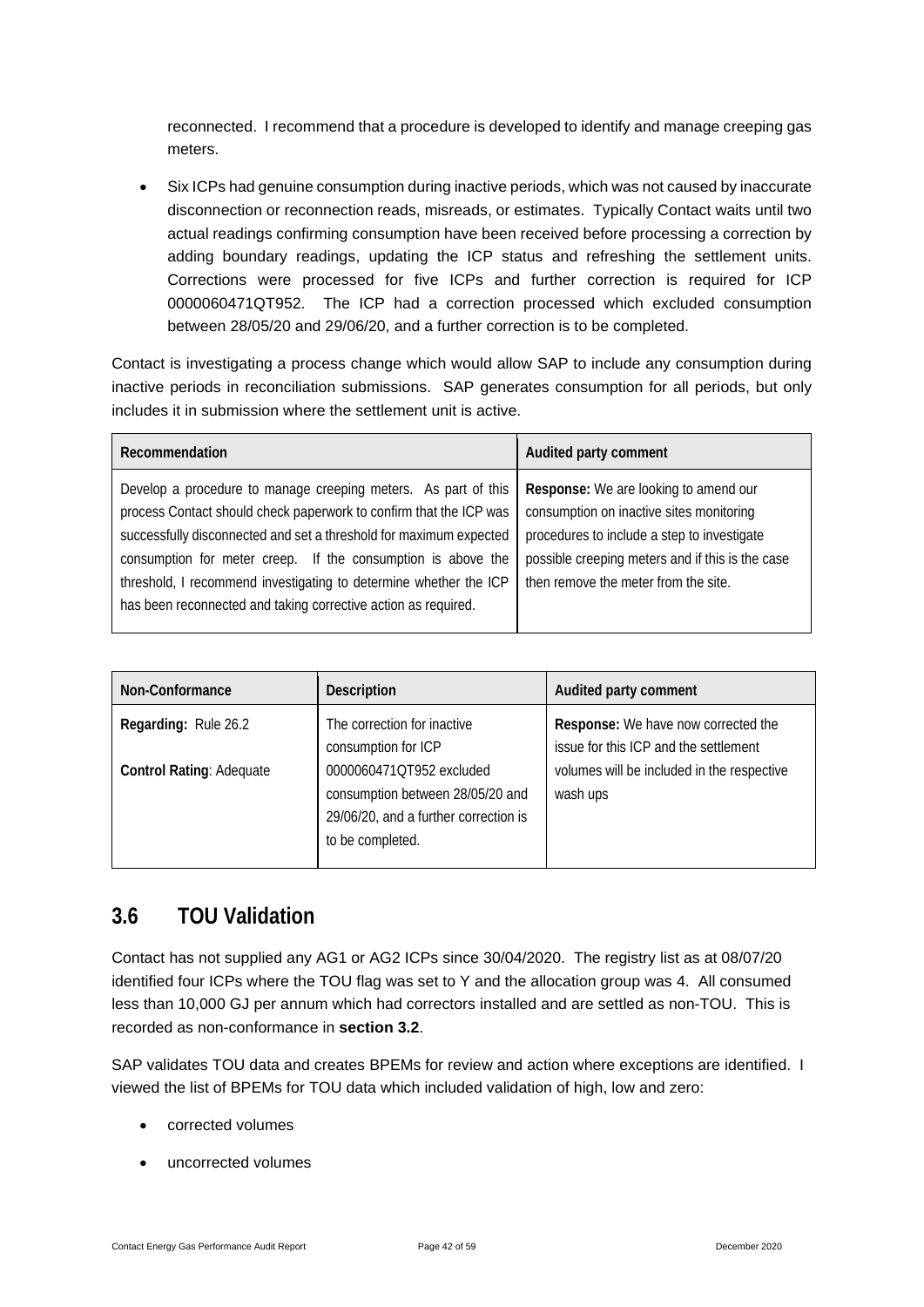reconnected. I recommend that a procedure is developed to identify and manage creeping gas meters.

- Six ICPs had genuine consumption during inactive periods, which was not caused by inaccurate disconnection or reconnection reads, misreads, or estimates. Typically Contact waits until two actual readings confirming consumption have been received before processing a correction by adding boundary readings, updating the ICP status and refreshing the settlement units. Corrections were processed for five ICPs and further correction is required for ICP 0000060471QT952. The ICP had a correction processed which excluded consumption between 28/05/20 and 29/06/20, and a further correction is to be completed.

Contact is investigating a process change which would allow SAP to include any consumption during inactive periods in reconciliation submissions. SAP generates consumption for all periods, but only includes it in submission where the settlement unit is active.

| Recommendation | Audited party comment |
|---|---|
| Develop a procedure to manage creeping meters. As part of this process Contact should check paperwork to confirm that the ICP was successfully disconnected and set a threshold for maximum expected consumption for meter creep. If the consumption is above the threshold, I recommend investigating to determine whether the ICP has been reconnected and taking corrective action as required. | **Response:** We are looking to amend our consumption on inactive sites monitoring procedures to include a step to investigate possible creeping meters and if this is the case then remove the meter from the site. |

| Non-Conformance | Description | Audited party comment |
|---|---|---|
| **Regarding:** Rule 26.2<br><br>**Control Rating**: Adequate | The correction for inactive consumption for ICP 0000060471QT952 excluded consumption between 28/05/20 and 29/06/20, and a further correction is to be completed. | **Response:** We have now corrected the issue for this ICP and the settlement volumes will be included in the respective wash ups |

## 3.6 TOU Validation

Contact has not supplied any AG1 or AG2 ICPs since 30/04/2020. The registry list as at 08/07/20 identified four ICPs where the TOU flag was set to Y and the allocation group was 4. All consumed less than 10,000 GJ per annum which had correctors installed and are settled as non-TOU. This is recorded as non-conformance in **section 3.2**.

SAP validates TOU data and creates BPEMs for review and action where exceptions are identified. I viewed the list of BPEMs for TOU data which included validation of high, low and zero:

- corrected volumes
- uncorrected volumes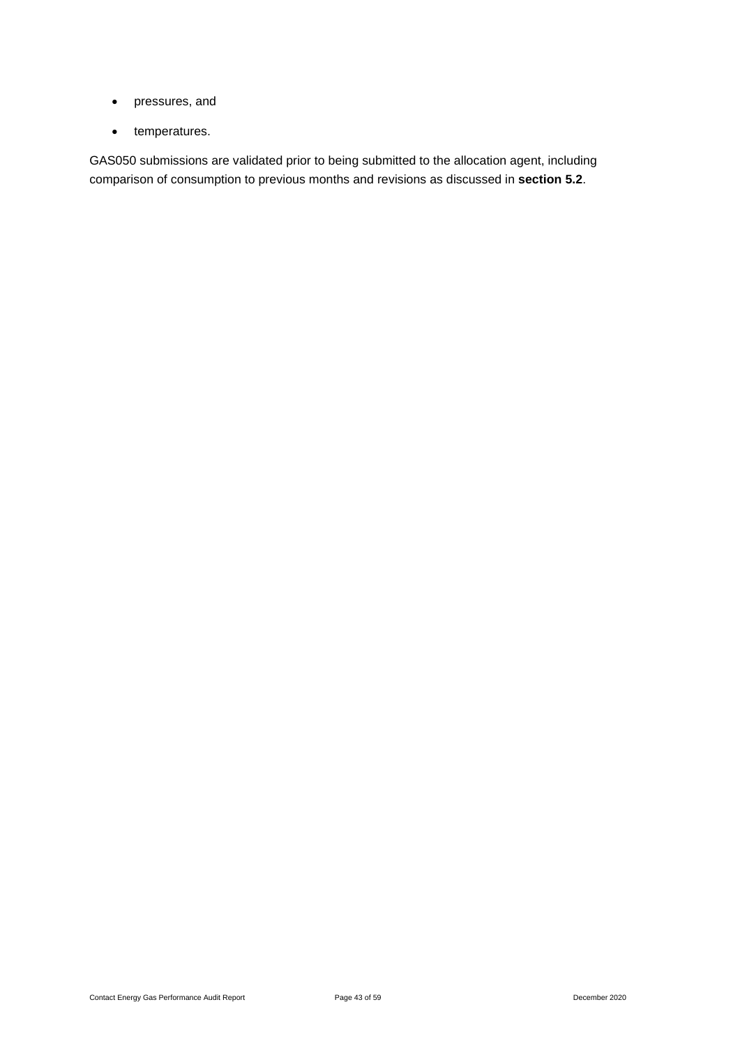- pressures, and
- temperatures.

GAS050 submissions are validated prior to being submitted to the allocation agent, including comparison of consumption to previous months and revisions as discussed in **section 5.2**.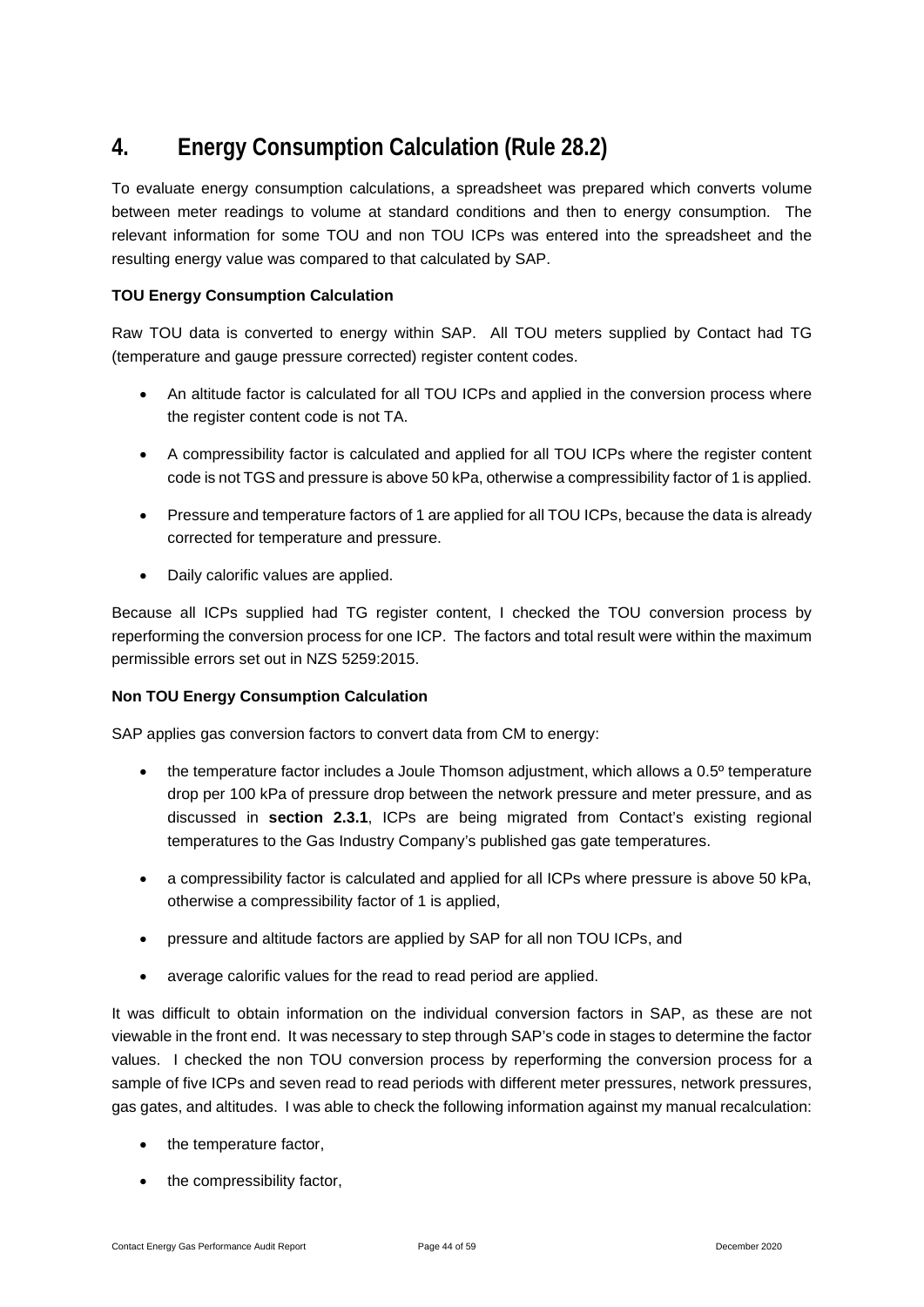# 4. Energy Consumption Calculation (Rule 28.2)

To evaluate energy consumption calculations, a spreadsheet was prepared which converts volume between meter readings to volume at standard conditions and then to energy consumption. The relevant information for some TOU and non TOU ICPs was entered into the spreadsheet and the resulting energy value was compared to that calculated by SAP.

**TOU Energy Consumption Calculation**

Raw TOU data is converted to energy within SAP. All TOU meters supplied by Contact had TG (temperature and gauge pressure corrected) register content codes.

- An altitude factor is calculated for all TOU ICPs and applied in the conversion process where the register content code is not TA.
- A compressibility factor is calculated and applied for all TOU ICPs where the register content code is not TGS and pressure is above 50 kPa, otherwise a compressibility factor of 1 is applied.
- Pressure and temperature factors of 1 are applied for all TOU ICPs, because the data is already corrected for temperature and pressure.
- Daily calorific values are applied.

Because all ICPs supplied had TG register content, I checked the TOU conversion process by reperforming the conversion process for one ICP. The factors and total result were within the maximum permissible errors set out in NZS 5259:2015.

**Non TOU Energy Consumption Calculation**

SAP applies gas conversion factors to convert data from CM to energy:

- the temperature factor includes a Joule Thomson adjustment, which allows a 0.5º temperature drop per 100 kPa of pressure drop between the network pressure and meter pressure, and as discussed in **section 2.3.1**, ICPs are being migrated from Contact's existing regional temperatures to the Gas Industry Company's published gas gate temperatures.
- a compressibility factor is calculated and applied for all ICPs where pressure is above 50 kPa, otherwise a compressibility factor of 1 is applied,
- pressure and altitude factors are applied by SAP for all non TOU ICPs, and
- average calorific values for the read to read period are applied.

It was difficult to obtain information on the individual conversion factors in SAP, as these are not viewable in the front end. It was necessary to step through SAP's code in stages to determine the factor values. I checked the non TOU conversion process by reperforming the conversion process for a sample of five ICPs and seven read to read periods with different meter pressures, network pressures, gas gates, and altitudes. I was able to check the following information against my manual recalculation:

- the temperature factor,
- the compressibility factor,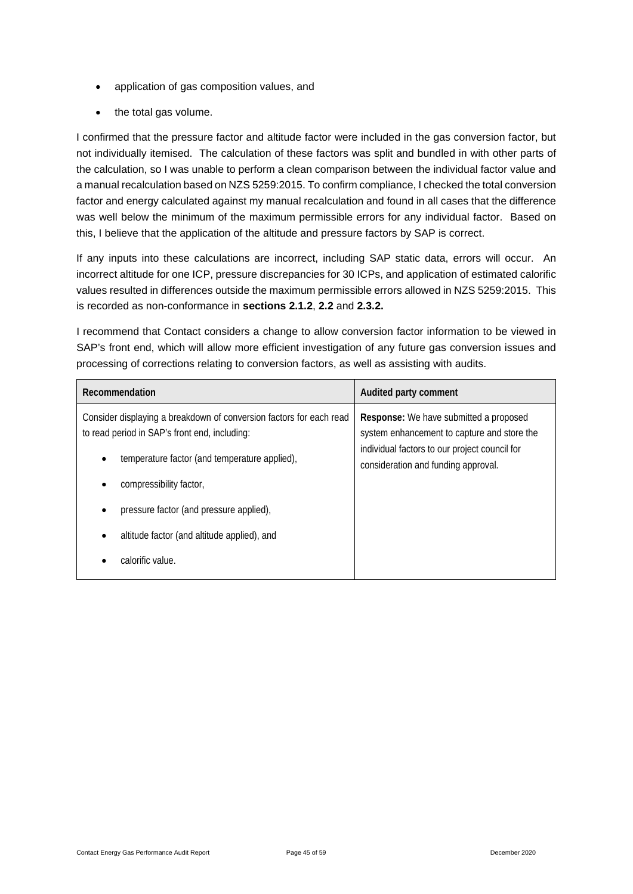- application of gas composition values, and
- the total gas volume.

I confirmed that the pressure factor and altitude factor were included in the gas conversion factor, but not individually itemised. The calculation of these factors was split and bundled in with other parts of the calculation, so I was unable to perform a clean comparison between the individual factor value and a manual recalculation based on NZS 5259:2015. To confirm compliance, I checked the total conversion factor and energy calculated against my manual recalculation and found in all cases that the difference was well below the minimum of the maximum permissible errors for any individual factor. Based on this, I believe that the application of the altitude and pressure factors by SAP is correct.

If any inputs into these calculations are incorrect, including SAP static data, errors will occur. An incorrect altitude for one ICP, pressure discrepancies for 30 ICPs, and application of estimated calorific values resulted in differences outside the maximum permissible errors allowed in NZS 5259:2015. This is recorded as non-conformance in **sections 2.1.2**, **2.2** and **2.3.2.**

I recommend that Contact considers a change to allow conversion factor information to be viewed in SAP's front end, which will allow more efficient investigation of any future gas conversion issues and processing of corrections relating to conversion factors, as well as assisting with audits.

| Recommendation | Audited party comment |
|---|---|
| Consider displaying a breakdown of conversion factors for each read to read period in SAP's front end, including:<br>• temperature factor (and temperature applied),<br>• compressibility factor,<br>• pressure factor (and pressure applied),<br>• altitude factor (and altitude applied), and<br>• calorific value. | **Response:** We have submitted a proposed system enhancement to capture and store the individual factors to our project council for consideration and funding approval. |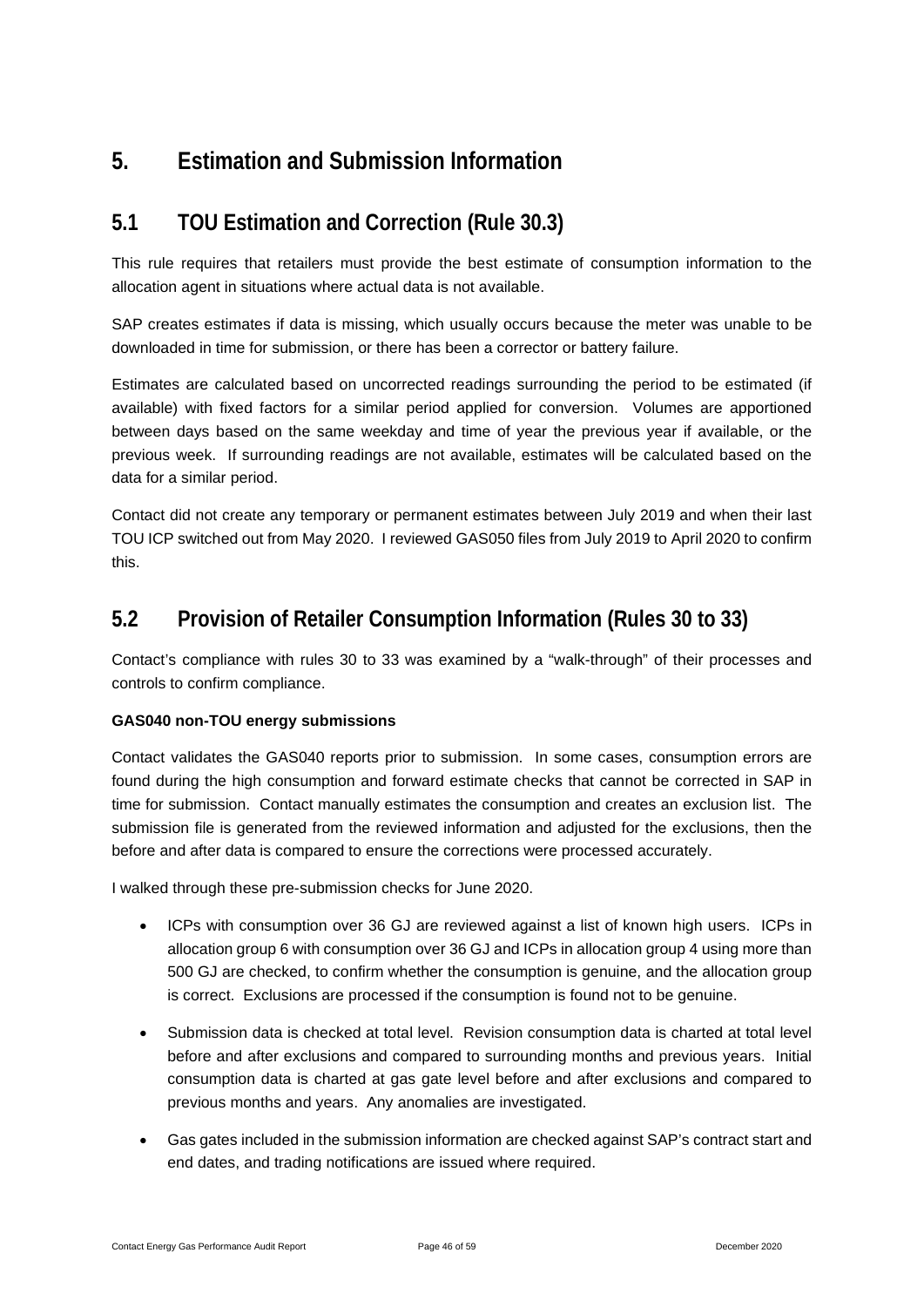# 5. Estimation and Submission Information

## 5.1 TOU Estimation and Correction (Rule 30.3)

This rule requires that retailers must provide the best estimate of consumption information to the allocation agent in situations where actual data is not available.

SAP creates estimates if data is missing, which usually occurs because the meter was unable to be downloaded in time for submission, or there has been a corrector or battery failure.

Estimates are calculated based on uncorrected readings surrounding the period to be estimated (if available) with fixed factors for a similar period applied for conversion. Volumes are apportioned between days based on the same weekday and time of year the previous year if available, or the previous week. If surrounding readings are not available, estimates will be calculated based on the data for a similar period.

Contact did not create any temporary or permanent estimates between July 2019 and when their last TOU ICP switched out from May 2020. I reviewed GAS050 files from July 2019 to April 2020 to confirm this.

## 5.2 Provision of Retailer Consumption Information (Rules 30 to 33)

Contact's compliance with rules 30 to 33 was examined by a "walk-through" of their processes and controls to confirm compliance.

**GAS040 non-TOU energy submissions**

Contact validates the GAS040 reports prior to submission. In some cases, consumption errors are found during the high consumption and forward estimate checks that cannot be corrected in SAP in time for submission. Contact manually estimates the consumption and creates an exclusion list. The submission file is generated from the reviewed information and adjusted for the exclusions, then the before and after data is compared to ensure the corrections were processed accurately.

I walked through these pre-submission checks for June 2020.

- ICPs with consumption over 36 GJ are reviewed against a list of known high users. ICPs in allocation group 6 with consumption over 36 GJ and ICPs in allocation group 4 using more than 500 GJ are checked, to confirm whether the consumption is genuine, and the allocation group is correct. Exclusions are processed if the consumption is found not to be genuine.
- Submission data is checked at total level. Revision consumption data is charted at total level before and after exclusions and compared to surrounding months and previous years. Initial consumption data is charted at gas gate level before and after exclusions and compared to previous months and years. Any anomalies are investigated.
- Gas gates included in the submission information are checked against SAP's contract start and end dates, and trading notifications are issued where required.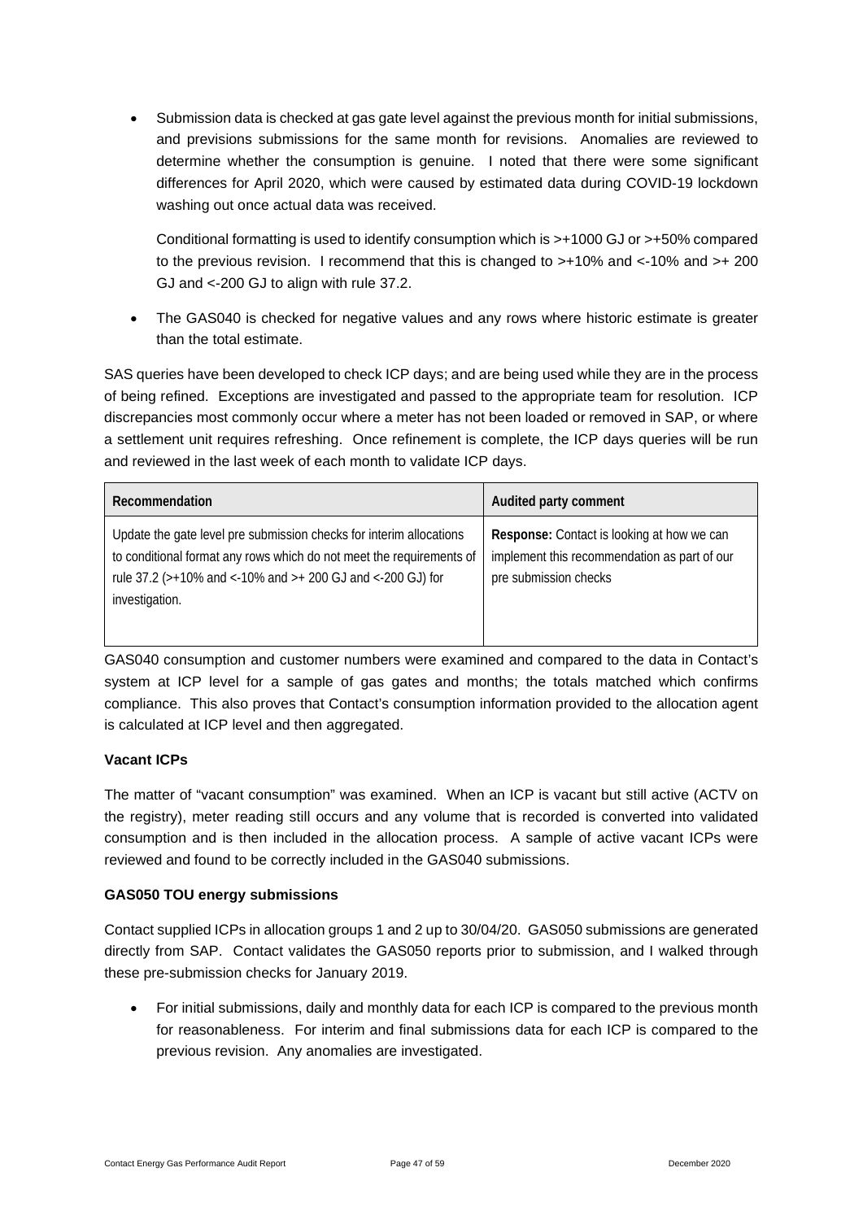- Submission data is checked at gas gate level against the previous month for initial submissions, and previsions submissions for the same month for revisions. Anomalies are reviewed to determine whether the consumption is genuine. I noted that there were some significant differences for April 2020, which were caused by estimated data during COVID-19 lockdown washing out once actual data was received.

  Conditional formatting is used to identify consumption which is >+1000 GJ or >+50% compared to the previous revision. I recommend that this is changed to >+10% and <-10% and >+ 200 GJ and <-200 GJ to align with rule 37.2.

- The GAS040 is checked for negative values and any rows where historic estimate is greater than the total estimate.

SAS queries have been developed to check ICP days; and are being used while they are in the process of being refined. Exceptions are investigated and passed to the appropriate team for resolution. ICP discrepancies most commonly occur where a meter has not been loaded or removed in SAP, or where a settlement unit requires refreshing. Once refinement is complete, the ICP days queries will be run and reviewed in the last week of each month to validate ICP days.

| Recommendation | Audited party comment |
| --- | --- |
| Update the gate level pre submission checks for interim allocations to conditional format any rows which do not meet the requirements of rule 37.2 (>+10% and <-10% and >+ 200 GJ and <-200 GJ) for investigation. | **Response:** Contact is looking at how we can implement this recommendation as part of our pre submission checks |

GAS040 consumption and customer numbers were examined and compared to the data in Contact's system at ICP level for a sample of gas gates and months; the totals matched which confirms compliance. This also proves that Contact's consumption information provided to the allocation agent is calculated at ICP level and then aggregated.

**Vacant ICPs**

The matter of "vacant consumption" was examined. When an ICP is vacant but still active (ACTV on the registry), meter reading still occurs and any volume that is recorded is converted into validated consumption and is then included in the allocation process. A sample of active vacant ICPs were reviewed and found to be correctly included in the GAS040 submissions.

**GAS050 TOU energy submissions**

Contact supplied ICPs in allocation groups 1 and 2 up to 30/04/20. GAS050 submissions are generated directly from SAP. Contact validates the GAS050 reports prior to submission, and I walked through these pre-submission checks for January 2019.

- For initial submissions, daily and monthly data for each ICP is compared to the previous month for reasonableness. For interim and final submissions data for each ICP is compared to the previous revision. Any anomalies are investigated.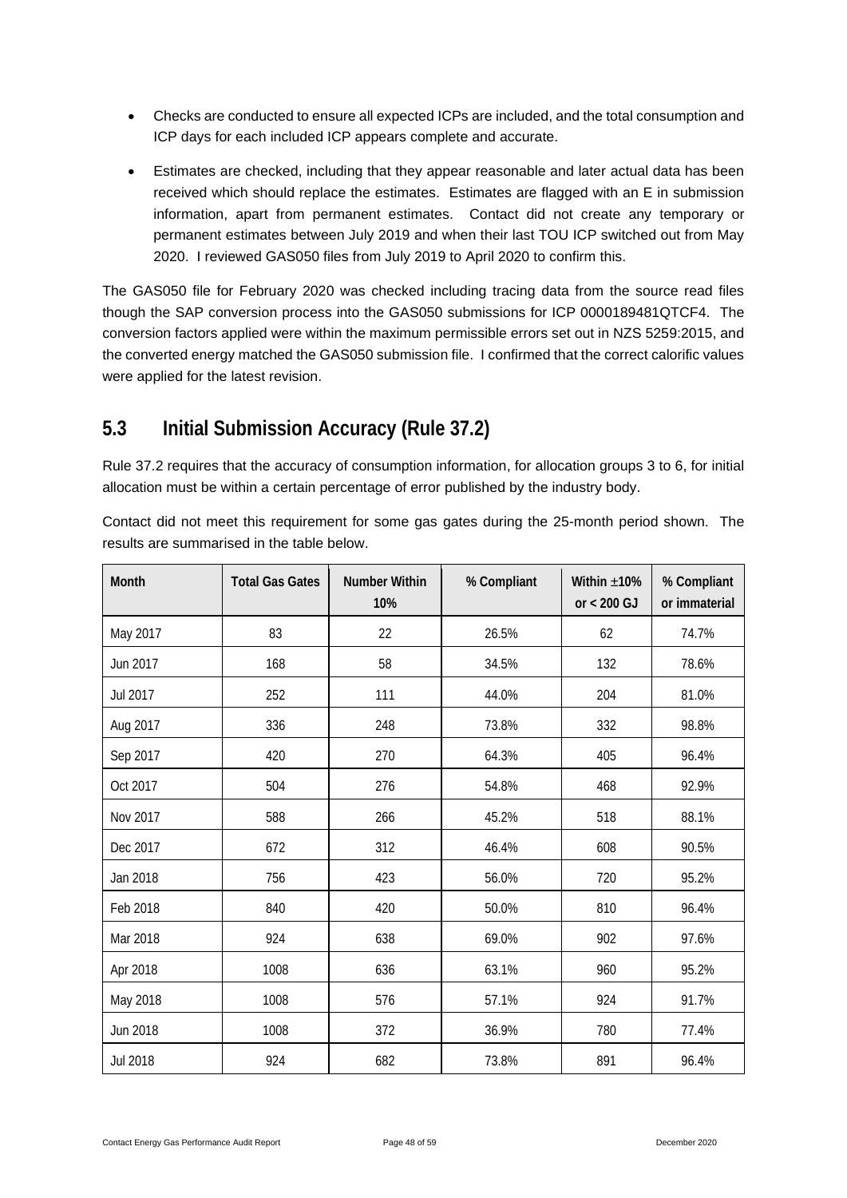- Checks are conducted to ensure all expected ICPs are included, and the total consumption and ICP days for each included ICP appears complete and accurate.
- Estimates are checked, including that they appear reasonable and later actual data has been received which should replace the estimates. Estimates are flagged with an E in submission information, apart from permanent estimates. Contact did not create any temporary or permanent estimates between July 2019 and when their last TOU ICP switched out from May 2020. I reviewed GAS050 files from July 2019 to April 2020 to confirm this.

The GAS050 file for February 2020 was checked including tracing data from the source read files though the SAP conversion process into the GAS050 submissions for ICP 0000189481QTCF4. The conversion factors applied were within the maximum permissible errors set out in NZS 5259:2015, and the converted energy matched the GAS050 submission file. I confirmed that the correct calorific values were applied for the latest revision.

## 5.3 Initial Submission Accuracy (Rule 37.2)

Rule 37.2 requires that the accuracy of consumption information, for allocation groups 3 to 6, for initial allocation must be within a certain percentage of error published by the industry body.

Contact did not meet this requirement for some gas gates during the 25-month period shown. The results are summarised in the table below.

| Month | Total Gas Gates | Number Within 10% | % Compliant | Within ±10% or < 200 GJ | % Compliant or immaterial |
|---|---|---|---|---|---|
| May 2017 | 83 | 22 | 26.5% | 62 | 74.7% |
| Jun 2017 | 168 | 58 | 34.5% | 132 | 78.6% |
| Jul 2017 | 252 | 111 | 44.0% | 204 | 81.0% |
| Aug 2017 | 336 | 248 | 73.8% | 332 | 98.8% |
| Sep 2017 | 420 | 270 | 64.3% | 405 | 96.4% |
| Oct 2017 | 504 | 276 | 54.8% | 468 | 92.9% |
| Nov 2017 | 588 | 266 | 45.2% | 518 | 88.1% |
| Dec 2017 | 672 | 312 | 46.4% | 608 | 90.5% |
| Jan 2018 | 756 | 423 | 56.0% | 720 | 95.2% |
| Feb 2018 | 840 | 420 | 50.0% | 810 | 96.4% |
| Mar 2018 | 924 | 638 | 69.0% | 902 | 97.6% |
| Apr 2018 | 1008 | 636 | 63.1% | 960 | 95.2% |
| May 2018 | 1008 | 576 | 57.1% | 924 | 91.7% |
| Jun 2018 | 1008 | 372 | 36.9% | 780 | 77.4% |
| Jul 2018 | 924 | 682 | 73.8% | 891 | 96.4% |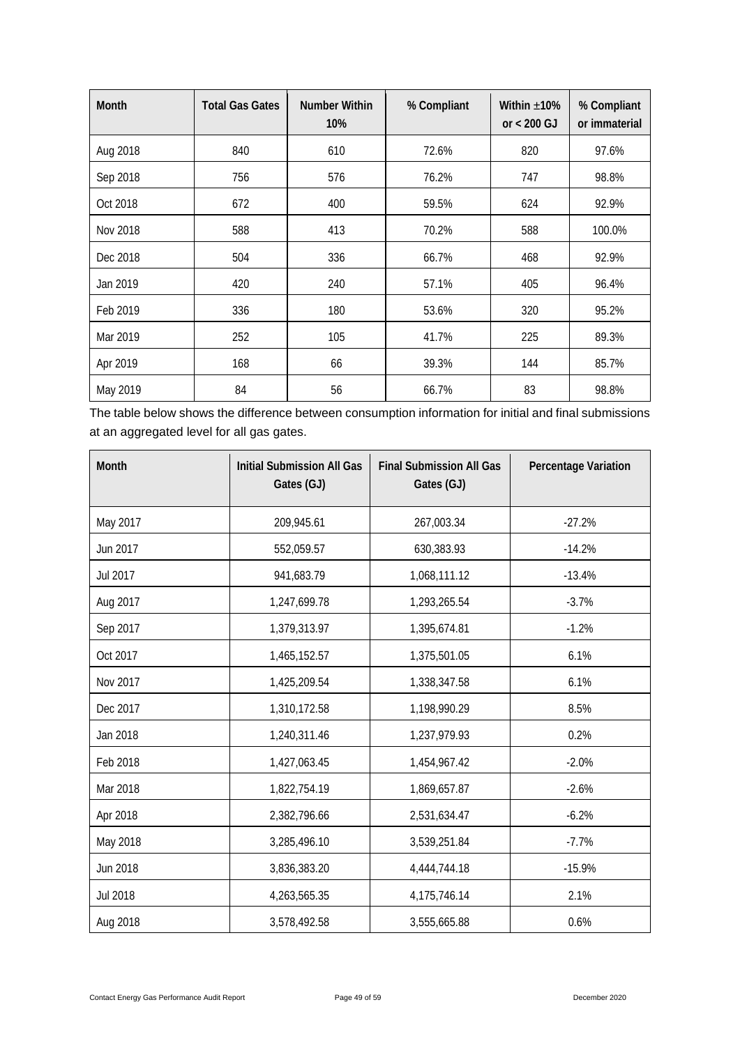| Month | Total Gas Gates | Number Within 10% | % Compliant | Within ±10% or < 200 GJ | % Compliant or immaterial |
|---|---|---|---|---|---|
| Aug 2018 | 840 | 610 | 72.6% | 820 | 97.6% |
| Sep 2018 | 756 | 576 | 76.2% | 747 | 98.8% |
| Oct 2018 | 672 | 400 | 59.5% | 624 | 92.9% |
| Nov 2018 | 588 | 413 | 70.2% | 588 | 100.0% |
| Dec 2018 | 504 | 336 | 66.7% | 468 | 92.9% |
| Jan 2019 | 420 | 240 | 57.1% | 405 | 96.4% |
| Feb 2019 | 336 | 180 | 53.6% | 320 | 95.2% |
| Mar 2019 | 252 | 105 | 41.7% | 225 | 89.3% |
| Apr 2019 | 168 | 66 | 39.3% | 144 | 85.7% |
| May 2019 | 84 | 56 | 66.7% | 83 | 98.8% |

The table below shows the difference between consumption information for initial and final submissions at an aggregated level for all gas gates.

| Month | Initial Submission All Gas Gates (GJ) | Final Submission All Gas Gates (GJ) | Percentage Variation |
|---|---|---|---|
| May 2017 | 209,945.61 | 267,003.34 | -27.2% |
| Jun 2017 | 552,059.57 | 630,383.93 | -14.2% |
| Jul 2017 | 941,683.79 | 1,068,111.12 | -13.4% |
| Aug 2017 | 1,247,699.78 | 1,293,265.54 | -3.7% |
| Sep 2017 | 1,379,313.97 | 1,395,674.81 | -1.2% |
| Oct 2017 | 1,465,152.57 | 1,375,501.05 | 6.1% |
| Nov 2017 | 1,425,209.54 | 1,338,347.58 | 6.1% |
| Dec 2017 | 1,310,172.58 | 1,198,990.29 | 8.5% |
| Jan 2018 | 1,240,311.46 | 1,237,979.93 | 0.2% |
| Feb 2018 | 1,427,063.45 | 1,454,967.42 | -2.0% |
| Mar 2018 | 1,822,754.19 | 1,869,657.87 | -2.6% |
| Apr 2018 | 2,382,796.66 | 2,531,634.47 | -6.2% |
| May 2018 | 3,285,496.10 | 3,539,251.84 | -7.7% |
| Jun 2018 | 3,836,383.20 | 4,444,744.18 | -15.9% |
| Jul 2018 | 4,263,565.35 | 4,175,746.14 | 2.1% |
| Aug 2018 | 3,578,492.58 | 3,555,665.88 | 0.6% |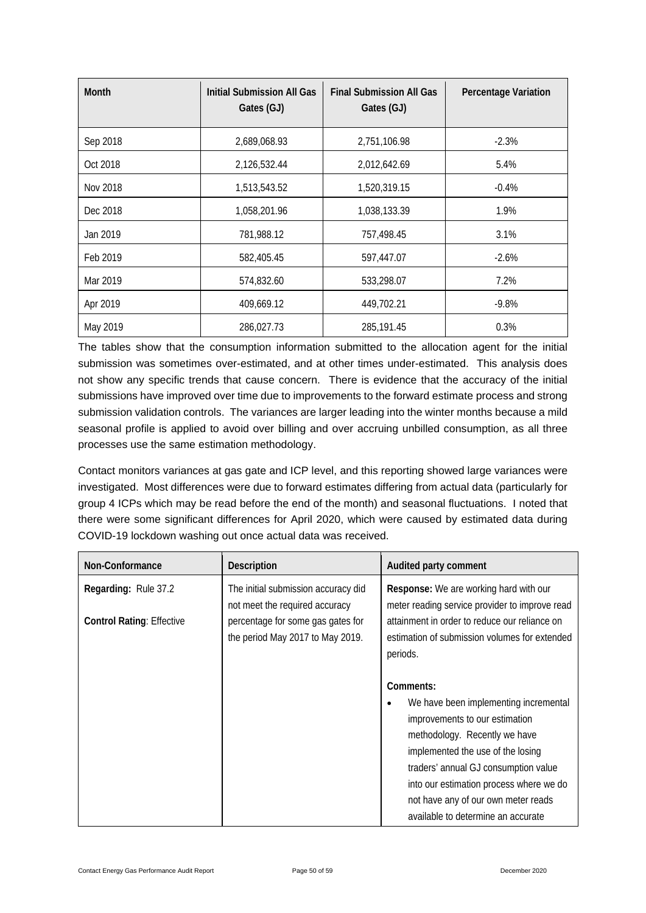| Month | Initial Submission All Gas Gates (GJ) | Final Submission All Gas Gates (GJ) | Percentage Variation |
|---|---|---|---|
| Sep 2018 | 2,689,068.93 | 2,751,106.98 | -2.3% |
| Oct 2018 | 2,126,532.44 | 2,012,642.69 | 5.4% |
| Nov 2018 | 1,513,543.52 | 1,520,319.15 | -0.4% |
| Dec 2018 | 1,058,201.96 | 1,038,133.39 | 1.9% |
| Jan 2019 | 781,988.12 | 757,498.45 | 3.1% |
| Feb 2019 | 582,405.45 | 597,447.07 | -2.6% |
| Mar 2019 | 574,832.60 | 533,298.07 | 7.2% |
| Apr 2019 | 409,669.12 | 449,702.21 | -9.8% |
| May 2019 | 286,027.73 | 285,191.45 | 0.3% |

The tables show that the consumption information submitted to the allocation agent for the initial submission was sometimes over-estimated, and at other times under-estimated. This analysis does not show any specific trends that cause concern. There is evidence that the accuracy of the initial submissions have improved over time due to improvements to the forward estimate process and strong submission validation controls. The variances are larger leading into the winter months because a mild seasonal profile is applied to avoid over billing and over accruing unbilled consumption, as all three processes use the same estimation methodology.

Contact monitors variances at gas gate and ICP level, and this reporting showed large variances were investigated. Most differences were due to forward estimates differing from actual data (particularly for group 4 ICPs which may be read before the end of the month) and seasonal fluctuations. I noted that there were some significant differences for April 2020, which were caused by estimated data during COVID-19 lockdown washing out once actual data was received.

| Non-Conformance | Description | Audited party comment |
|---|---|---|
| **Regarding:** Rule 37.2<br><br>**Control Rating**: Effective | The initial submission accuracy did not meet the required accuracy percentage for some gas gates for the period May 2017 to May 2019. | **Response:** We are working hard with our meter reading service provider to improve read attainment in order to reduce our reliance on estimation of submission volumes for extended periods.<br><br>**Comments:**<br>• We have been implementing incremental improvements to our estimation methodology. Recently we have implemented the use of the losing traders' annual GJ consumption value into our estimation process where we do not have any of our own meter reads available to determine an accurate |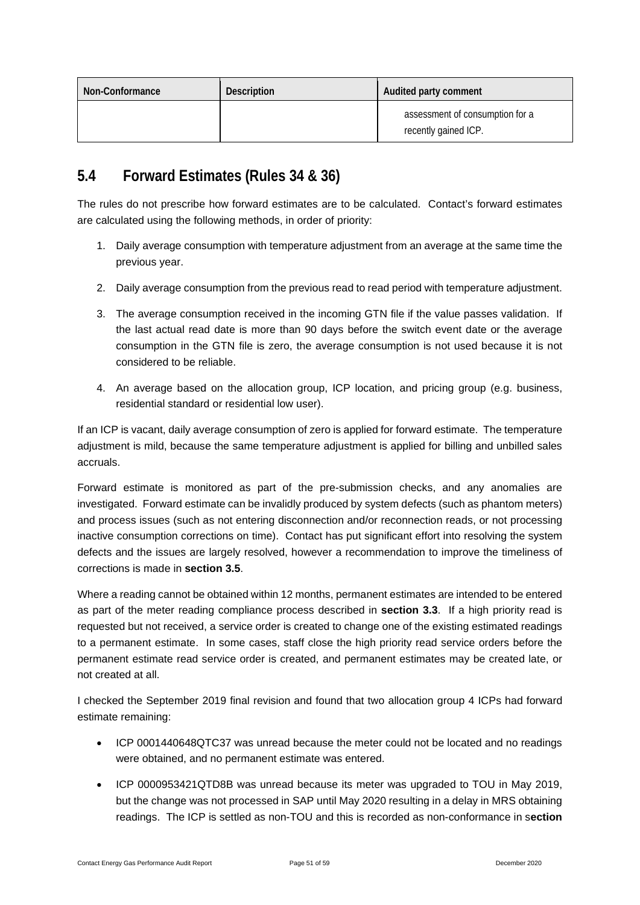| Non-Conformance | Description | Audited party comment |
| --- | --- | --- |
| | | assessment of consumption for a recently gained ICP. |

## 5.4 Forward Estimates (Rules 34 & 36)

The rules do not prescribe how forward estimates are to be calculated. Contact's forward estimates are calculated using the following methods, in order of priority:

1. Daily average consumption with temperature adjustment from an average at the same time the previous year.
2. Daily average consumption from the previous read to read period with temperature adjustment.
3. The average consumption received in the incoming GTN file if the value passes validation. If the last actual read date is more than 90 days before the switch event date or the average consumption in the GTN file is zero, the average consumption is not used because it is not considered to be reliable.
4. An average based on the allocation group, ICP location, and pricing group (e.g. business, residential standard or residential low user).

If an ICP is vacant, daily average consumption of zero is applied for forward estimate. The temperature adjustment is mild, because the same temperature adjustment is applied for billing and unbilled sales accruals.

Forward estimate is monitored as part of the pre-submission checks, and any anomalies are investigated. Forward estimate can be invalidly produced by system defects (such as phantom meters) and process issues (such as not entering disconnection and/or reconnection reads, or not processing inactive consumption corrections on time). Contact has put significant effort into resolving the system defects and the issues are largely resolved, however a recommendation to improve the timeliness of corrections is made in **section 3.5**.

Where a reading cannot be obtained within 12 months, permanent estimates are intended to be entered as part of the meter reading compliance process described in **section 3.3**. If a high priority read is requested but not received, a service order is created to change one of the existing estimated readings to a permanent estimate. In some cases, staff close the high priority read service orders before the permanent estimate read service order is created, and permanent estimates may be created late, or not created at all.

I checked the September 2019 final revision and found that two allocation group 4 ICPs had forward estimate remaining:

- ICP 0001440648QTC37 was unread because the meter could not be located and no readings were obtained, and no permanent estimate was entered.
- ICP 0000953421QTD8B was unread because its meter was upgraded to TOU in May 2019, but the change was not processed in SAP until May 2020 resulting in a delay in MRS obtaining readings. The ICP is settled as non-TOU and this is recorded as non-conformance in s**ection**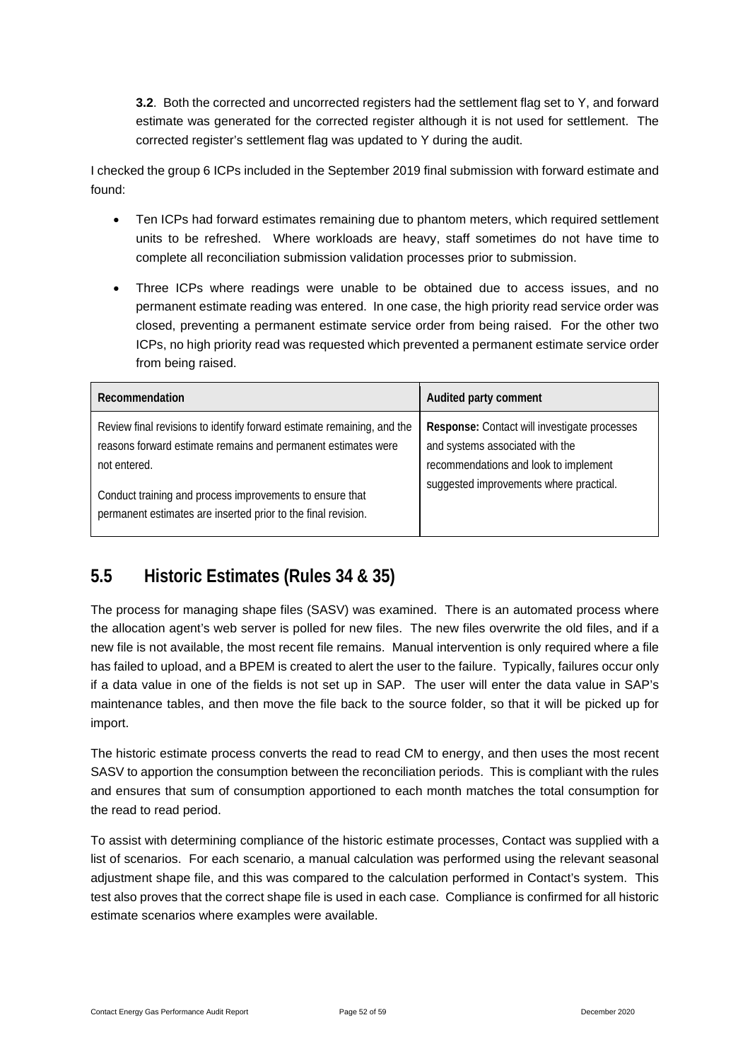**3.2**. Both the corrected and uncorrected registers had the settlement flag set to Y, and forward estimate was generated for the corrected register although it is not used for settlement. The corrected register's settlement flag was updated to Y during the audit.

I checked the group 6 ICPs included in the September 2019 final submission with forward estimate and found:

- Ten ICPs had forward estimates remaining due to phantom meters, which required settlement units to be refreshed. Where workloads are heavy, staff sometimes do not have time to complete all reconciliation submission validation processes prior to submission.
- Three ICPs where readings were unable to be obtained due to access issues, and no permanent estimate reading was entered. In one case, the high priority read service order was closed, preventing a permanent estimate service order from being raised. For the other two ICPs, no high priority read was requested which prevented a permanent estimate service order from being raised.

| Recommendation | Audited party comment |
|---|---|
| Review final revisions to identify forward estimate remaining, and the reasons forward estimate remains and permanent estimates were not entered.<br><br>Conduct training and process improvements to ensure that permanent estimates are inserted prior to the final revision. | **Response:** Contact will investigate processes and systems associated with the recommendations and look to implement suggested improvements where practical. |

## 5.5 Historic Estimates (Rules 34 & 35)

The process for managing shape files (SASV) was examined. There is an automated process where the allocation agent's web server is polled for new files. The new files overwrite the old files, and if a new file is not available, the most recent file remains. Manual intervention is only required where a file has failed to upload, and a BPEM is created to alert the user to the failure. Typically, failures occur only if a data value in one of the fields is not set up in SAP. The user will enter the data value in SAP's maintenance tables, and then move the file back to the source folder, so that it will be picked up for import.

The historic estimate process converts the read to read CM to energy, and then uses the most recent SASV to apportion the consumption between the reconciliation periods. This is compliant with the rules and ensures that sum of consumption apportioned to each month matches the total consumption for the read to read period.

To assist with determining compliance of the historic estimate processes, Contact was supplied with a list of scenarios. For each scenario, a manual calculation was performed using the relevant seasonal adjustment shape file, and this was compared to the calculation performed in Contact's system. This test also proves that the correct shape file is used in each case. Compliance is confirmed for all historic estimate scenarios where examples were available.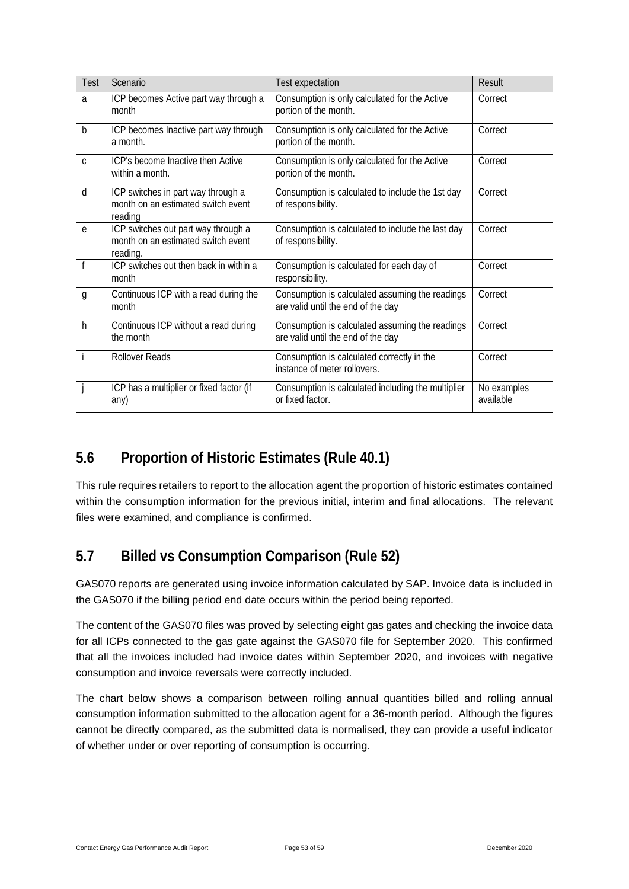| Test | Scenario | Test expectation | Result |
|---|---|---|---|
| a | ICP becomes Active part way through a month | Consumption is only calculated for the Active portion of the month. | Correct |
| b | ICP becomes Inactive part way through a month. | Consumption is only calculated for the Active portion of the month. | Correct |
| c | ICP's become Inactive then Active within a month. | Consumption is only calculated for the Active portion of the month. | Correct |
| d | ICP switches in part way through a month on an estimated switch event reading | Consumption is calculated to include the 1st day of responsibility. | Correct |
| e | ICP switches out part way through a month on an estimated switch event reading. | Consumption is calculated to include the last day of responsibility. | Correct |
| f | ICP switches out then back in within a month | Consumption is calculated for each day of responsibility. | Correct |
| g | Continuous ICP with a read during the month | Consumption is calculated assuming the readings are valid until the end of the day | Correct |
| h | Continuous ICP without a read during the month | Consumption is calculated assuming the readings are valid until the end of the day | Correct |
| i | Rollover Reads | Consumption is calculated correctly in the instance of meter rollovers. | Correct |
| j | ICP has a multiplier or fixed factor (if any) | Consumption is calculated including the multiplier or fixed factor. | No examples available |

## 5.6 Proportion of Historic Estimates (Rule 40.1)

This rule requires retailers to report to the allocation agent the proportion of historic estimates contained within the consumption information for the previous initial, interim and final allocations. The relevant files were examined, and compliance is confirmed.

## 5.7 Billed vs Consumption Comparison (Rule 52)

GAS070 reports are generated using invoice information calculated by SAP. Invoice data is included in the GAS070 if the billing period end date occurs within the period being reported.

The content of the GAS070 files was proved by selecting eight gas gates and checking the invoice data for all ICPs connected to the gas gate against the GAS070 file for September 2020. This confirmed that all the invoices included had invoice dates within September 2020, and invoices with negative consumption and invoice reversals were correctly included.

The chart below shows a comparison between rolling annual quantities billed and rolling annual consumption information submitted to the allocation agent for a 36-month period. Although the figures cannot be directly compared, as the submitted data is normalised, they can provide a useful indicator of whether under or over reporting of consumption is occurring.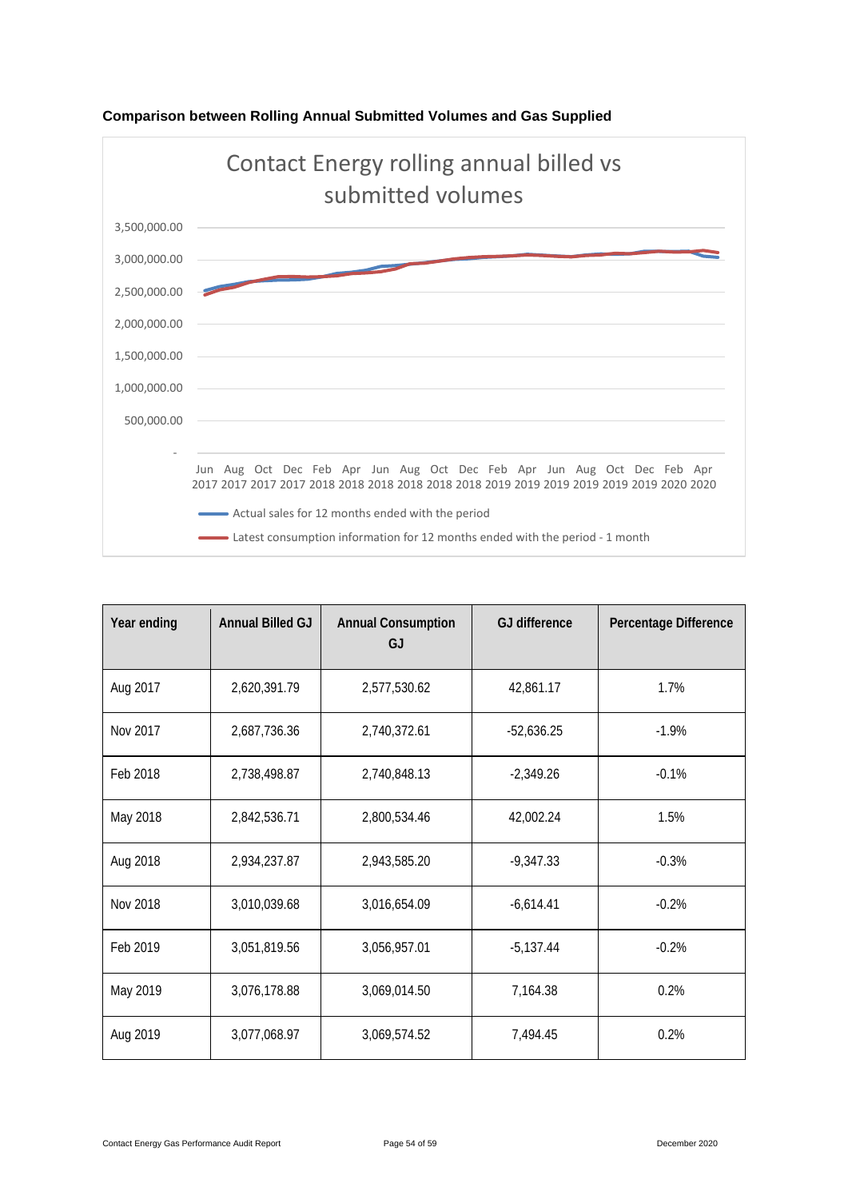**Comparison between Rolling Annual Submitted Volumes and Gas Supplied**

| Year ending | Annual Billed GJ | Annual Consumption GJ | GJ difference | Percentage Difference |
|---|---|---|---|---|
| Aug 2017 | 2,620,391.79 | 2,577,530.62 | 42,861.17 | 1.7% |
| Nov 2017 | 2,687,736.36 | 2,740,372.61 | -52,636.25 | -1.9% |
| Feb 2018 | 2,738,498.87 | 2,740,848.13 | -2,349.26 | -0.1% |
| May 2018 | 2,842,536.71 | 2,800,534.46 | 42,002.24 | 1.5% |
| Aug 2018 | 2,934,237.87 | 2,943,585.20 | -9,347.33 | -0.3% |
| Nov 2018 | 3,010,039.68 | 3,016,654.09 | -6,614.41 | -0.2% |
| Feb 2019 | 3,051,819.56 | 3,056,957.01 | -5,137.44 | -0.2% |
| May 2019 | 3,076,178.88 | 3,069,014.50 | 7,164.38 | 0.2% |
| Aug 2019 | 3,077,068.97 | 3,069,574.52 | 7,494.45 | 0.2% |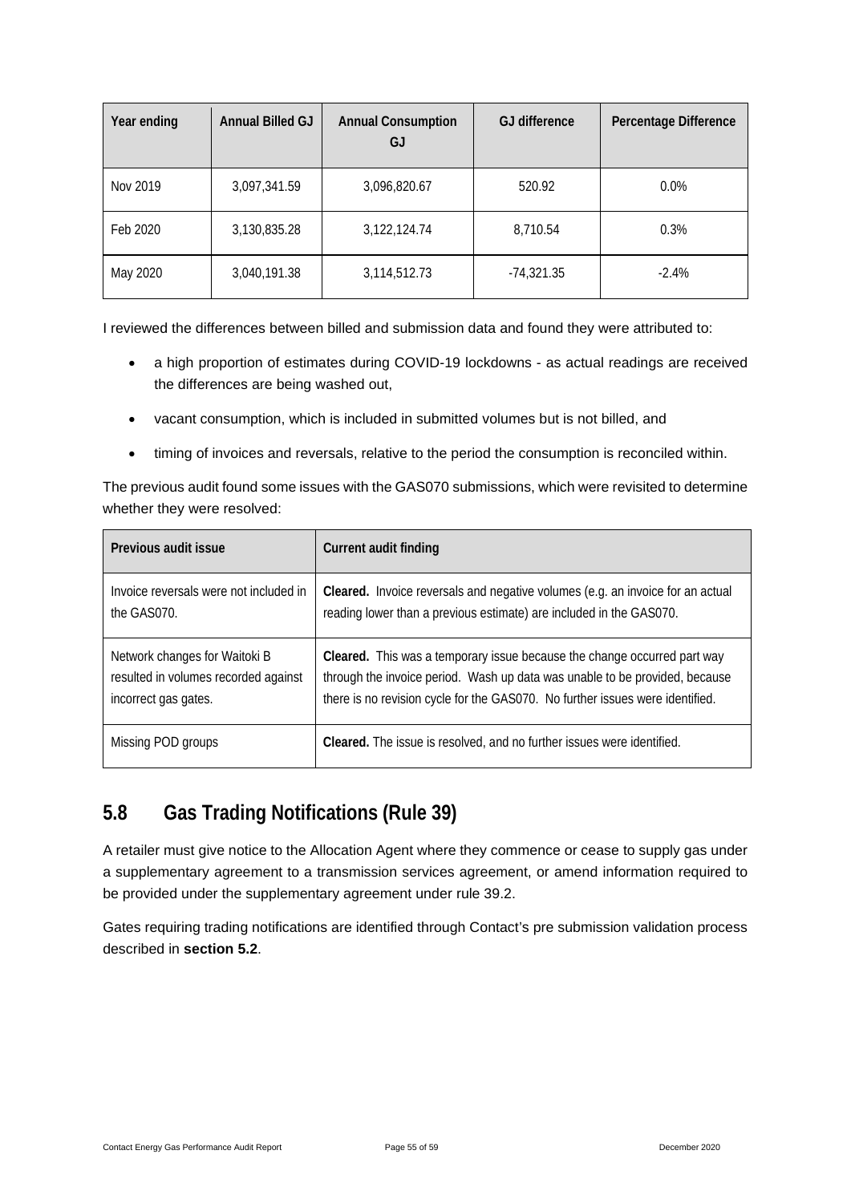| Year ending | Annual Billed GJ | Annual Consumption GJ | GJ difference | Percentage Difference |
|---|---|---|---|---|
| Nov 2019 | 3,097,341.59 | 3,096,820.67 | 520.92 | 0.0% |
| Feb 2020 | 3,130,835.28 | 3,122,124.74 | 8,710.54 | 0.3% |
| May 2020 | 3,040,191.38 | 3,114,512.73 | -74,321.35 | -2.4% |

I reviewed the differences between billed and submission data and found they were attributed to:

- a high proportion of estimates during COVID-19 lockdowns - as actual readings are received the differences are being washed out,
- vacant consumption, which is included in submitted volumes but is not billed, and
- timing of invoices and reversals, relative to the period the consumption is reconciled within.

The previous audit found some issues with the GAS070 submissions, which were revisited to determine whether they were resolved:

| Previous audit issue | Current audit finding |
|---|---|
| Invoice reversals were not included in the GAS070. | **Cleared.** Invoice reversals and negative volumes (e.g. an invoice for an actual reading lower than a previous estimate) are included in the GAS070. |
| Network changes for Waitoki B resulted in volumes recorded against incorrect gas gates. | **Cleared.** This was a temporary issue because the change occurred part way through the invoice period. Wash up data was unable to be provided, because there is no revision cycle for the GAS070. No further issues were identified. |
| Missing POD groups | **Cleared.** The issue is resolved, and no further issues were identified. |

## 5.8 Gas Trading Notifications (Rule 39)

A retailer must give notice to the Allocation Agent where they commence or cease to supply gas under a supplementary agreement to a transmission services agreement, or amend information required to be provided under the supplementary agreement under rule 39.2.

Gates requiring trading notifications are identified through Contact's pre submission validation process described in **section 5.2**.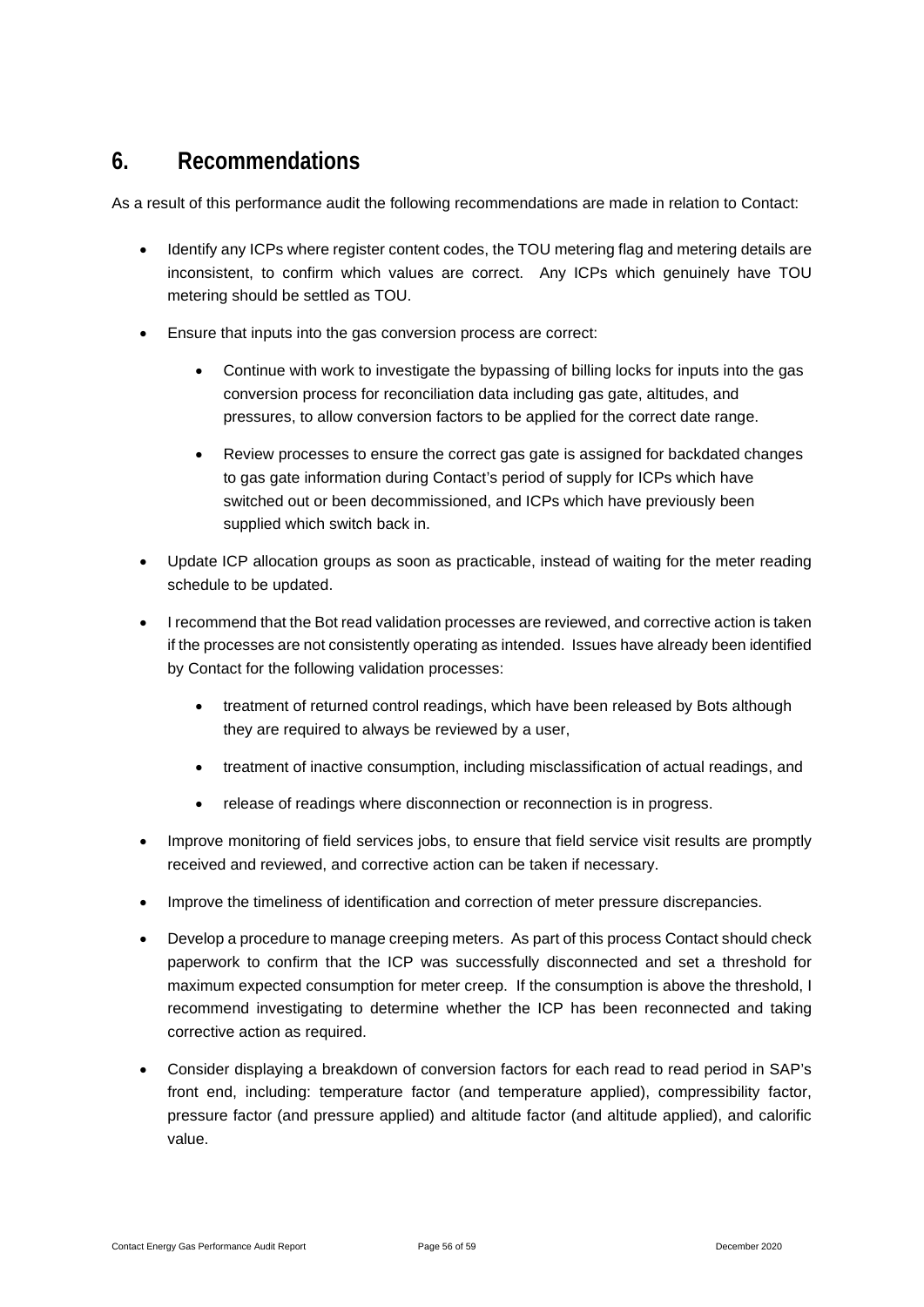# 6. Recommendations

As a result of this performance audit the following recommendations are made in relation to Contact:

- Identify any ICPs where register content codes, the TOU metering flag and metering details are inconsistent, to confirm which values are correct. Any ICPs which genuinely have TOU metering should be settled as TOU.
- Ensure that inputs into the gas conversion process are correct:
    - Continue with work to investigate the bypassing of billing locks for inputs into the gas conversion process for reconciliation data including gas gate, altitudes, and pressures, to allow conversion factors to be applied for the correct date range.
    - Review processes to ensure the correct gas gate is assigned for backdated changes to gas gate information during Contact's period of supply for ICPs which have switched out or been decommissioned, and ICPs which have previously been supplied which switch back in.
- Update ICP allocation groups as soon as practicable, instead of waiting for the meter reading schedule to be updated.
- I recommend that the Bot read validation processes are reviewed, and corrective action is taken if the processes are not consistently operating as intended. Issues have already been identified by Contact for the following validation processes:
    - treatment of returned control readings, which have been released by Bots although they are required to always be reviewed by a user,
    - treatment of inactive consumption, including misclassification of actual readings, and
    - release of readings where disconnection or reconnection is in progress.
- Improve monitoring of field services jobs, to ensure that field service visit results are promptly received and reviewed, and corrective action can be taken if necessary.
- Improve the timeliness of identification and correction of meter pressure discrepancies.
- Develop a procedure to manage creeping meters. As part of this process Contact should check paperwork to confirm that the ICP was successfully disconnected and set a threshold for maximum expected consumption for meter creep. If the consumption is above the threshold, I recommend investigating to determine whether the ICP has been reconnected and taking corrective action as required.
- Consider displaying a breakdown of conversion factors for each read to read period in SAP's front end, including: temperature factor (and temperature applied), compressibility factor, pressure factor (and pressure applied) and altitude factor (and altitude applied), and calorific value.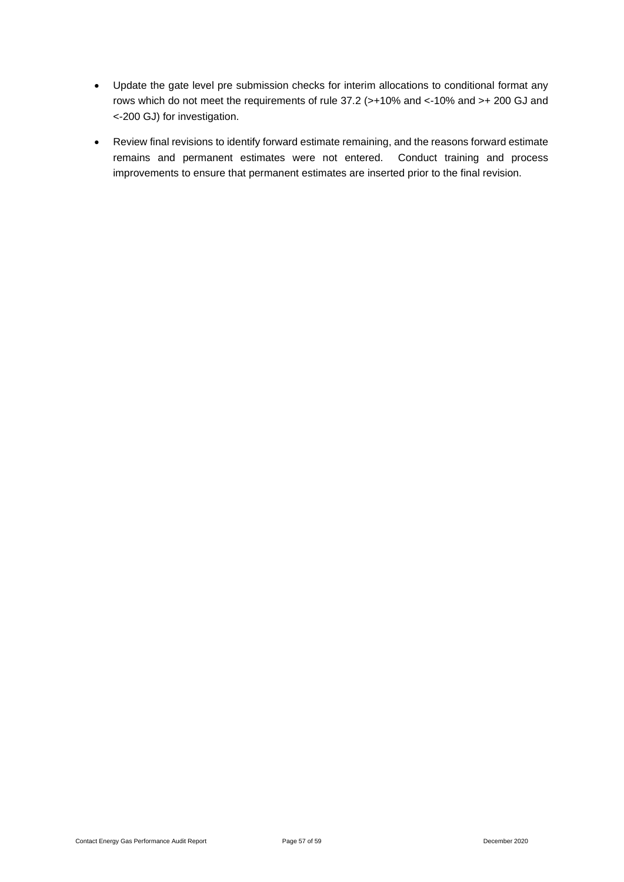- Update the gate level pre submission checks for interim allocations to conditional format any rows which do not meet the requirements of rule 37.2 (>+10% and <-10% and >+ 200 GJ and <-200 GJ) for investigation.
- Review final revisions to identify forward estimate remaining, and the reasons forward estimate remains and permanent estimates were not entered. Conduct training and process improvements to ensure that permanent estimates are inserted prior to the final revision.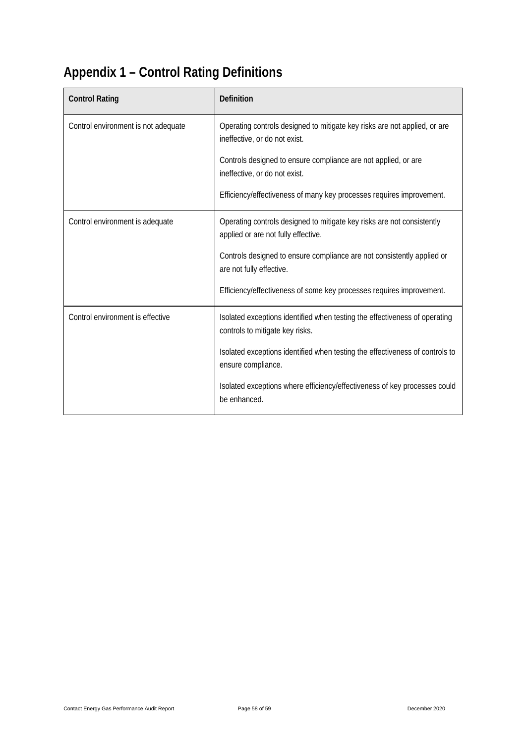# Appendix 1 – Control Rating Definitions

| Control Rating | Definition |
|---|---|
| Control environment is not adequate | Operating controls designed to mitigate key risks are not applied, or are ineffective, or do not exist.<br><br>Controls designed to ensure compliance are not applied, or are ineffective, or do not exist.<br><br>Efficiency/effectiveness of many key processes requires improvement. |
| Control environment is adequate | Operating controls designed to mitigate key risks are not consistently applied or are not fully effective.<br><br>Controls designed to ensure compliance are not consistently applied or are not fully effective.<br><br>Efficiency/effectiveness of some key processes requires improvement. |
| Control environment is effective | Isolated exceptions identified when testing the effectiveness of operating controls to mitigate key risks.<br><br>Isolated exceptions identified when testing the effectiveness of controls to ensure compliance.<br><br>Isolated exceptions where efficiency/effectiveness of key processes could be enhanced. |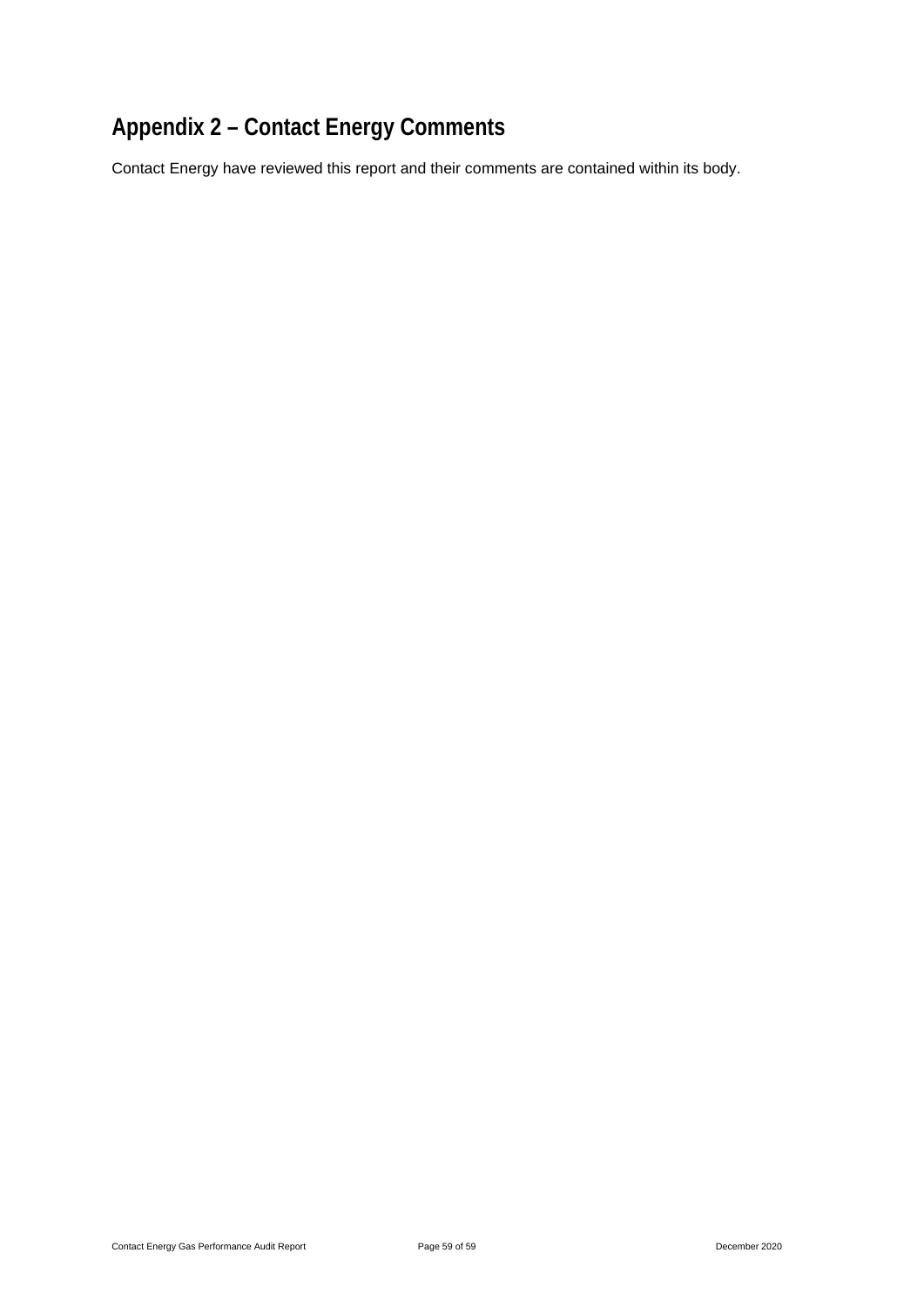# Appendix 2 – Contact Energy Comments

Contact Energy have reviewed this report and their comments are contained within its body.